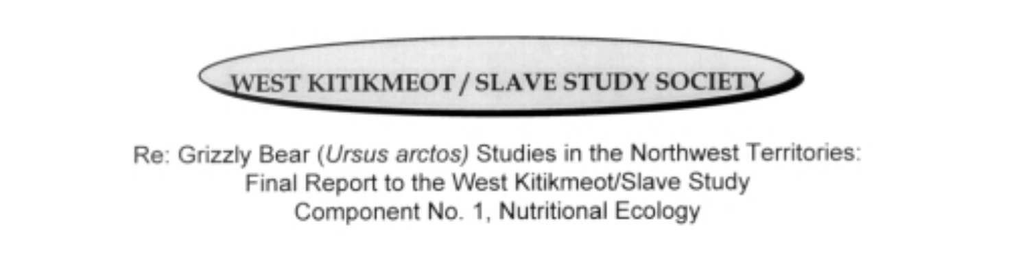# WEST KITIKMEOT / SLAVE STUDY SOCIETY

Re: Grizzly Bear (*Ursus arctos*) Studies in the Northwest Territories:
Final Report to the West Kitikmeot/Slave Study
Component No. 1, Nutritional Ecology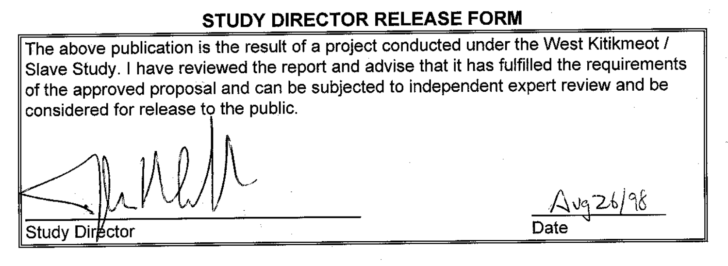## STUDY DIRECTOR RELEASE FORM

The above publication is the result of a project conducted under the West Kitikmeot / Slave Study. I have reviewed the report and advise that it has fulfilled the requirements of the approved proposal and can be subjected to independent expert review and be considered for release to the public.

Study Director

Aug 26/98

Date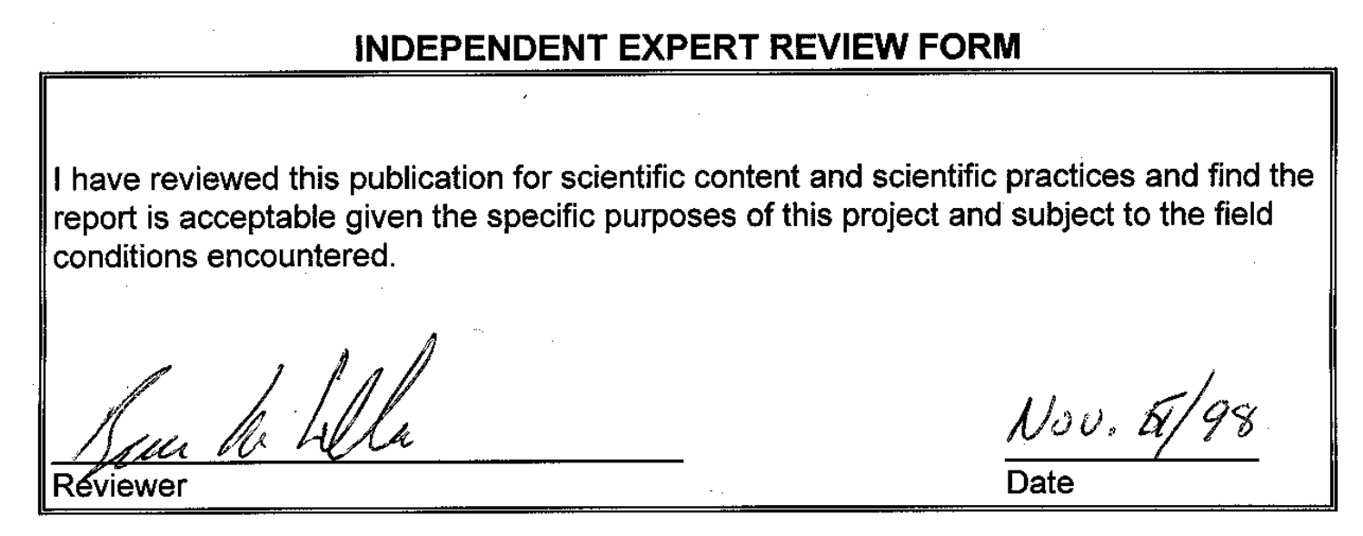## INDEPENDENT EXPERT REVIEW FORM

I have reviewed this publication for scientific content and scientific practices and find the report is acceptable given the specific purposes of this project and subject to the field conditions encountered.

Reviewer

Nov. 6/98

Date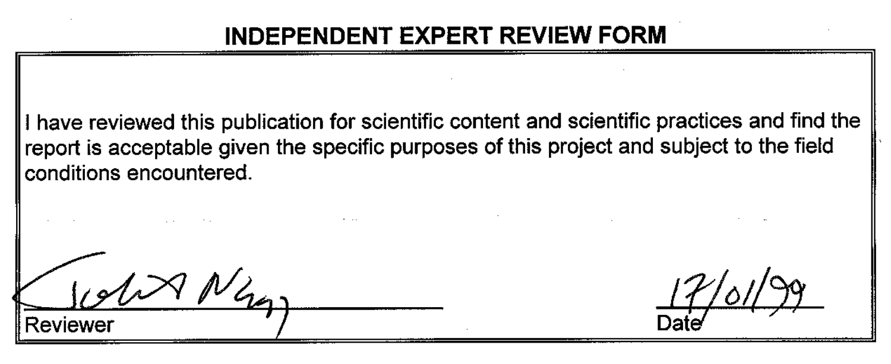## INDEPENDENT EXPERT REVIEW FORM

I have reviewed this publication for scientific content and scientific practices and find the report is acceptable given the specific purposes of this project and subject to the field conditions encountered.

Reviewer

17/01/99

Date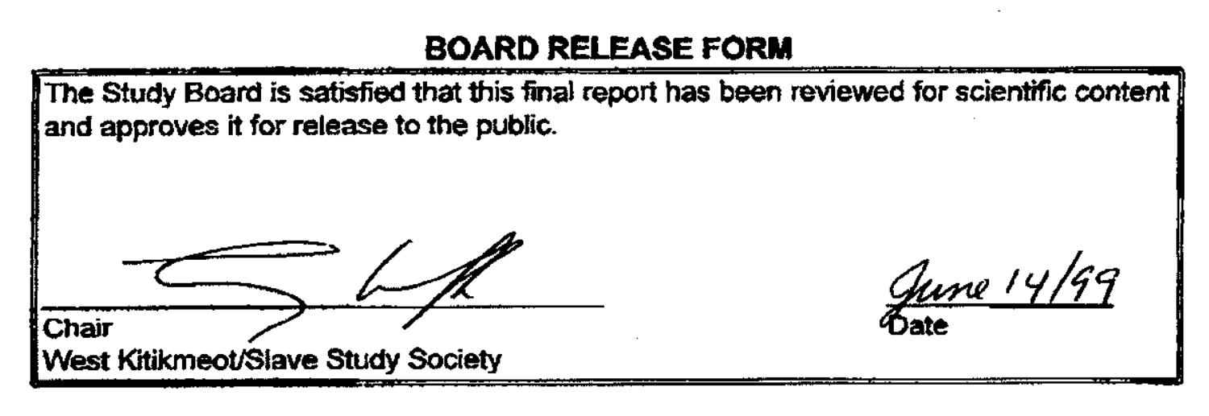## BOARD RELEASE FORM

The Study Board is satisfied that this final report has been reviewed for scientific content and approves it for release to the public.

Chair
West Kitikmeot/Slave Study Society

June 14/99
Date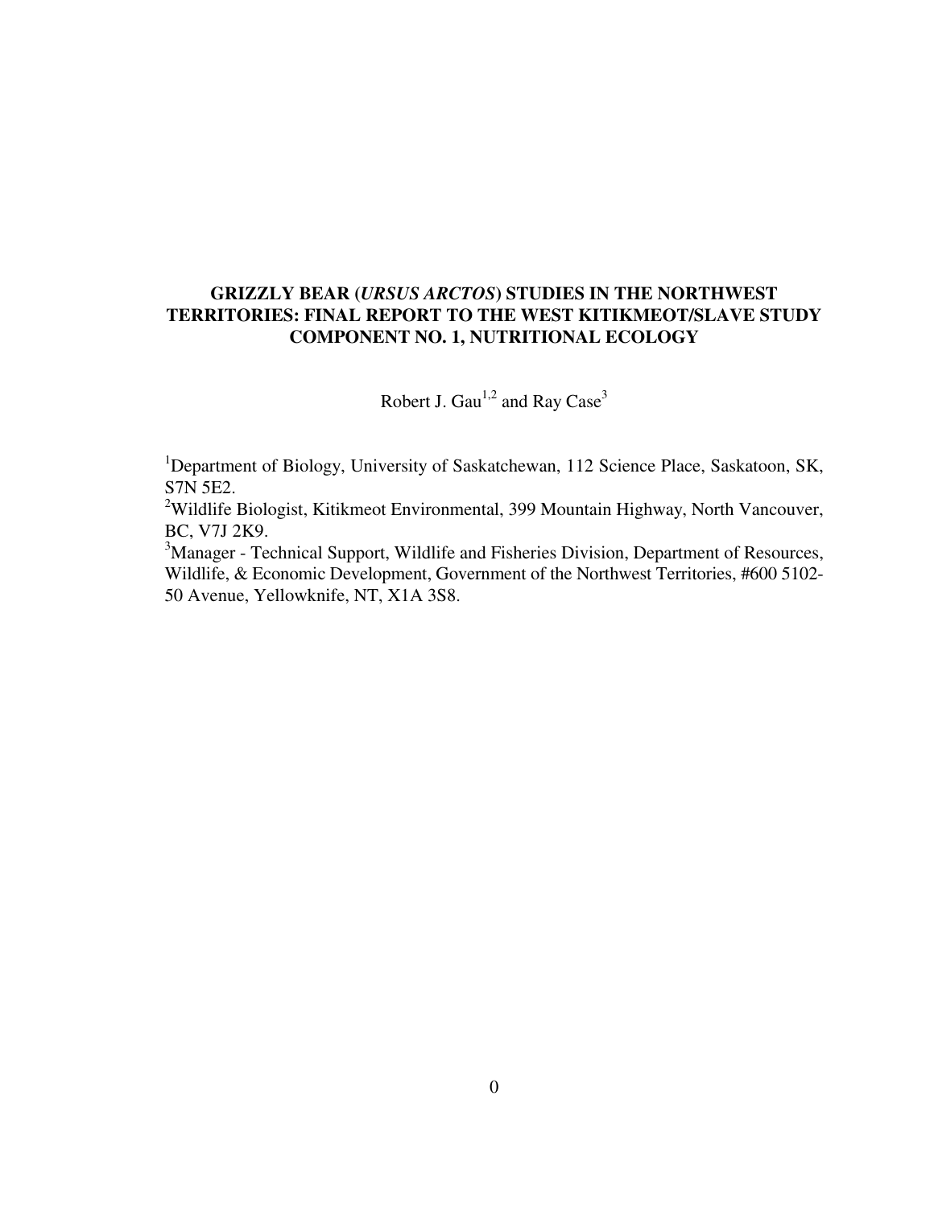# GRIZZLY BEAR (*URSUS ARCTOS*) STUDIES IN THE NORTHWEST TERRITORIES: FINAL REPORT TO THE WEST KITIKMEOT/SLAVE STUDY COMPONENT NO. 1, NUTRITIONAL ECOLOGY

Robert J. Gau[1,2] and Ray Case[3]

[1]Department of Biology, University of Saskatchewan, 112 Science Place, Saskatoon, SK, S7N 5E2.

[2]Wildlife Biologist, Kitikmeot Environmental, 399 Mountain Highway, North Vancouver, BC, V7J 2K9.

[3]Manager - Technical Support, Wildlife and Fisheries Division, Department of Resources, Wildlife, & Economic Development, Government of the Northwest Territories, #600 5102-50 Avenue, Yellowknife, NT, X1A 3S8.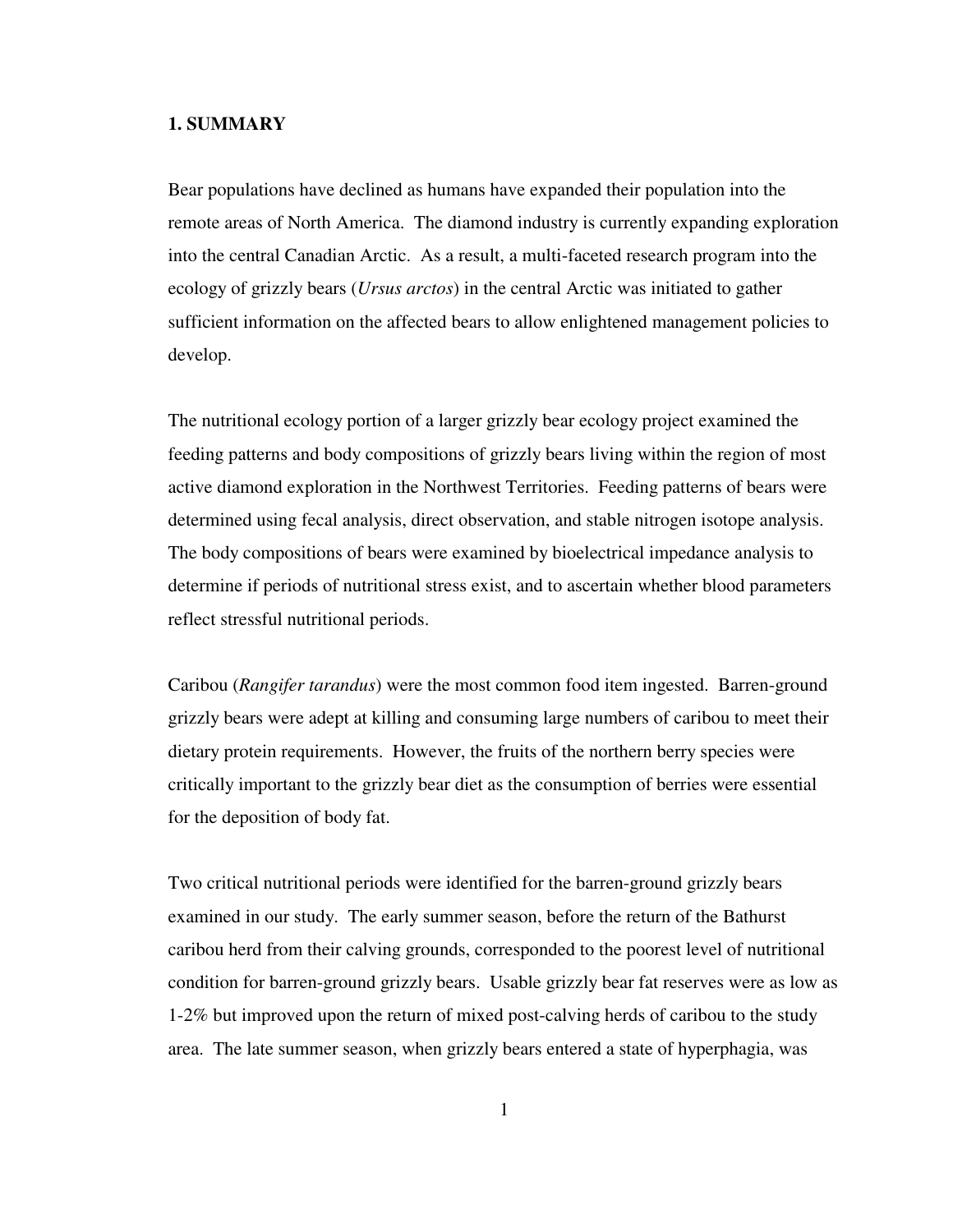## 1. SUMMARY

Bear populations have declined as humans have expanded their population into the remote areas of North America. The diamond industry is currently expanding exploration into the central Canadian Arctic. As a result, a multi-faceted research program into the ecology of grizzly bears (*Ursus arctos*) in the central Arctic was initiated to gather sufficient information on the affected bears to allow enlightened management policies to develop.

The nutritional ecology portion of a larger grizzly bear ecology project examined the feeding patterns and body compositions of grizzly bears living within the region of most active diamond exploration in the Northwest Territories. Feeding patterns of bears were determined using fecal analysis, direct observation, and stable nitrogen isotope analysis. The body compositions of bears were examined by bioelectrical impedance analysis to determine if periods of nutritional stress exist, and to ascertain whether blood parameters reflect stressful nutritional periods.

Caribou (*Rangifer tarandus*) were the most common food item ingested. Barren-ground grizzly bears were adept at killing and consuming large numbers of caribou to meet their dietary protein requirements. However, the fruits of the northern berry species were critically important to the grizzly bear diet as the consumption of berries were essential for the deposition of body fat.

Two critical nutritional periods were identified for the barren-ground grizzly bears examined in our study. The early summer season, before the return of the Bathurst caribou herd from their calving grounds, corresponded to the poorest level of nutritional condition for barren-ground grizzly bears. Usable grizzly bear fat reserves were as low as 1-2% but improved upon the return of mixed post-calving herds of caribou to the study area. The late summer season, when grizzly bears entered a state of hyperphagia, was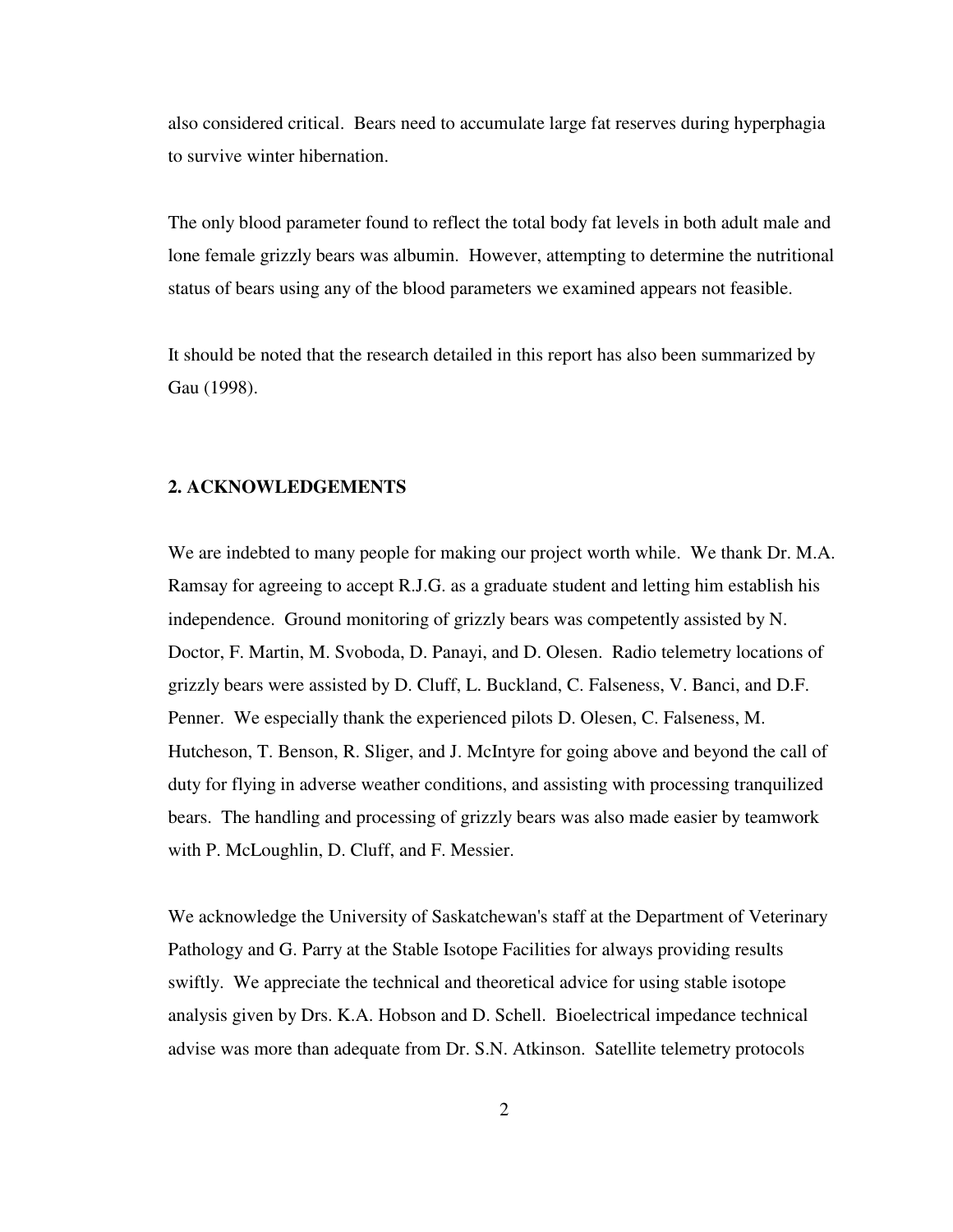also considered critical. Bears need to accumulate large fat reserves during hyperphagia to survive winter hibernation.

The only blood parameter found to reflect the total body fat levels in both adult male and lone female grizzly bears was albumin. However, attempting to determine the nutritional status of bears using any of the blood parameters we examined appears not feasible.

It should be noted that the research detailed in this report has also been summarized by Gau (1998).

## 2. ACKNOWLEDGEMENTS

We are indebted to many people for making our project worth while. We thank Dr. M.A. Ramsay for agreeing to accept R.J.G. as a graduate student and letting him establish his independence. Ground monitoring of grizzly bears was competently assisted by N. Doctor, F. Martin, M. Svoboda, D. Panayi, and D. Olesen. Radio telemetry locations of grizzly bears were assisted by D. Cluff, L. Buckland, C. Falseness, V. Banci, and D.F. Penner. We especially thank the experienced pilots D. Olesen, C. Falseness, M. Hutcheson, T. Benson, R. Sliger, and J. McIntyre for going above and beyond the call of duty for flying in adverse weather conditions, and assisting with processing tranquilized bears. The handling and processing of grizzly bears was also made easier by teamwork with P. McLoughlin, D. Cluff, and F. Messier.

We acknowledge the University of Saskatchewan's staff at the Department of Veterinary Pathology and G. Parry at the Stable Isotope Facilities for always providing results swiftly. We appreciate the technical and theoretical advice for using stable isotope analysis given by Drs. K.A. Hobson and D. Schell. Bioelectrical impedance technical advise was more than adequate from Dr. S.N. Atkinson. Satellite telemetry protocols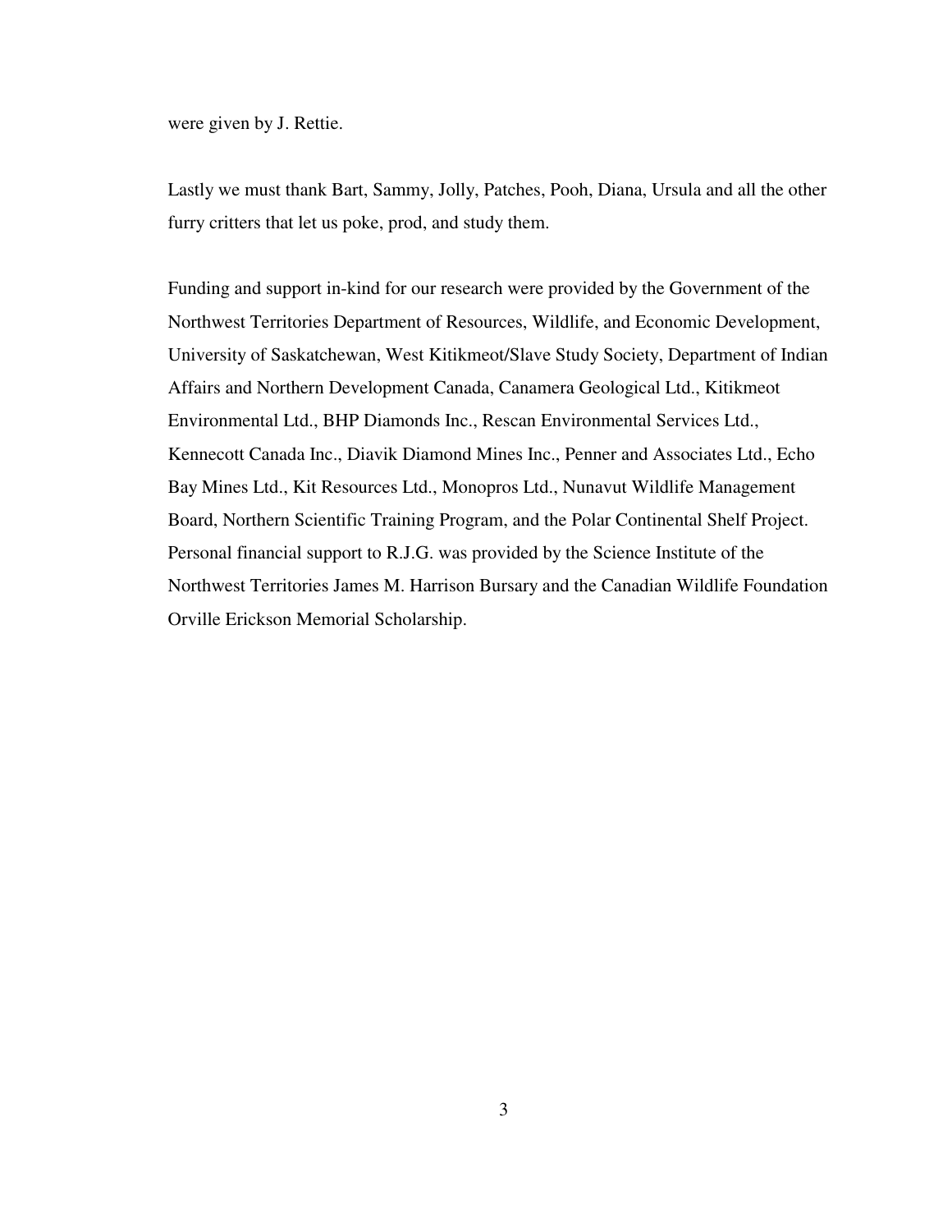were given by J. Rettie.

Lastly we must thank Bart, Sammy, Jolly, Patches, Pooh, Diana, Ursula and all the other furry critters that let us poke, prod, and study them.

Funding and support in-kind for our research were provided by the Government of the Northwest Territories Department of Resources, Wildlife, and Economic Development, University of Saskatchewan, West Kitikmeot/Slave Study Society, Department of Indian Affairs and Northern Development Canada, Canamera Geological Ltd., Kitikmeot Environmental Ltd., BHP Diamonds Inc., Rescan Environmental Services Ltd., Kennecott Canada Inc., Diavik Diamond Mines Inc., Penner and Associates Ltd., Echo Bay Mines Ltd., Kit Resources Ltd., Monopros Ltd., Nunavut Wildlife Management Board, Northern Scientific Training Program, and the Polar Continental Shelf Project. Personal financial support to R.J.G. was provided by the Science Institute of the Northwest Territories James M. Harrison Bursary and the Canadian Wildlife Foundation Orville Erickson Memorial Scholarship.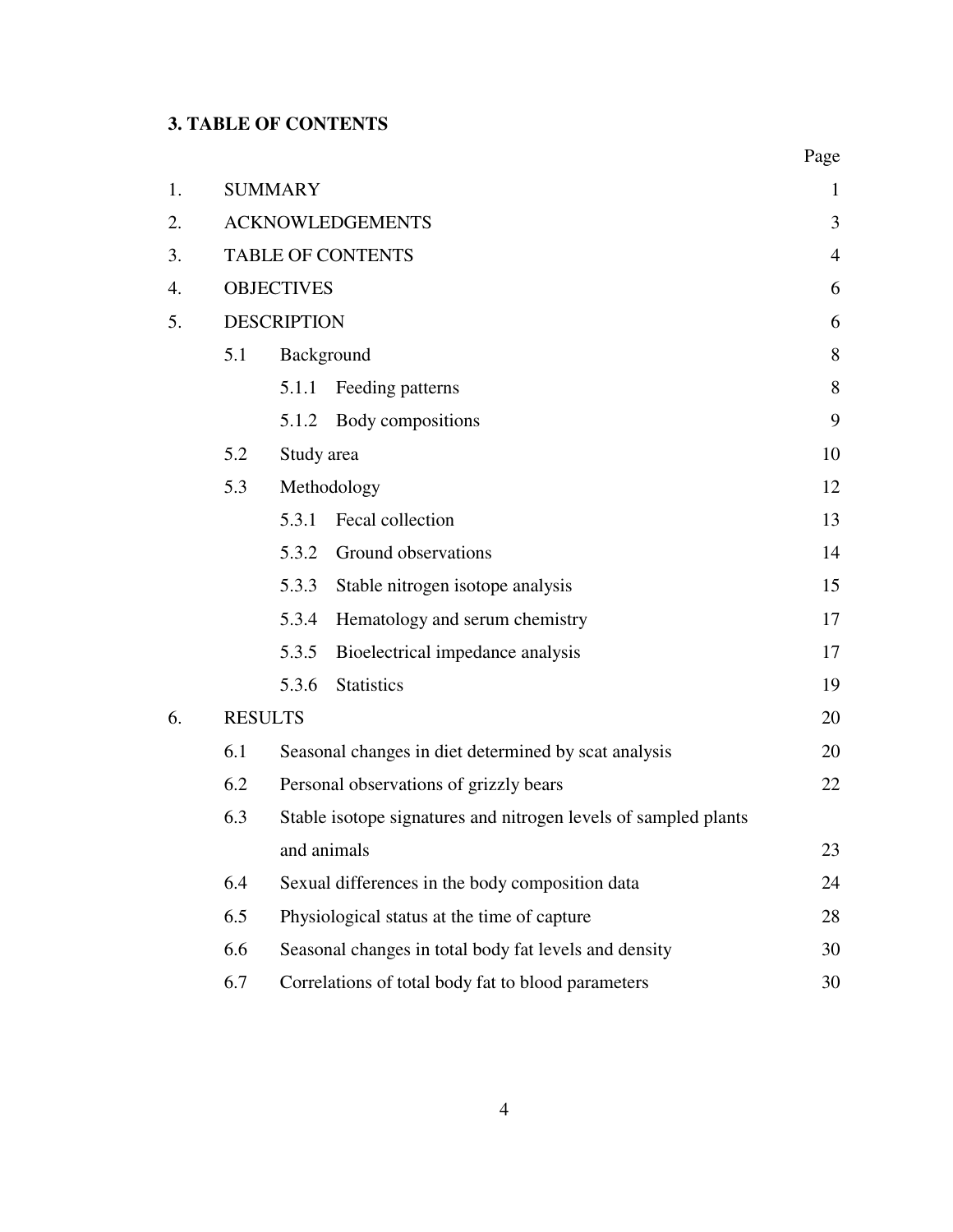## 3. TABLE OF CONTENTS

| | | | | Page |
|---|---|---|---|---|
| 1. | SUMMARY | | | 1 |
| 2. | ACKNOWLEDGEMENTS | | | 3 |
| 3. | TABLE OF CONTENTS | | | 4 |
| 4. | OBJECTIVES | | | 6 |
| 5. | DESCRIPTION | | | 6 |
| | 5.1 | Background | | 8 |
| | | 5.1.1 | Feeding patterns | 8 |
| | | 5.1.2 | Body compositions | 9 |
| | 5.2 | Study area | | 10 |
| | 5.3 | Methodology | | 12 |
| | | 5.3.1 | Fecal collection | 13 |
| | | 5.3.2 | Ground observations | 14 |
| | | 5.3.3 | Stable nitrogen isotope analysis | 15 |
| | | 5.3.4 | Hematology and serum chemistry | 17 |
| | | 5.3.5 | Bioelectrical impedance analysis | 17 |
| | | 5.3.6 | Statistics | 19 |
| 6. | RESULTS | | | 20 |
| | 6.1 | Seasonal changes in diet determined by scat analysis | | 20 |
| | 6.2 | Personal observations of grizzly bears | | 22 |
| | 6.3 | Stable isotope signatures and nitrogen levels of sampled plants and animals | | 23 |
| | 6.4 | Sexual differences in the body composition data | | 24 |
| | 6.5 | Physiological status at the time of capture | | 28 |
| | 6.6 | Seasonal changes in total body fat levels and density | | 30 |
| | 6.7 | Correlations of total body fat to blood parameters | | 30 |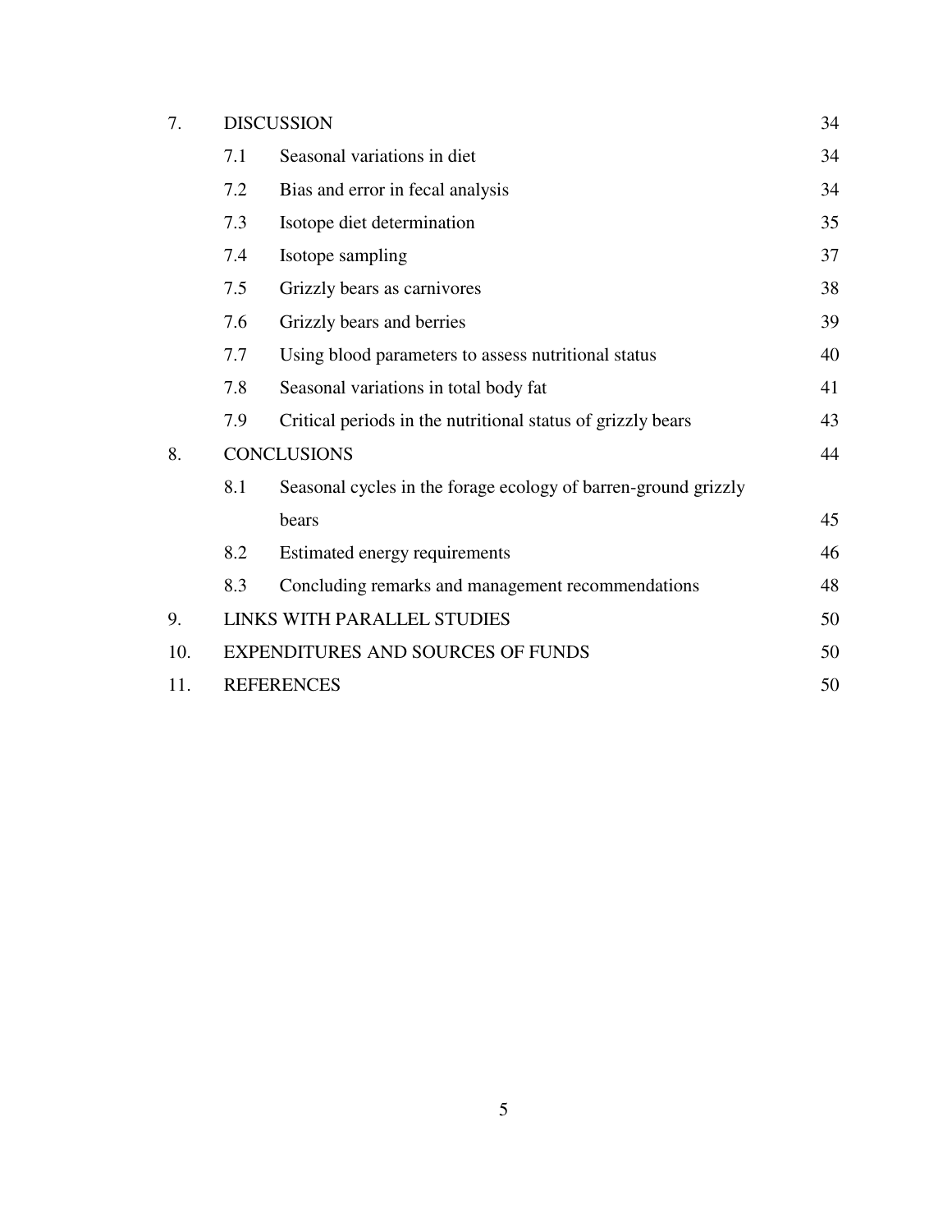| | | | |
|---|---|---|---|
| 7. | DISCUSSION | | 34 |
| | 7.1 | Seasonal variations in diet | 34 |
| | 7.2 | Bias and error in fecal analysis | 34 |
| | 7.3 | Isotope diet determination | 35 |
| | 7.4 | Isotope sampling | 37 |
| | 7.5 | Grizzly bears as carnivores | 38 |
| | 7.6 | Grizzly bears and berries | 39 |
| | 7.7 | Using blood parameters to assess nutritional status | 40 |
| | 7.8 | Seasonal variations in total body fat | 41 |
| | 7.9 | Critical periods in the nutritional status of grizzly bears | 43 |
| 8. | CONCLUSIONS | | 44 |
| | 8.1 | Seasonal cycles in the forage ecology of barren-ground grizzly bears | 45 |
| | 8.2 | Estimated energy requirements | 46 |
| | 8.3 | Concluding remarks and management recommendations | 48 |
| 9. | LINKS WITH PARALLEL STUDIES | | 50 |
| 10. | EXPENDITURES AND SOURCES OF FUNDS | | 50 |
| 11. | REFERENCES | | 50 |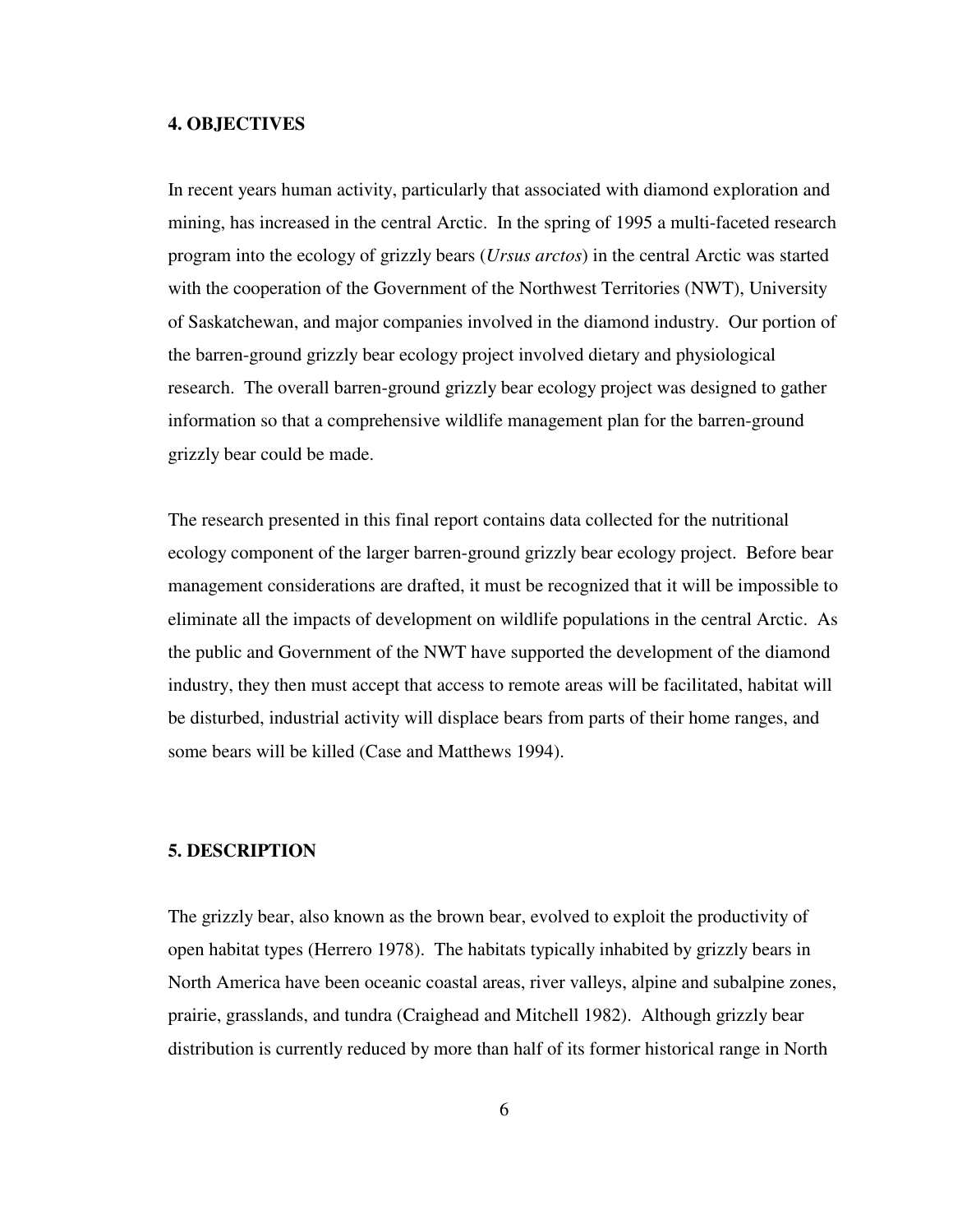## 4. OBJECTIVES

In recent years human activity, particularly that associated with diamond exploration and mining, has increased in the central Arctic. In the spring of 1995 a multi-faceted research program into the ecology of grizzly bears (*Ursus arctos*) in the central Arctic was started with the cooperation of the Government of the Northwest Territories (NWT), University of Saskatchewan, and major companies involved in the diamond industry. Our portion of the barren-ground grizzly bear ecology project involved dietary and physiological research. The overall barren-ground grizzly bear ecology project was designed to gather information so that a comprehensive wildlife management plan for the barren-ground grizzly bear could be made.

The research presented in this final report contains data collected for the nutritional ecology component of the larger barren-ground grizzly bear ecology project. Before bear management considerations are drafted, it must be recognized that it will be impossible to eliminate all the impacts of development on wildlife populations in the central Arctic. As the public and Government of the NWT have supported the development of the diamond industry, they then must accept that access to remote areas will be facilitated, habitat will be disturbed, industrial activity will displace bears from parts of their home ranges, and some bears will be killed (Case and Matthews 1994).

## 5. DESCRIPTION

The grizzly bear, also known as the brown bear, evolved to exploit the productivity of open habitat types (Herrero 1978). The habitats typically inhabited by grizzly bears in North America have been oceanic coastal areas, river valleys, alpine and subalpine zones, prairie, grasslands, and tundra (Craighead and Mitchell 1982). Although grizzly bear distribution is currently reduced by more than half of its former historical range in North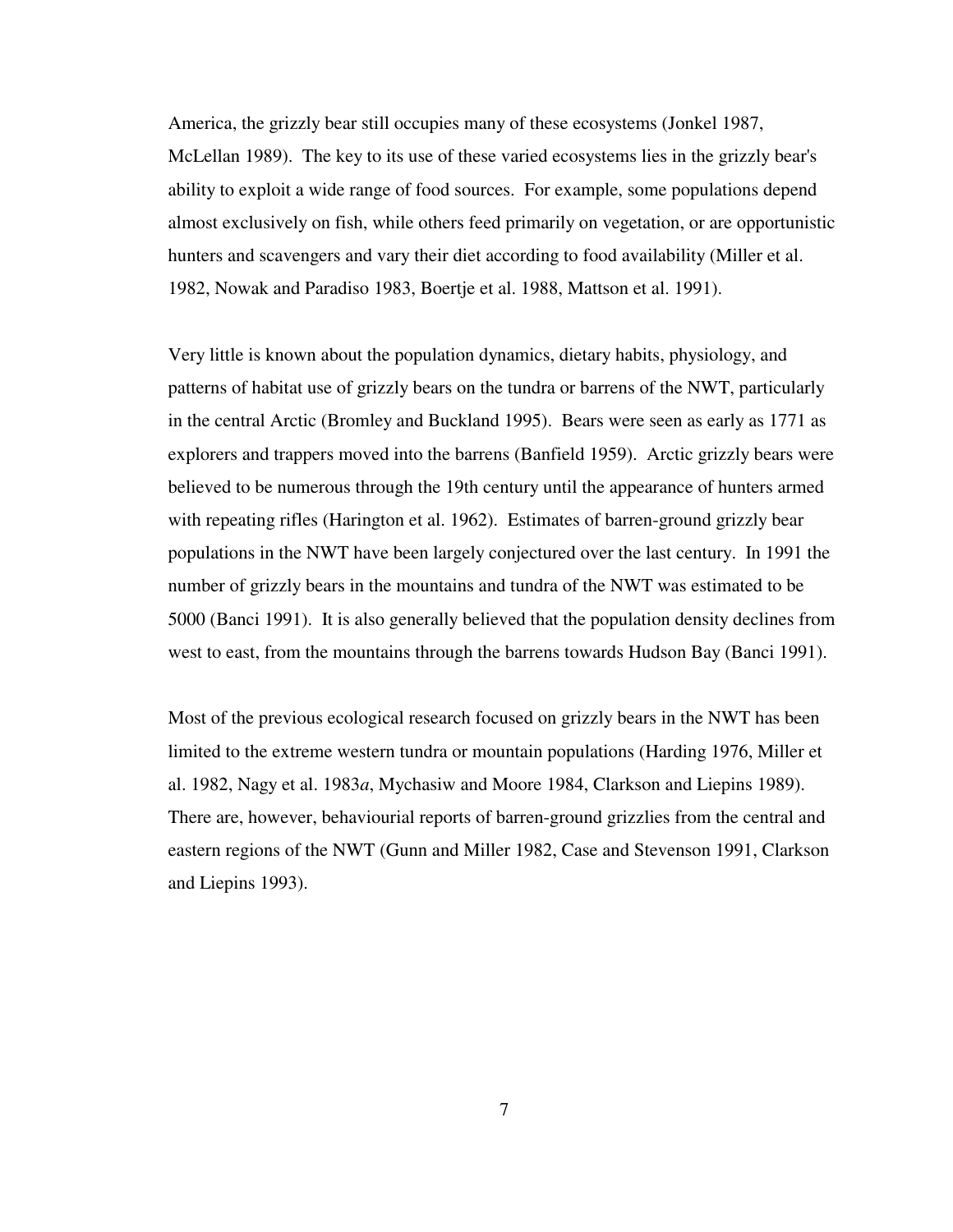America, the grizzly bear still occupies many of these ecosystems (Jonkel 1987, McLellan 1989). The key to its use of these varied ecosystems lies in the grizzly bear's ability to exploit a wide range of food sources. For example, some populations depend almost exclusively on fish, while others feed primarily on vegetation, or are opportunistic hunters and scavengers and vary their diet according to food availability (Miller et al. 1982, Nowak and Paradiso 1983, Boertje et al. 1988, Mattson et al. 1991).

Very little is known about the population dynamics, dietary habits, physiology, and patterns of habitat use of grizzly bears on the tundra or barrens of the NWT, particularly in the central Arctic (Bromley and Buckland 1995). Bears were seen as early as 1771 as explorers and trappers moved into the barrens (Banfield 1959). Arctic grizzly bears were believed to be numerous through the 19th century until the appearance of hunters armed with repeating rifles (Harington et al. 1962). Estimates of barren-ground grizzly bear populations in the NWT have been largely conjectured over the last century. In 1991 the number of grizzly bears in the mountains and tundra of the NWT was estimated to be 5000 (Banci 1991). It is also generally believed that the population density declines from west to east, from the mountains through the barrens towards Hudson Bay (Banci 1991).

Most of the previous ecological research focused on grizzly bears in the NWT has been limited to the extreme western tundra or mountain populations (Harding 1976, Miller et al. 1982, Nagy et al. 1983*a*, Mychasiw and Moore 1984, Clarkson and Liepins 1989). There are, however, behaviourial reports of barren-ground grizzlies from the central and eastern regions of the NWT (Gunn and Miller 1982, Case and Stevenson 1991, Clarkson and Liepins 1993).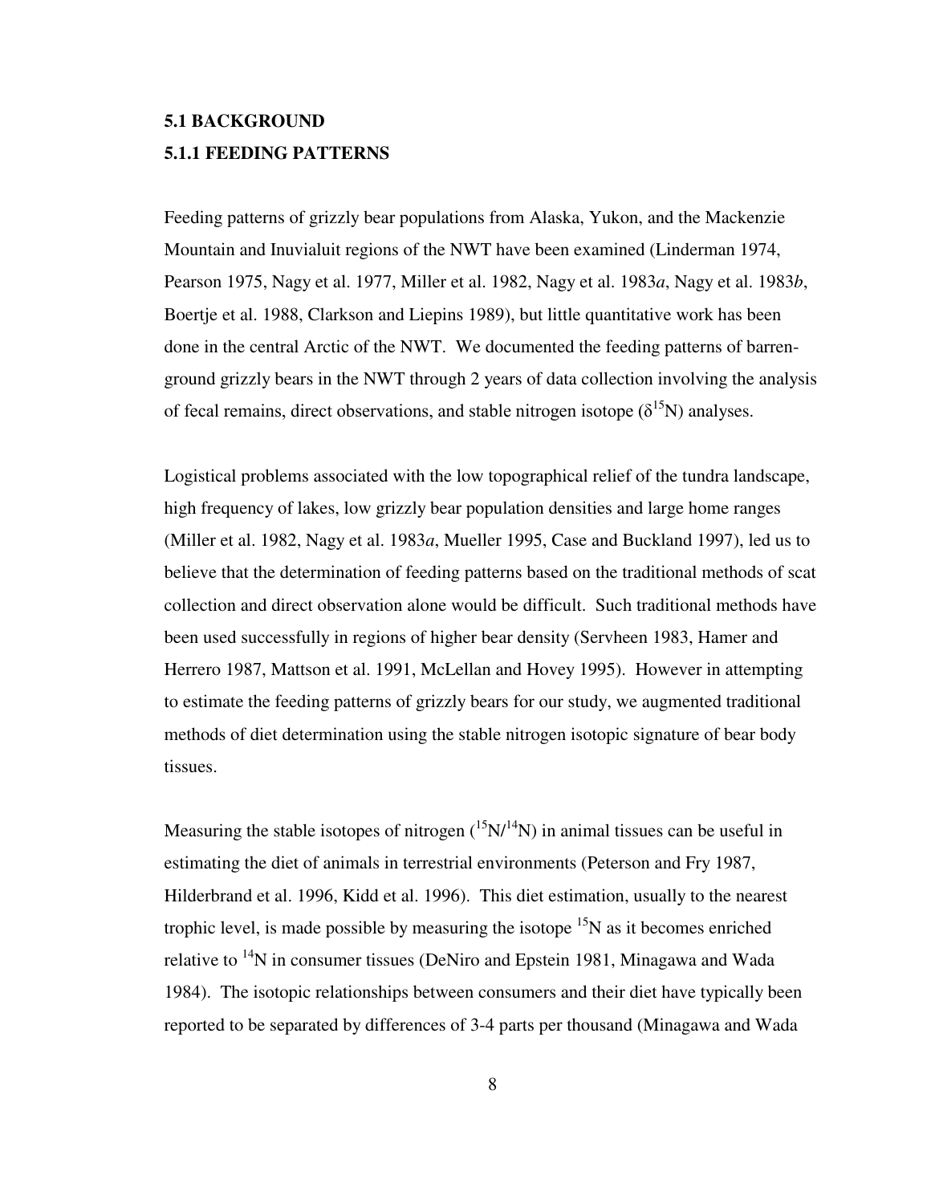## 5.1 BACKGROUND

### 5.1.1 FEEDING PATTERNS

Feeding patterns of grizzly bear populations from Alaska, Yukon, and the Mackenzie Mountain and Inuvialuit regions of the NWT have been examined (Linderman 1974, Pearson 1975, Nagy et al. 1977, Miller et al. 1982, Nagy et al. 1983*a*, Nagy et al. 1983*b*, Boertje et al. 1988, Clarkson and Liepins 1989), but little quantitative work has been done in the central Arctic of the NWT. We documented the feeding patterns of barren-ground grizzly bears in the NWT through 2 years of data collection involving the analysis of fecal remains, direct observations, and stable nitrogen isotope ($\delta^{15}N$) analyses.

Logistical problems associated with the low topographical relief of the tundra landscape, high frequency of lakes, low grizzly bear population densities and large home ranges (Miller et al. 1982, Nagy et al. 1983*a*, Mueller 1995, Case and Buckland 1997), led us to believe that the determination of feeding patterns based on the traditional methods of scat collection and direct observation alone would be difficult. Such traditional methods have been used successfully in regions of higher bear density (Servheen 1983, Hamer and Herrero 1987, Mattson et al. 1991, McLellan and Hovey 1995). However in attempting to estimate the feeding patterns of grizzly bears for our study, we augmented traditional methods of diet determination using the stable nitrogen isotopic signature of bear body tissues.

Measuring the stable isotopes of nitrogen ($^{15}N/^{14}N$) in animal tissues can be useful in estimating the diet of animals in terrestrial environments (Peterson and Fry 1987, Hilderbrand et al. 1996, Kidd et al. 1996). This diet estimation, usually to the nearest trophic level, is made possible by measuring the isotope $^{15}N$ as it becomes enriched relative to $^{14}N$ in consumer tissues (DeNiro and Epstein 1981, Minagawa and Wada 1984). The isotopic relationships between consumers and their diet have typically been reported to be separated by differences of 3-4 parts per thousand (Minagawa and Wada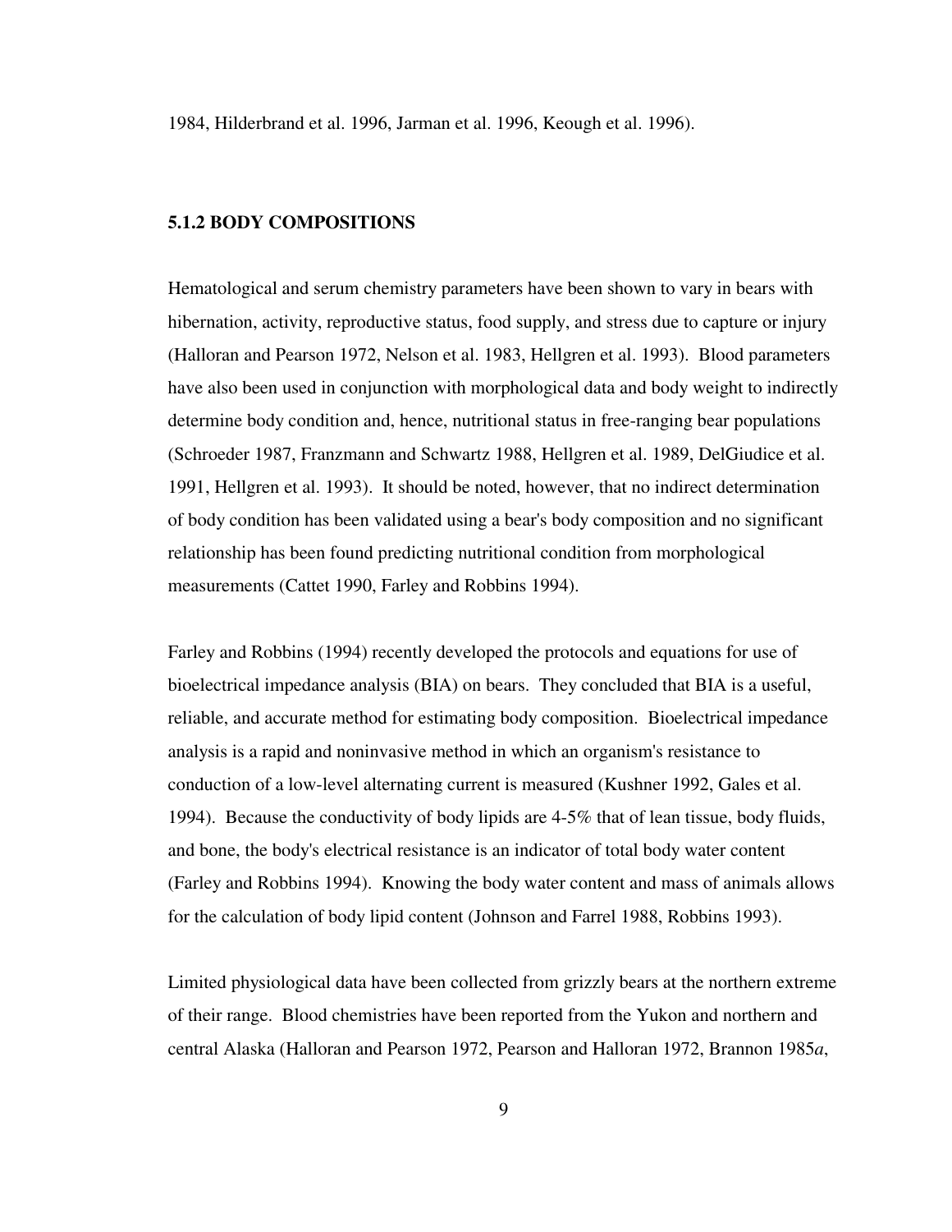1984, Hilderbrand et al. 1996, Jarman et al. 1996, Keough et al. 1996).

### 5.1.2 BODY COMPOSITIONS

Hematological and serum chemistry parameters have been shown to vary in bears with hibernation, activity, reproductive status, food supply, and stress due to capture or injury (Halloran and Pearson 1972, Nelson et al. 1983, Hellgren et al. 1993). Blood parameters have also been used in conjunction with morphological data and body weight to indirectly determine body condition and, hence, nutritional status in free-ranging bear populations (Schroeder 1987, Franzmann and Schwartz 1988, Hellgren et al. 1989, DelGiudice et al. 1991, Hellgren et al. 1993). It should be noted, however, that no indirect determination of body condition has been validated using a bear's body composition and no significant relationship has been found predicting nutritional condition from morphological measurements (Cattet 1990, Farley and Robbins 1994).

Farley and Robbins (1994) recently developed the protocols and equations for use of bioelectrical impedance analysis (BIA) on bears. They concluded that BIA is a useful, reliable, and accurate method for estimating body composition. Bioelectrical impedance analysis is a rapid and noninvasive method in which an organism's resistance to conduction of a low-level alternating current is measured (Kushner 1992, Gales et al. 1994). Because the conductivity of body lipids are 4-5% that of lean tissue, body fluids, and bone, the body's electrical resistance is an indicator of total body water content (Farley and Robbins 1994). Knowing the body water content and mass of animals allows for the calculation of body lipid content (Johnson and Farrel 1988, Robbins 1993).

Limited physiological data have been collected from grizzly bears at the northern extreme of their range. Blood chemistries have been reported from the Yukon and northern and central Alaska (Halloran and Pearson 1972, Pearson and Halloran 1972, Brannon 1985*a*,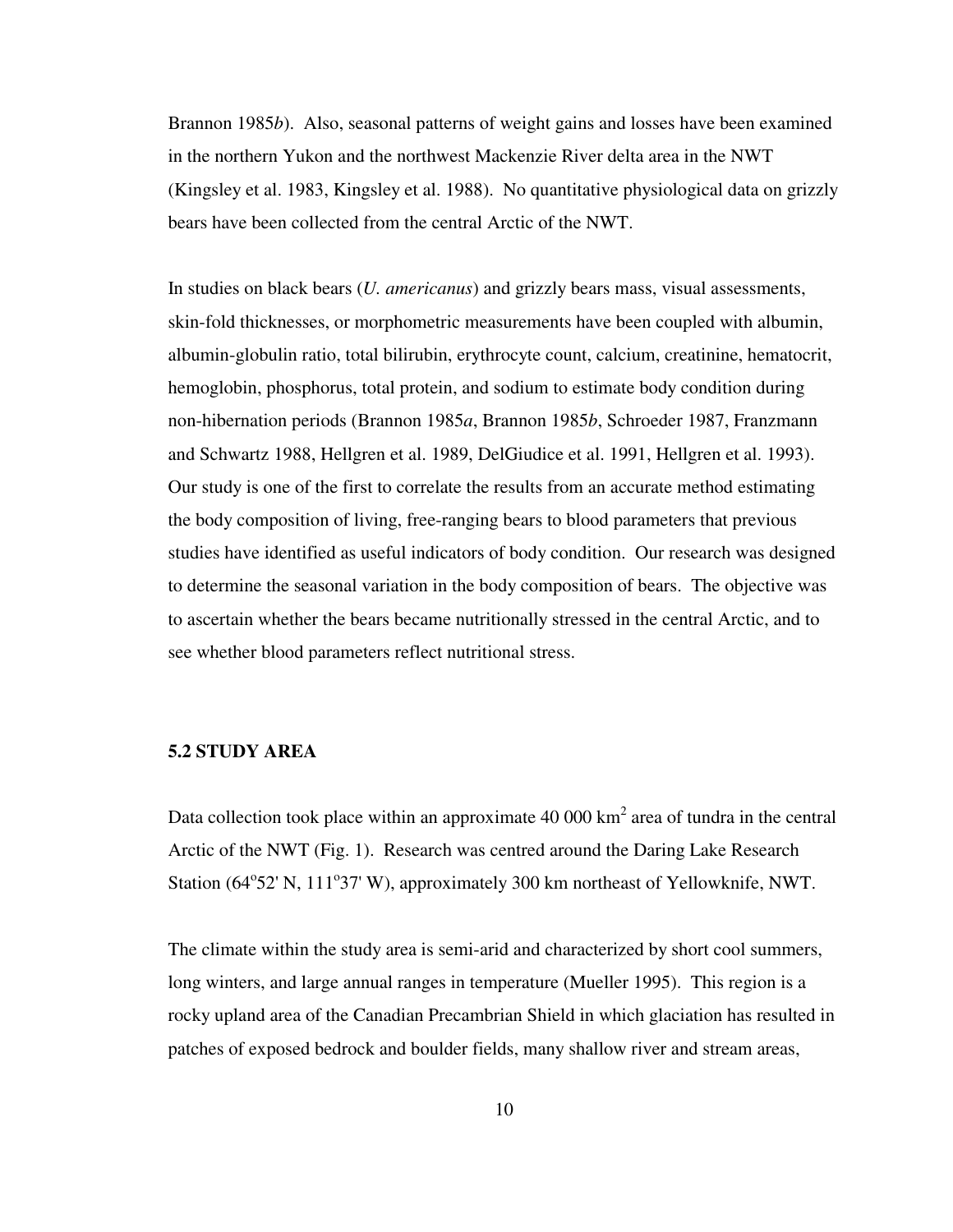Brannon 1985*b*). Also, seasonal patterns of weight gains and losses have been examined in the northern Yukon and the northwest Mackenzie River delta area in the NWT (Kingsley et al. 1983, Kingsley et al. 1988). No quantitative physiological data on grizzly bears have been collected from the central Arctic of the NWT.

In studies on black bears (*U. americanus*) and grizzly bears mass, visual assessments, skin-fold thicknesses, or morphometric measurements have been coupled with albumin, albumin-globulin ratio, total bilirubin, erythrocyte count, calcium, creatinine, hematocrit, hemoglobin, phosphorus, total protein, and sodium to estimate body condition during non-hibernation periods (Brannon 1985*a*, Brannon 1985*b*, Schroeder 1987, Franzmann and Schwartz 1988, Hellgren et al. 1989, DelGiudice et al. 1991, Hellgren et al. 1993). Our study is one of the first to correlate the results from an accurate method estimating the body composition of living, free-ranging bears to blood parameters that previous studies have identified as useful indicators of body condition. Our research was designed to determine the seasonal variation in the body composition of bears. The objective was to ascertain whether the bears became nutritionally stressed in the central Arctic, and to see whether blood parameters reflect nutritional stress.

## 5.2 STUDY AREA

Data collection took place within an approximate 40 000 $km^2$ area of tundra in the central Arctic of the NWT (Fig. 1). Research was centred around the Daring Lake Research Station (64°52' N, 111°37' W), approximately 300 km northeast of Yellowknife, NWT.

The climate within the study area is semi-arid and characterized by short cool summers, long winters, and large annual ranges in temperature (Mueller 1995). This region is a rocky upland area of the Canadian Precambrian Shield in which glaciation has resulted in patches of exposed bedrock and boulder fields, many shallow river and stream areas,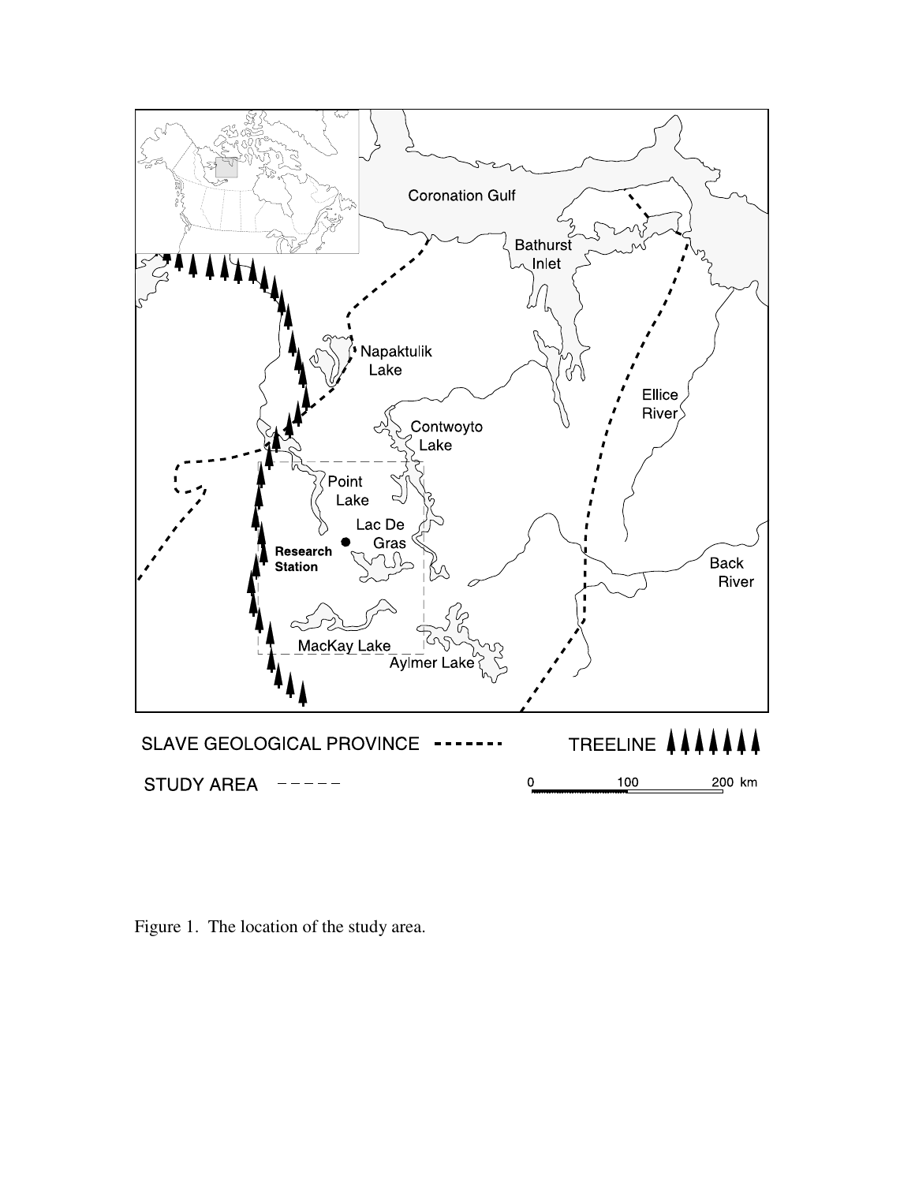Figure 1. The location of the study area.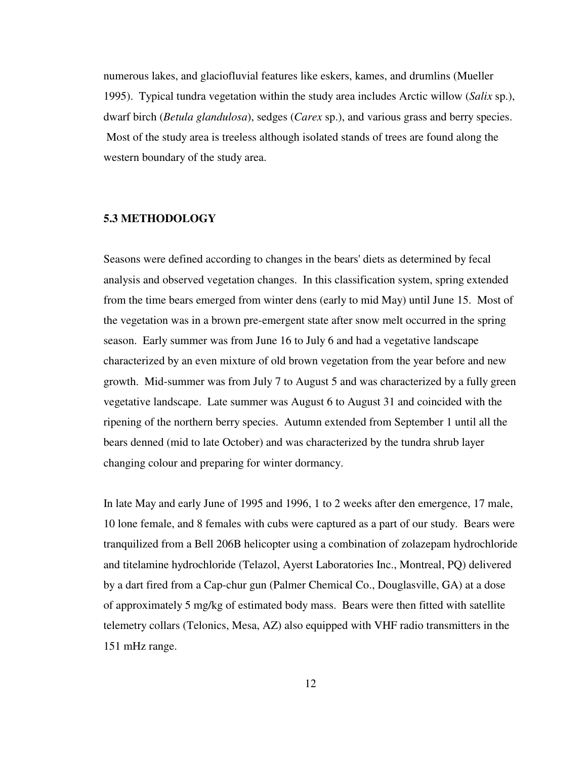numerous lakes, and glaciofluvial features like eskers, kames, and drumlins (Mueller 1995). Typical tundra vegetation within the study area includes Arctic willow (*Salix* sp.), dwarf birch (*Betula glandulosa*), sedges (*Carex* sp.), and various grass and berry species. Most of the study area is treeless although isolated stands of trees are found along the western boundary of the study area.

## 5.3 METHODOLOGY

Seasons were defined according to changes in the bears' diets as determined by fecal analysis and observed vegetation changes. In this classification system, spring extended from the time bears emerged from winter dens (early to mid May) until June 15. Most of the vegetation was in a brown pre-emergent state after snow melt occurred in the spring season. Early summer was from June 16 to July 6 and had a vegetative landscape characterized by an even mixture of old brown vegetation from the year before and new growth. Mid-summer was from July 7 to August 5 and was characterized by a fully green vegetative landscape. Late summer was August 6 to August 31 and coincided with the ripening of the northern berry species. Autumn extended from September 1 until all the bears denned (mid to late October) and was characterized by the tundra shrub layer changing colour and preparing for winter dormancy.

In late May and early June of 1995 and 1996, 1 to 2 weeks after den emergence, 17 male, 10 lone female, and 8 females with cubs were captured as a part of our study. Bears were tranquilized from a Bell 206B helicopter using a combination of zolazepam hydrochloride and titelamine hydrochloride (Telazol, Ayerst Laboratories Inc., Montreal, PQ) delivered by a dart fired from a Cap-chur gun (Palmer Chemical Co., Douglasville, GA) at a dose of approximately 5 mg/kg of estimated body mass. Bears were then fitted with satellite telemetry collars (Telonics, Mesa, AZ) also equipped with VHF radio transmitters in the 151 mHz range.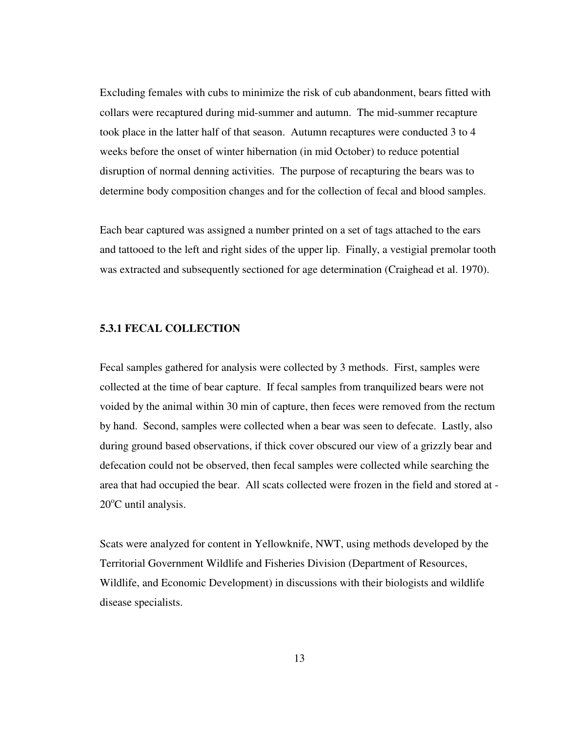Excluding females with cubs to minimize the risk of cub abandonment, bears fitted with collars were recaptured during mid-summer and autumn. The mid-summer recapture took place in the latter half of that season. Autumn recaptures were conducted 3 to 4 weeks before the onset of winter hibernation (in mid October) to reduce potential disruption of normal denning activities. The purpose of recapturing the bears was to determine body composition changes and for the collection of fecal and blood samples.

Each bear captured was assigned a number printed on a set of tags attached to the ears and tattooed to the left and right sides of the upper lip. Finally, a vestigial premolar tooth was extracted and subsequently sectioned for age determination (Craighead et al. 1970).

### 5.3.1 FECAL COLLECTION

Fecal samples gathered for analysis were collected by 3 methods. First, samples were collected at the time of bear capture. If fecal samples from tranquilized bears were not voided by the animal within 30 min of capture, then feces were removed from the rectum by hand. Second, samples were collected when a bear was seen to defecate. Lastly, also during ground based observations, if thick cover obscured our view of a grizzly bear and defecation could not be observed, then fecal samples were collected while searching the area that had occupied the bear. All scats collected were frozen in the field and stored at -20°C until analysis.

Scats were analyzed for content in Yellowknife, NWT, using methods developed by the Territorial Government Wildlife and Fisheries Division (Department of Resources, Wildlife, and Economic Development) in discussions with their biologists and wildlife disease specialists.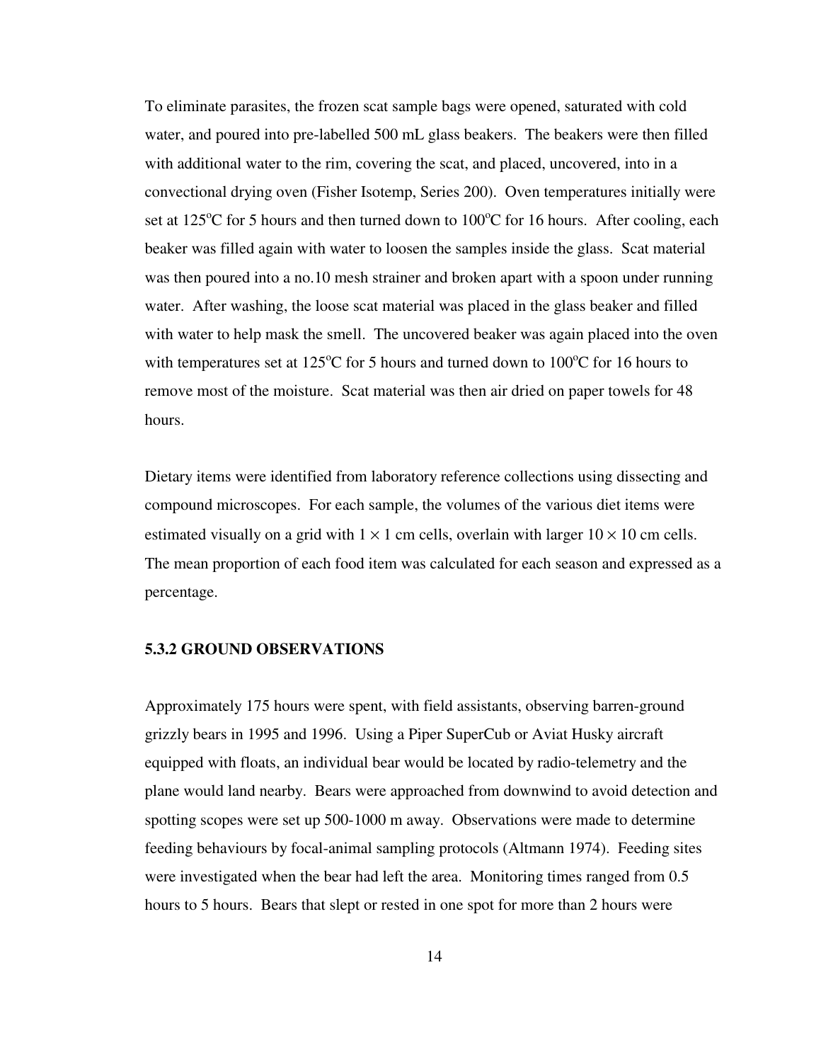To eliminate parasites, the frozen scat sample bags were opened, saturated with cold water, and poured into pre-labelled 500 mL glass beakers. The beakers were then filled with additional water to the rim, covering the scat, and placed, uncovered, into in a convectional drying oven (Fisher Isotemp, Series 200). Oven temperatures initially were set at 125°C for 5 hours and then turned down to 100°C for 16 hours. After cooling, each beaker was filled again with water to loosen the samples inside the glass. Scat material was then poured into a no.10 mesh strainer and broken apart with a spoon under running water. After washing, the loose scat material was placed in the glass beaker and filled with water to help mask the smell. The uncovered beaker was again placed into the oven with temperatures set at 125°C for 5 hours and turned down to 100°C for 16 hours to remove most of the moisture. Scat material was then air dried on paper towels for 48 hours.

Dietary items were identified from laboratory reference collections using dissecting and compound microscopes. For each sample, the volumes of the various diet items were estimated visually on a grid with $1 \times 1$ cm cells, overlain with larger $10 \times 10$ cm cells. The mean proportion of each food item was calculated for each season and expressed as a percentage.

### 5.3.2 GROUND OBSERVATIONS

Approximately 175 hours were spent, with field assistants, observing barren-ground grizzly bears in 1995 and 1996. Using a Piper SuperCub or Aviat Husky aircraft equipped with floats, an individual bear would be located by radio-telemetry and the plane would land nearby. Bears were approached from downwind to avoid detection and spotting scopes were set up 500-1000 m away. Observations were made to determine feeding behaviours by focal-animal sampling protocols (Altmann 1974). Feeding sites were investigated when the bear had left the area. Monitoring times ranged from 0.5 hours to 5 hours. Bears that slept or rested in one spot for more than 2 hours were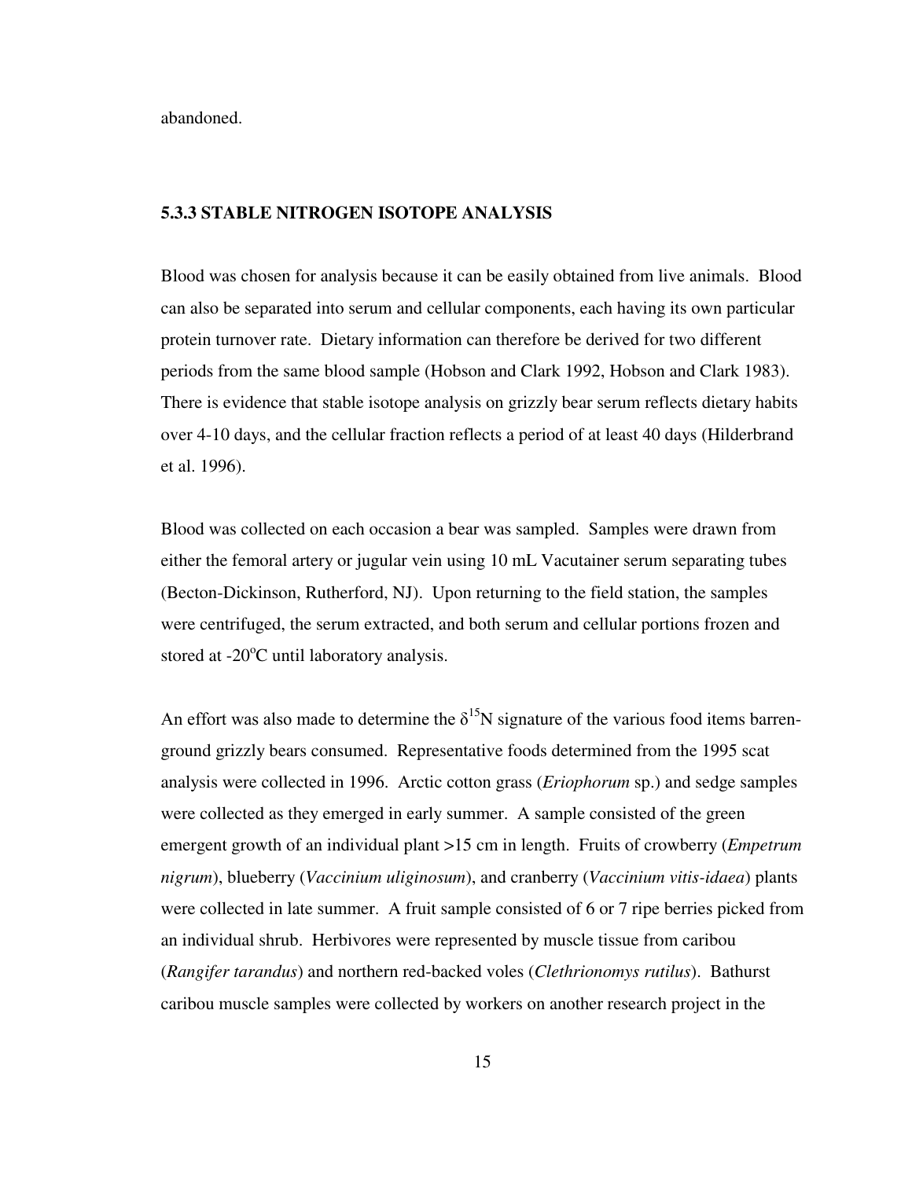abandoned.

### 5.3.3 STABLE NITROGEN ISOTOPE ANALYSIS

Blood was chosen for analysis because it can be easily obtained from live animals. Blood can also be separated into serum and cellular components, each having its own particular protein turnover rate. Dietary information can therefore be derived for two different periods from the same blood sample (Hobson and Clark 1992, Hobson and Clark 1983). There is evidence that stable isotope analysis on grizzly bear serum reflects dietary habits over 4-10 days, and the cellular fraction reflects a period of at least 40 days (Hilderbrand et al. 1996).

Blood was collected on each occasion a bear was sampled. Samples were drawn from either the femoral artery or jugular vein using 10 mL Vacutainer serum separating tubes (Becton-Dickinson, Rutherford, NJ). Upon returning to the field station, the samples were centrifuged, the serum extracted, and both serum and cellular portions frozen and stored at -20°C until laboratory analysis.

An effort was also made to determine the $\delta^{15}N$ signature of the various food items barren-ground grizzly bears consumed. Representative foods determined from the 1995 scat analysis were collected in 1996. Arctic cotton grass (*Eriophorum* sp.) and sedge samples were collected as they emerged in early summer. A sample consisted of the green emergent growth of an individual plant >15 cm in length. Fruits of crowberry (*Empetrum nigrum*), blueberry (*Vaccinium uliginosum*), and cranberry (*Vaccinium vitis-idaea*) plants were collected in late summer. A fruit sample consisted of 6 or 7 ripe berries picked from an individual shrub. Herbivores were represented by muscle tissue from caribou (*Rangifer tarandus*) and northern red-backed voles (*Clethrionomys rutilus*). Bathurst caribou muscle samples were collected by workers on another research project in the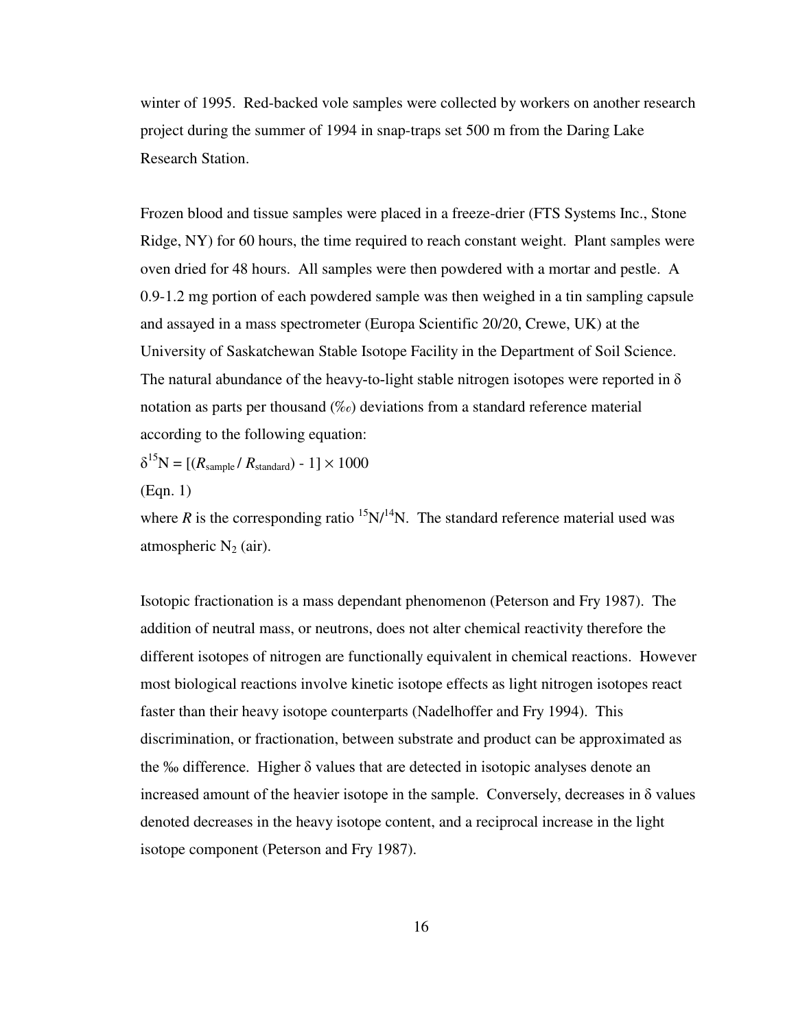winter of 1995. Red-backed vole samples were collected by workers on another research project during the summer of 1994 in snap-traps set 500 m from the Daring Lake Research Station.

Frozen blood and tissue samples were placed in a freeze-drier (FTS Systems Inc., Stone Ridge, NY) for 60 hours, the time required to reach constant weight. Plant samples were oven dried for 48 hours. All samples were then powdered with a mortar and pestle. A 0.9-1.2 mg portion of each powdered sample was then weighed in a tin sampling capsule and assayed in a mass spectrometer (Europa Scientific 20/20, Crewe, UK) at the University of Saskatchewan Stable Isotope Facility in the Department of Soil Science. The natural abundance of the heavy-to-light stable nitrogen isotopes were reported in δ notation as parts per thousand (‰) deviations from a standard reference material according to the following equation:

$$\delta^{15}N = [(R_{sample} / R_{standard}) - 1] \times 1000$$

(Eqn. 1)

where $R$ is the corresponding ratio $^{15}N/^{14}N$. The standard reference material used was atmospheric $N_2$ (air).

Isotopic fractionation is a mass dependant phenomenon (Peterson and Fry 1987). The addition of neutral mass, or neutrons, does not alter chemical reactivity therefore the different isotopes of nitrogen are functionally equivalent in chemical reactions. However most biological reactions involve kinetic isotope effects as light nitrogen isotopes react faster than their heavy isotope counterparts (Nadelhoffer and Fry 1994). This discrimination, or fractionation, between substrate and product can be approximated as the ‰ difference. Higher δ values that are detected in isotopic analyses denote an increased amount of the heavier isotope in the sample. Conversely, decreases in δ values denoted decreases in the heavy isotope content, and a reciprocal increase in the light isotope component (Peterson and Fry 1987).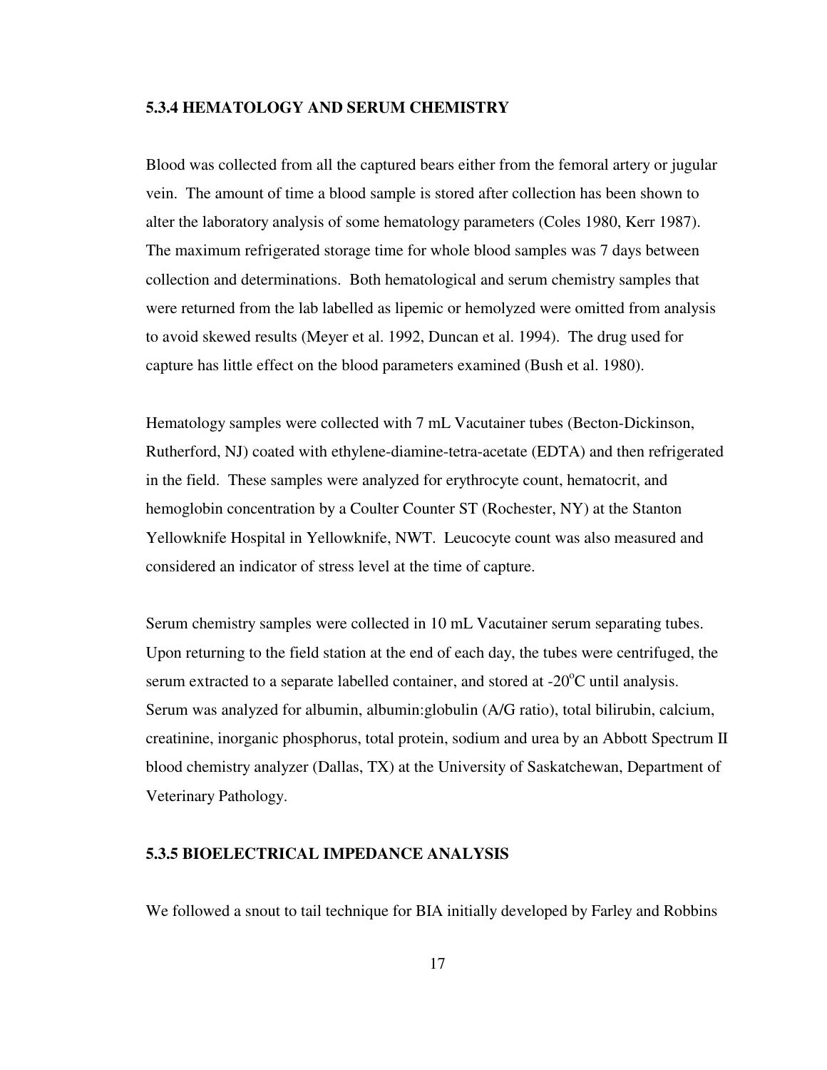### 5.3.4 HEMATOLOGY AND SERUM CHEMISTRY

Blood was collected from all the captured bears either from the femoral artery or jugular vein. The amount of time a blood sample is stored after collection has been shown to alter the laboratory analysis of some hematology parameters (Coles 1980, Kerr 1987). The maximum refrigerated storage time for whole blood samples was 7 days between collection and determinations. Both hematological and serum chemistry samples that were returned from the lab labelled as lipemic or hemolyzed were omitted from analysis to avoid skewed results (Meyer et al. 1992, Duncan et al. 1994). The drug used for capture has little effect on the blood parameters examined (Bush et al. 1980).

Hematology samples were collected with 7 mL Vacutainer tubes (Becton-Dickinson, Rutherford, NJ) coated with ethylene-diamine-tetra-acetate (EDTA) and then refrigerated in the field. These samples were analyzed for erythrocyte count, hematocrit, and hemoglobin concentration by a Coulter Counter ST (Rochester, NY) at the Stanton Yellowknife Hospital in Yellowknife, NWT. Leucocyte count was also measured and considered an indicator of stress level at the time of capture.

Serum chemistry samples were collected in 10 mL Vacutainer serum separating tubes. Upon returning to the field station at the end of each day, the tubes were centrifuged, the serum extracted to a separate labelled container, and stored at -20°C until analysis. Serum was analyzed for albumin, albumin:globulin (A/G ratio), total bilirubin, calcium, creatinine, inorganic phosphorus, total protein, sodium and urea by an Abbott Spectrum II blood chemistry analyzer (Dallas, TX) at the University of Saskatchewan, Department of Veterinary Pathology.

### 5.3.5 BIOELECTRICAL IMPEDANCE ANALYSIS

We followed a snout to tail technique for BIA initially developed by Farley and Robbins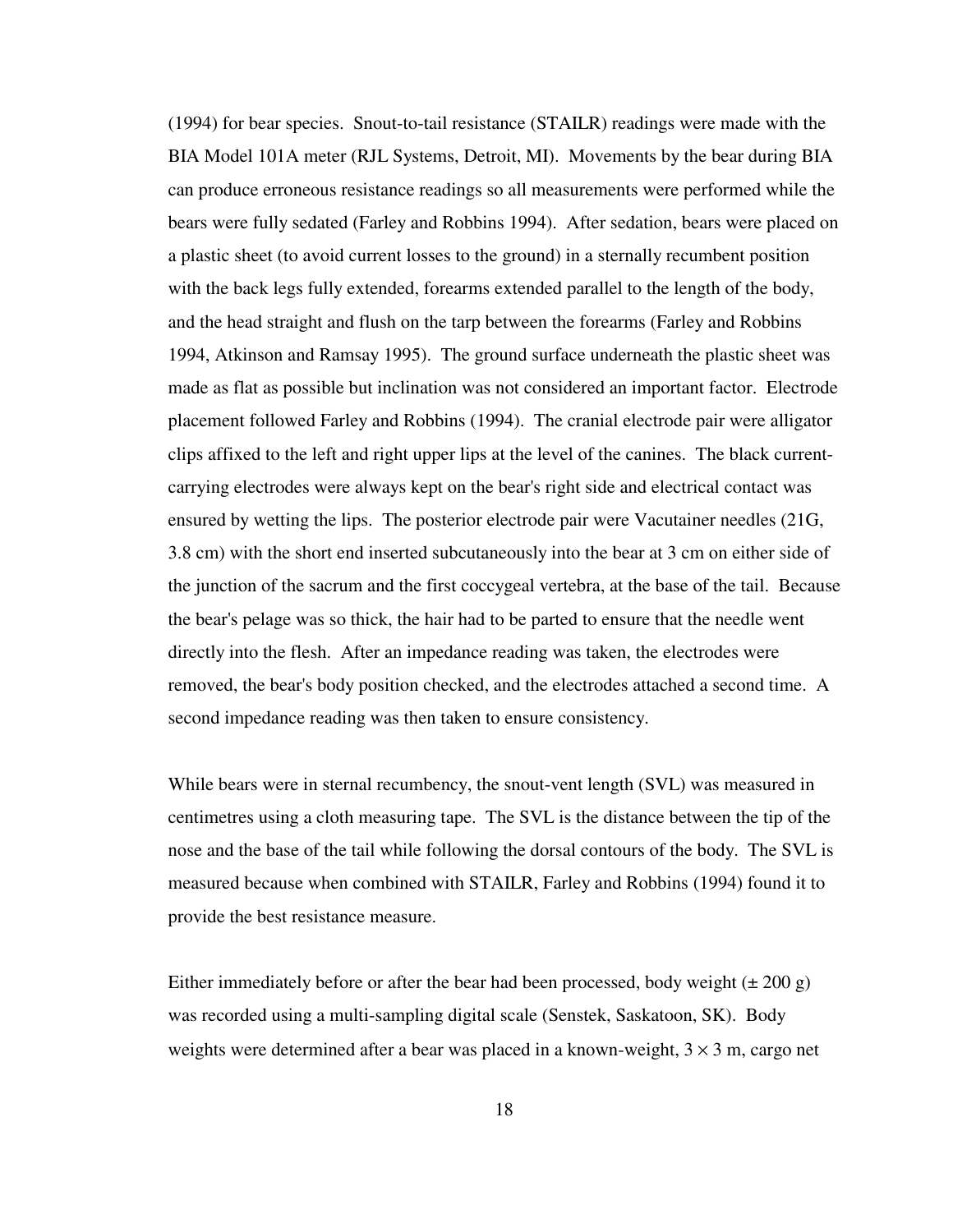(1994) for bear species. Snout-to-tail resistance (STAILR) readings were made with the BIA Model 101A meter (RJL Systems, Detroit, MI). Movements by the bear during BIA can produce erroneous resistance readings so all measurements were performed while the bears were fully sedated (Farley and Robbins 1994). After sedation, bears were placed on a plastic sheet (to avoid current losses to the ground) in a sternally recumbent position with the back legs fully extended, forearms extended parallel to the length of the body, and the head straight and flush on the tarp between the forearms (Farley and Robbins 1994, Atkinson and Ramsay 1995). The ground surface underneath the plastic sheet was made as flat as possible but inclination was not considered an important factor. Electrode placement followed Farley and Robbins (1994). The cranial electrode pair were alligator clips affixed to the left and right upper lips at the level of the canines. The black current-carrying electrodes were always kept on the bear's right side and electrical contact was ensured by wetting the lips. The posterior electrode pair were Vacutainer needles (21G, 3.8 cm) with the short end inserted subcutaneously into the bear at 3 cm on either side of the junction of the sacrum and the first coccygeal vertebra, at the base of the tail. Because the bear's pelage was so thick, the hair had to be parted to ensure that the needle went directly into the flesh. After an impedance reading was taken, the electrodes were removed, the bear's body position checked, and the electrodes attached a second time. A second impedance reading was then taken to ensure consistency.

While bears were in sternal recumbency, the snout-vent length (SVL) was measured in centimetres using a cloth measuring tape. The SVL is the distance between the tip of the nose and the base of the tail while following the dorsal contours of the body. The SVL is measured because when combined with STAILR, Farley and Robbins (1994) found it to provide the best resistance measure.

Either immediately before or after the bear had been processed, body weight (± 200 g) was recorded using a multi-sampling digital scale (Senstek, Saskatoon, SK). Body weights were determined after a bear was placed in a known-weight, $3 \times 3$ m, cargo net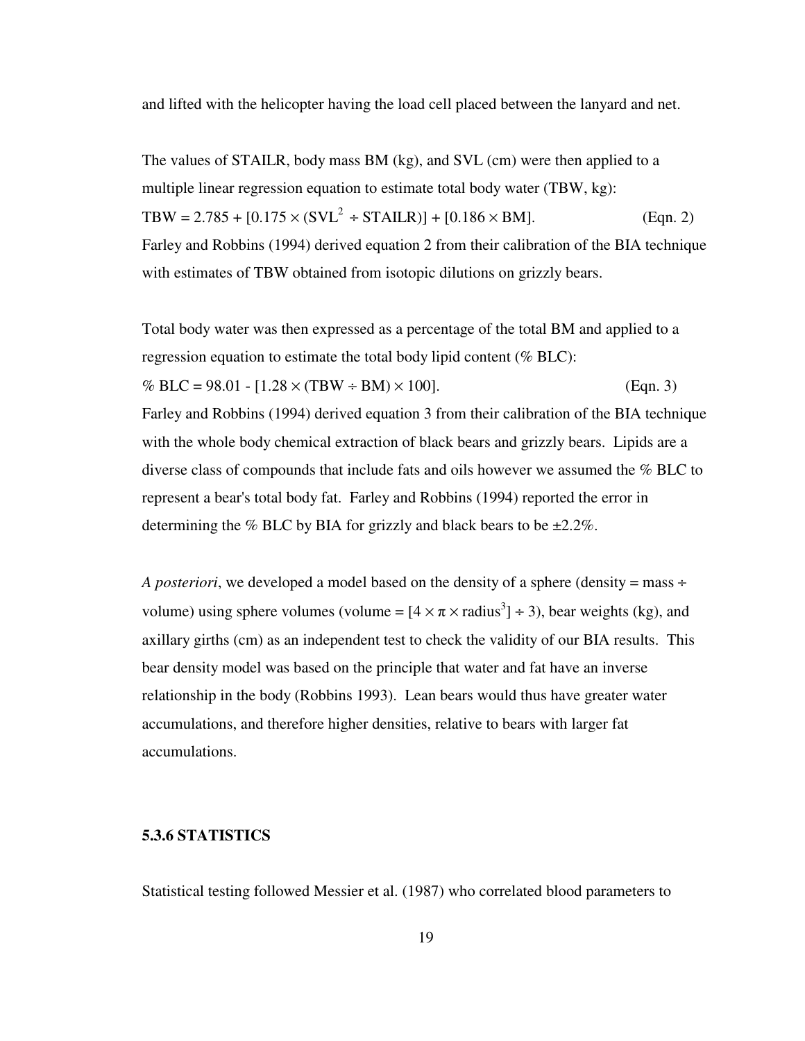and lifted with the helicopter having the load cell placed between the lanyard and net.

The values of STAILR, body mass BM (kg), and SVL (cm) were then applied to a multiple linear regression equation to estimate total body water (TBW, kg):

$$\text{TBW} = 2.785 + [0.175 \times (\text{SVL}^2 \div \text{STAILR})] + [0.186 \times \text{BM}]. \qquad \text{(Eqn. 2)}$$

Farley and Robbins (1994) derived equation 2 from their calibration of the BIA technique with estimates of TBW obtained from isotopic dilutions on grizzly bears.

Total body water was then expressed as a percentage of the total BM and applied to a regression equation to estimate the total body lipid content (% BLC):

$$\%\ \text{BLC} = 98.01 - [1.28 \times (\text{TBW} \div \text{BM}) \times 100]. \qquad \text{(Eqn. 3)}$$

Farley and Robbins (1994) derived equation 3 from their calibration of the BIA technique with the whole body chemical extraction of black bears and grizzly bears. Lipids are a diverse class of compounds that include fats and oils however we assumed the % BLC to represent a bear's total body fat. Farley and Robbins (1994) reported the error in determining the % BLC by BIA for grizzly and black bears to be ±2.2%.

*A posteriori*, we developed a model based on the density of a sphere (density = mass ÷ volume) using sphere volumes (volume = $[4 \times \pi \times \text{radius}^3] \div 3$), bear weights (kg), and axillary girths (cm) as an independent test to check the validity of our BIA results. This bear density model was based on the principle that water and fat have an inverse relationship in the body (Robbins 1993). Lean bears would thus have greater water accumulations, and therefore higher densities, relative to bears with larger fat accumulations.

### 5.3.6 STATISTICS

Statistical testing followed Messier et al. (1987) who correlated blood parameters to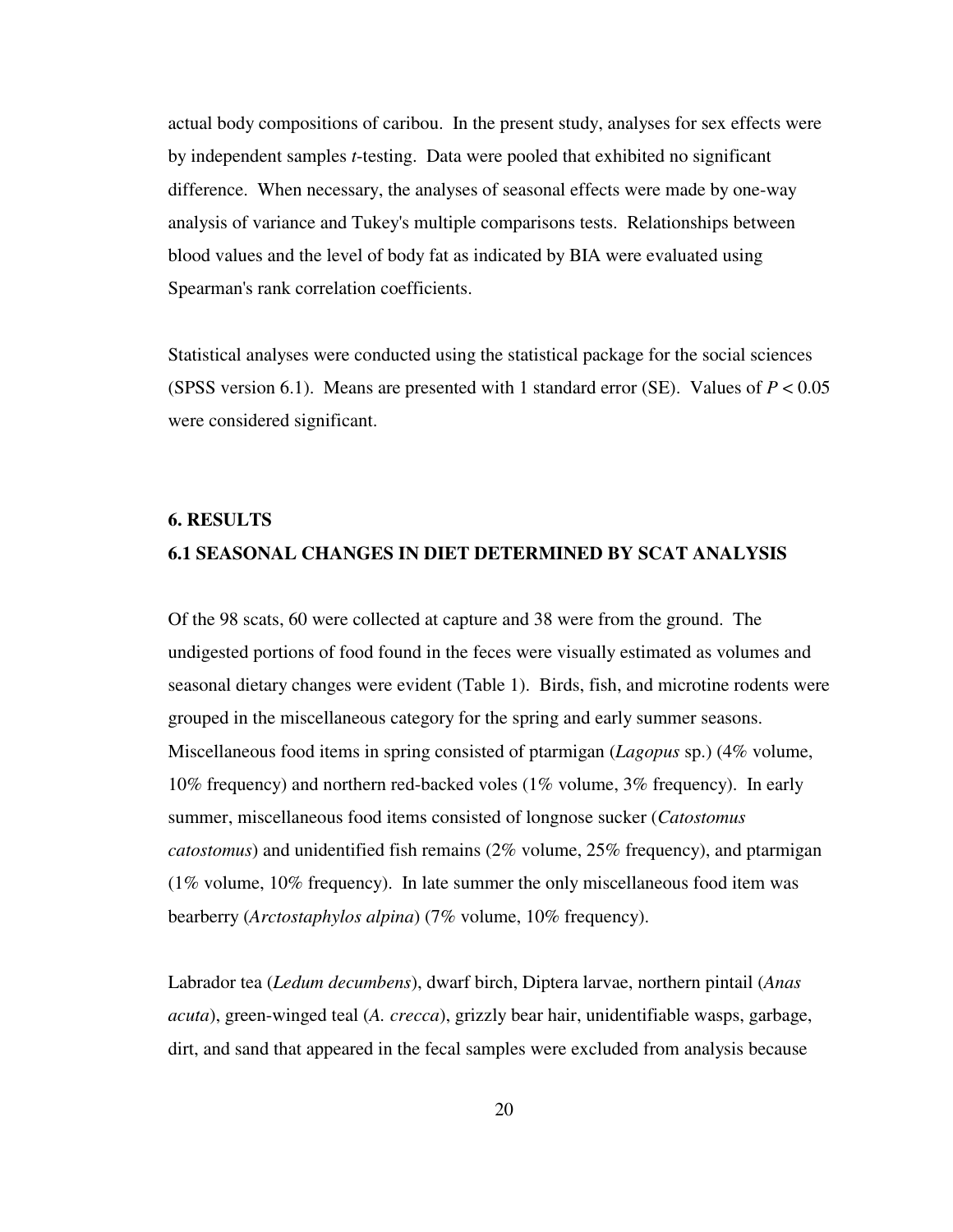actual body compositions of caribou. In the present study, analyses for sex effects were by independent samples *t*-testing. Data were pooled that exhibited no significant difference. When necessary, the analyses of seasonal effects were made by one-way analysis of variance and Tukey's multiple comparisons tests. Relationships between blood values and the level of body fat as indicated by BIA were evaluated using Spearman's rank correlation coefficients.

Statistical analyses were conducted using the statistical package for the social sciences (SPSS version 6.1). Means are presented with 1 standard error (SE). Values of $P < 0.05$ were considered significant.

## 6. RESULTS

### 6.1 SEASONAL CHANGES IN DIET DETERMINED BY SCAT ANALYSIS

Of the 98 scats, 60 were collected at capture and 38 were from the ground. The undigested portions of food found in the feces were visually estimated as volumes and seasonal dietary changes were evident (Table 1). Birds, fish, and microtine rodents were grouped in the miscellaneous category for the spring and early summer seasons. Miscellaneous food items in spring consisted of ptarmigan (*Lagopus* sp.) (4% volume, 10% frequency) and northern red-backed voles (1% volume, 3% frequency). In early summer, miscellaneous food items consisted of longnose sucker (*Catostomus catostomus*) and unidentified fish remains (2% volume, 25% frequency), and ptarmigan (1% volume, 10% frequency). In late summer the only miscellaneous food item was bearberry (*Arctostaphylos alpina*) (7% volume, 10% frequency).

Labrador tea (*Ledum decumbens*), dwarf birch, Diptera larvae, northern pintail (*Anas acuta*), green-winged teal (*A. crecca*), grizzly bear hair, unidentifiable wasps, garbage, dirt, and sand that appeared in the fecal samples were excluded from analysis because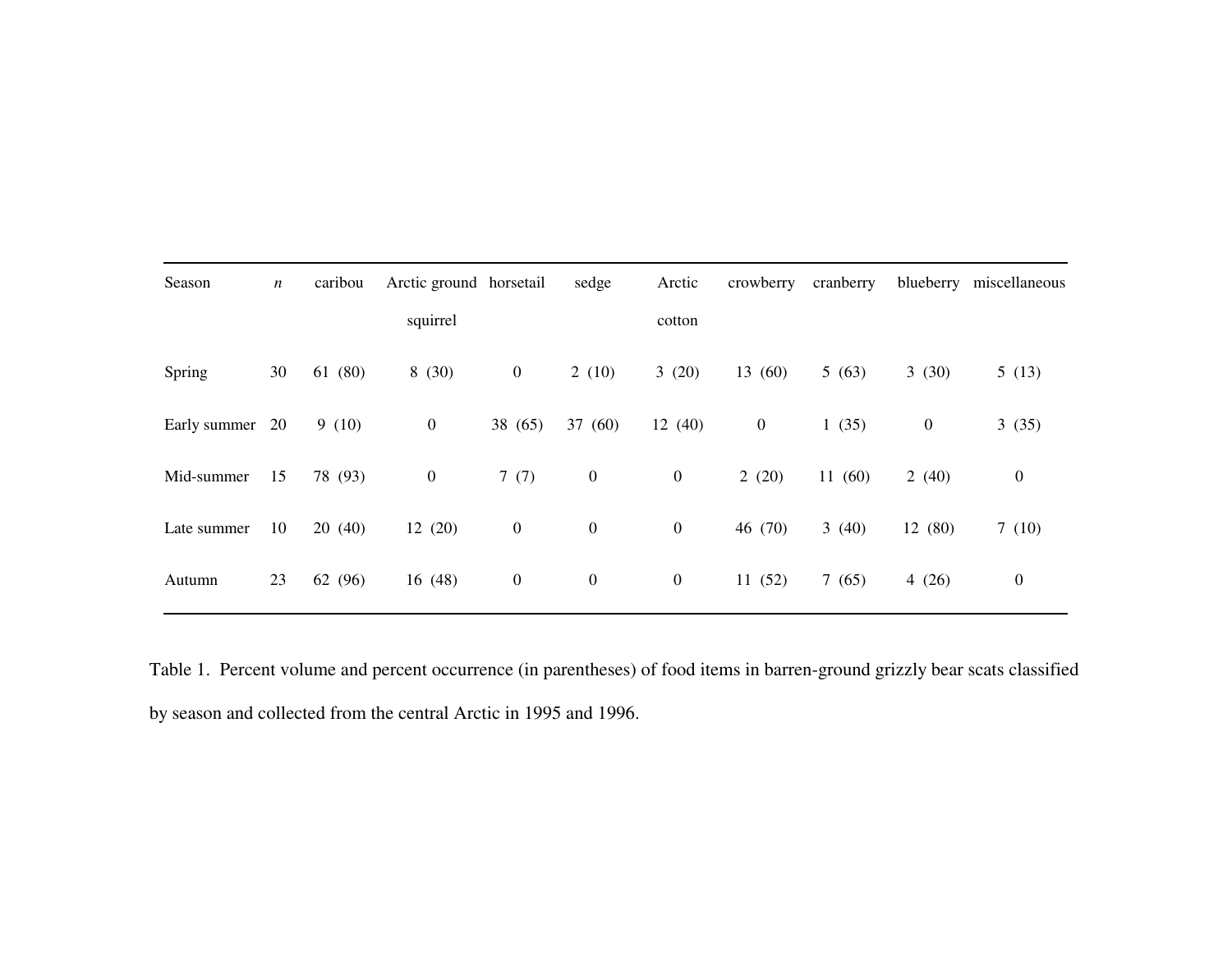| Season | *n* | caribou | Arctic ground squirrel | horsetail | sedge | Arctic cotton | crowberry | cranberry | blueberry | miscellaneous |
|---|---|---|---|---|---|---|---|---|---|---|
| Spring | 30 | 61 (80) | 8 (30) | 0 | 2 (10) | 3 (20) | 13 (60) | 5 (63) | 3 (30) | 5 (13) |
| Early summer | 20 | 9 (10) | 0 | 38 (65) | 37 (60) | 12 (40) | 0 | 1 (35) | 0 | 3 (35) |
| Mid-summer | 15 | 78 (93) | 0 | 7 (7) | 0 | 0 | 2 (20) | 11 (60) | 2 (40) | 0 |
| Late summer | 10 | 20 (40) | 12 (20) | 0 | 0 | 0 | 46 (70) | 3 (40) | 12 (80) | 7 (10) |
| Autumn | 23 | 62 (96) | 16 (48) | 0 | 0 | 0 | 11 (52) | 7 (65) | 4 (26) | 0 |

Table 1. Percent volume and percent occurrence (in parentheses) of food items in barren-ground grizzly bear scats classified by season and collected from the central Arctic in 1995 and 1996.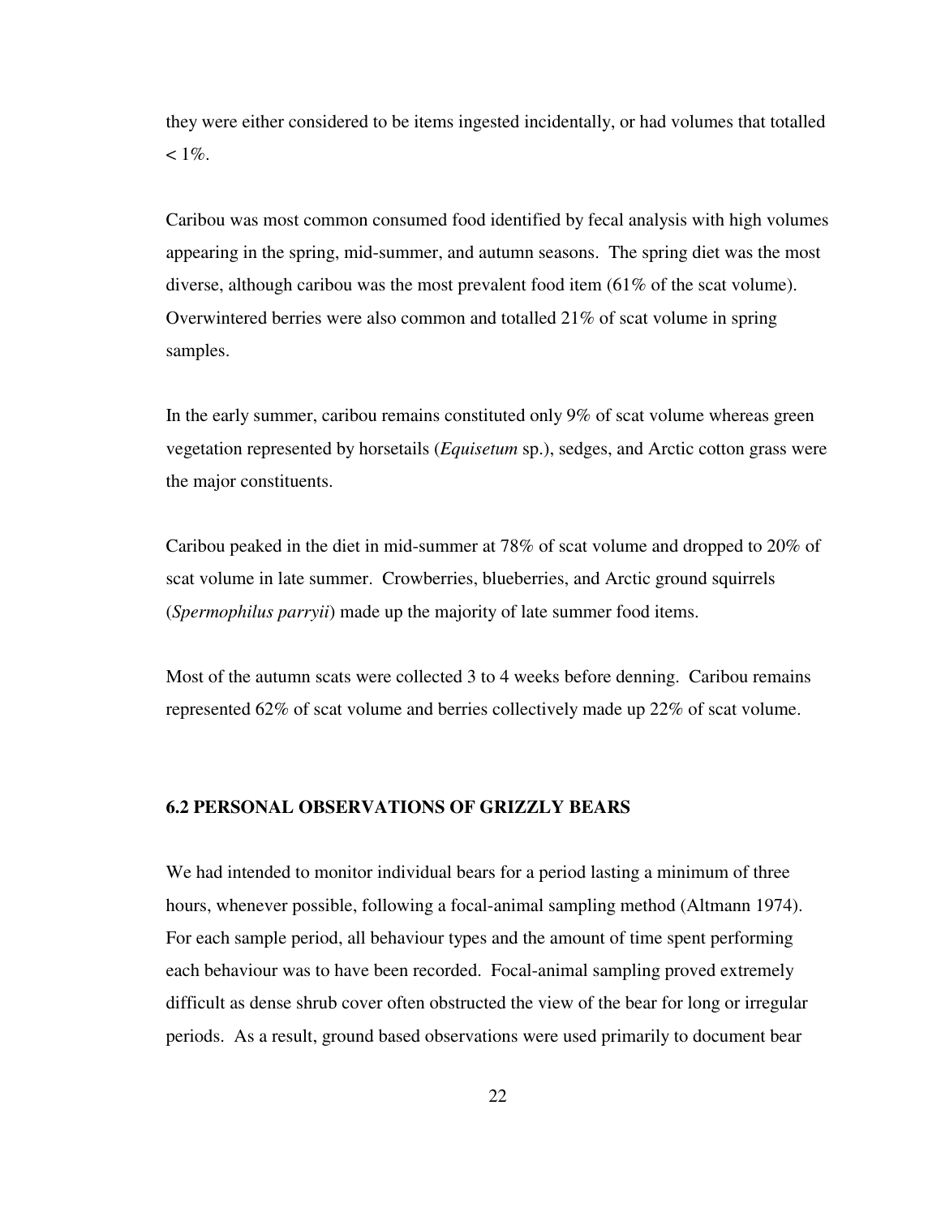they were either considered to be items ingested incidentally, or had volumes that totalled < 1%.

Caribou was most common consumed food identified by fecal analysis with high volumes appearing in the spring, mid-summer, and autumn seasons. The spring diet was the most diverse, although caribou was the most prevalent food item (61% of the scat volume). Overwintered berries were also common and totalled 21% of scat volume in spring samples.

In the early summer, caribou remains constituted only 9% of scat volume whereas green vegetation represented by horsetails (*Equisetum* sp.), sedges, and Arctic cotton grass were the major constituents.

Caribou peaked in the diet in mid-summer at 78% of scat volume and dropped to 20% of scat volume in late summer. Crowberries, blueberries, and Arctic ground squirrels (*Spermophilus parryii*) made up the majority of late summer food items.

Most of the autumn scats were collected 3 to 4 weeks before denning. Caribou remains represented 62% of scat volume and berries collectively made up 22% of scat volume.

## 6.2 PERSONAL OBSERVATIONS OF GRIZZLY BEARS

We had intended to monitor individual bears for a period lasting a minimum of three hours, whenever possible, following a focal-animal sampling method (Altmann 1974). For each sample period, all behaviour types and the amount of time spent performing each behaviour was to have been recorded. Focal-animal sampling proved extremely difficult as dense shrub cover often obstructed the view of the bear for long or irregular periods. As a result, ground based observations were used primarily to document bear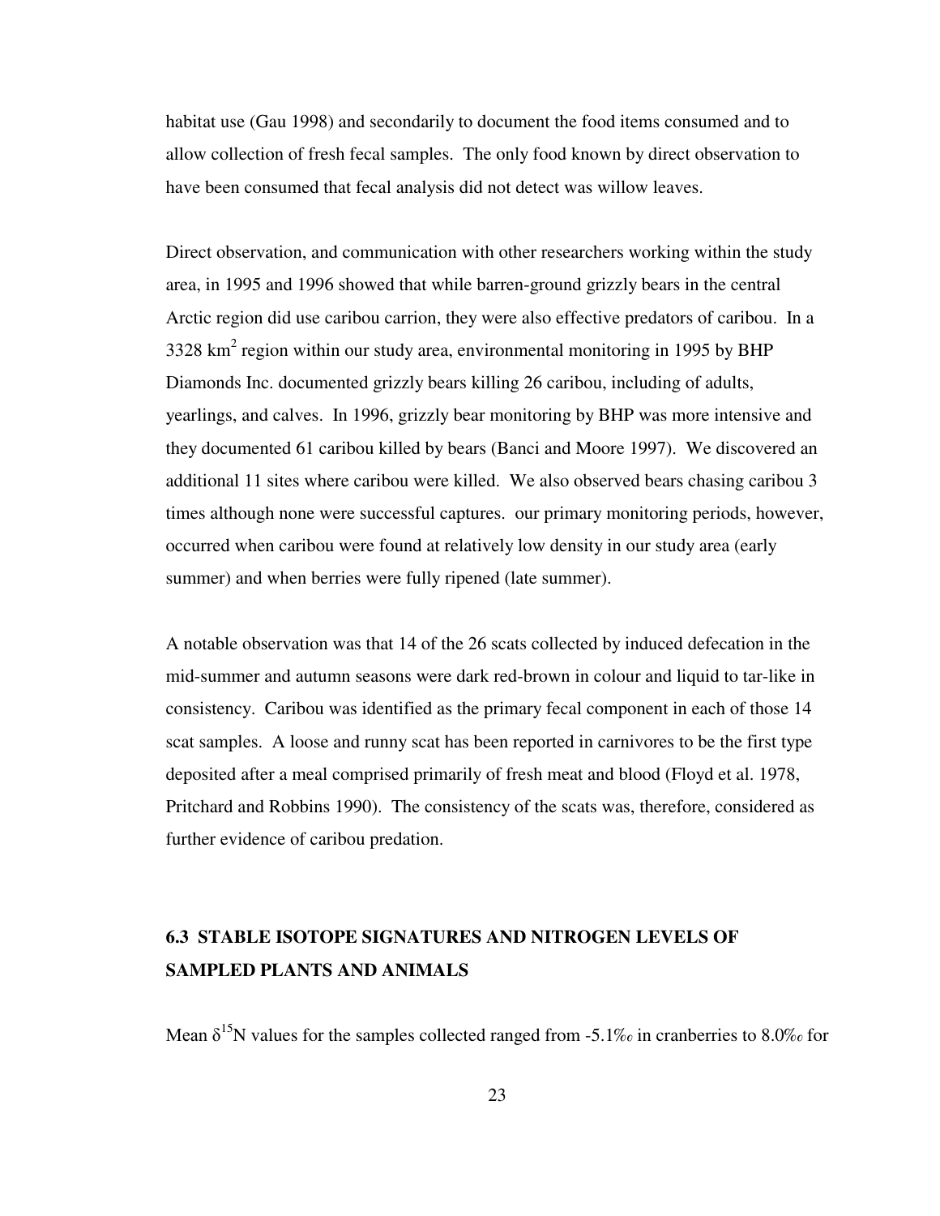habitat use (Gau 1998) and secondarily to document the food items consumed and to allow collection of fresh fecal samples. The only food known by direct observation to have been consumed that fecal analysis did not detect was willow leaves.

Direct observation, and communication with other researchers working within the study area, in 1995 and 1996 showed that while barren-ground grizzly bears in the central Arctic region did use caribou carrion, they were also effective predators of caribou. In a 3328 km$^2$ region within our study area, environmental monitoring in 1995 by BHP Diamonds Inc. documented grizzly bears killing 26 caribou, including of adults, yearlings, and calves. In 1996, grizzly bear monitoring by BHP was more intensive and they documented 61 caribou killed by bears (Banci and Moore 1997). We discovered an additional 11 sites where caribou were killed. We also observed bears chasing caribou 3 times although none were successful captures. our primary monitoring periods, however, occurred when caribou were found at relatively low density in our study area (early summer) and when berries were fully ripened (late summer).

A notable observation was that 14 of the 26 scats collected by induced defecation in the mid-summer and autumn seasons were dark red-brown in colour and liquid to tar-like in consistency. Caribou was identified as the primary fecal component in each of those 14 scat samples. A loose and runny scat has been reported in carnivores to be the first type deposited after a meal comprised primarily of fresh meat and blood (Floyd et al. 1978, Pritchard and Robbins 1990). The consistency of the scats was, therefore, considered as further evidence of caribou predation.

## 6.3 STABLE ISOTOPE SIGNATURES AND NITROGEN LEVELS OF SAMPLED PLANTS AND ANIMALS

Mean $\delta^{15}N$ values for the samples collected ranged from -5.1‰ in cranberries to 8.0‰ for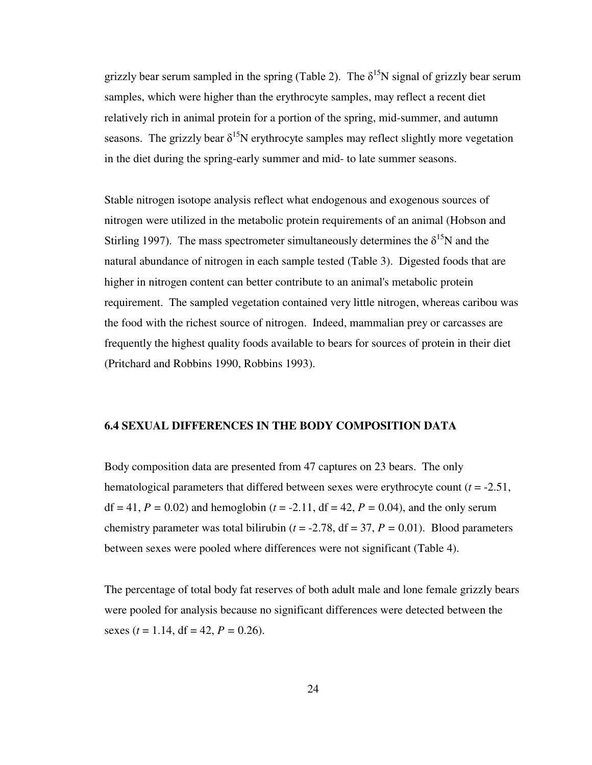grizzly bear serum sampled in the spring (Table 2). The $\delta^{15}N$ signal of grizzly bear serum samples, which were higher than the erythrocyte samples, may reflect a recent diet relatively rich in animal protein for a portion of the spring, mid-summer, and autumn seasons. The grizzly bear $\delta^{15}N$ erythrocyte samples may reflect slightly more vegetation in the diet during the spring-early summer and mid- to late summer seasons.

Stable nitrogen isotope analysis reflect what endogenous and exogenous sources of nitrogen were utilized in the metabolic protein requirements of an animal (Hobson and Stirling 1997). The mass spectrometer simultaneously determines the $\delta^{15}N$ and the natural abundance of nitrogen in each sample tested (Table 3). Digested foods that are higher in nitrogen content can better contribute to an animal's metabolic protein requirement. The sampled vegetation contained very little nitrogen, whereas caribou was the food with the richest source of nitrogen. Indeed, mammalian prey or carcasses are frequently the highest quality foods available to bears for sources of protein in their diet (Pritchard and Robbins 1990, Robbins 1993).

### 6.4 SEXUAL DIFFERENCES IN THE BODY COMPOSITION DATA

Body composition data are presented from 47 captures on 23 bears. The only hematological parameters that differed between sexes were erythrocyte count ($t = -2.51$, df = 41, $P = 0.02$) and hemoglobin ($t = -2.11$, df = 42, $P = 0.04$), and the only serum chemistry parameter was total bilirubin ($t = -2.78$, df = 37, $P = 0.01$). Blood parameters between sexes were pooled where differences were not significant (Table 4).

The percentage of total body fat reserves of both adult male and lone female grizzly bears were pooled for analysis because no significant differences were detected between the sexes ($t = 1.14$, df = 42, $P = 0.26$).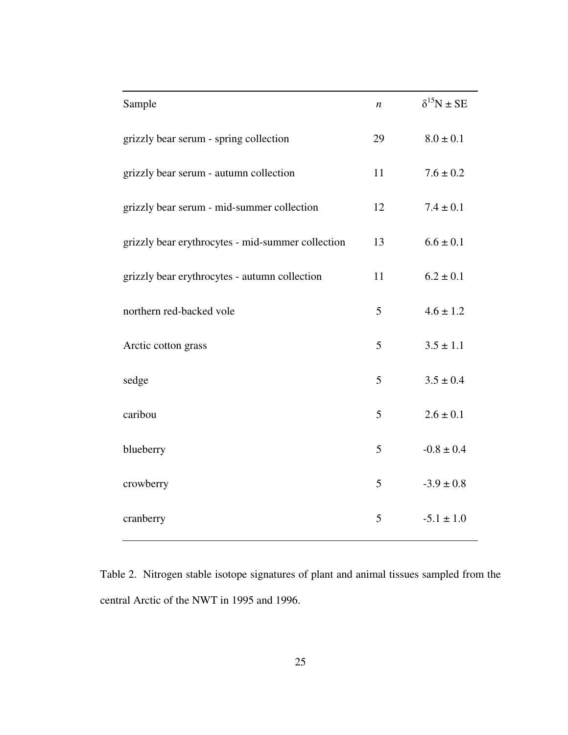| Sample | *n* | $\delta^{15}N \pm SE$ |
|---|---|---|
| grizzly bear serum - spring collection | 29 | 8.0 ± 0.1 |
| grizzly bear serum - autumn collection | 11 | 7.6 ± 0.2 |
| grizzly bear serum - mid-summer collection | 12 | 7.4 ± 0.1 |
| grizzly bear erythrocytes - mid-summer collection | 13 | 6.6 ± 0.1 |
| grizzly bear erythrocytes - autumn collection | 11 | 6.2 ± 0.1 |
| northern red-backed vole | 5 | 4.6 ± 1.2 |
| Arctic cotton grass | 5 | 3.5 ± 1.1 |
| sedge | 5 | 3.5 ± 0.4 |
| caribou | 5 | 2.6 ± 0.1 |
| blueberry | 5 | -0.8 ± 0.4 |
| crowberry | 5 | -3.9 ± 0.8 |
| cranberry | 5 | -5.1 ± 1.0 |

Table 2. Nitrogen stable isotope signatures of plant and animal tissues sampled from the central Arctic of the NWT in 1995 and 1996.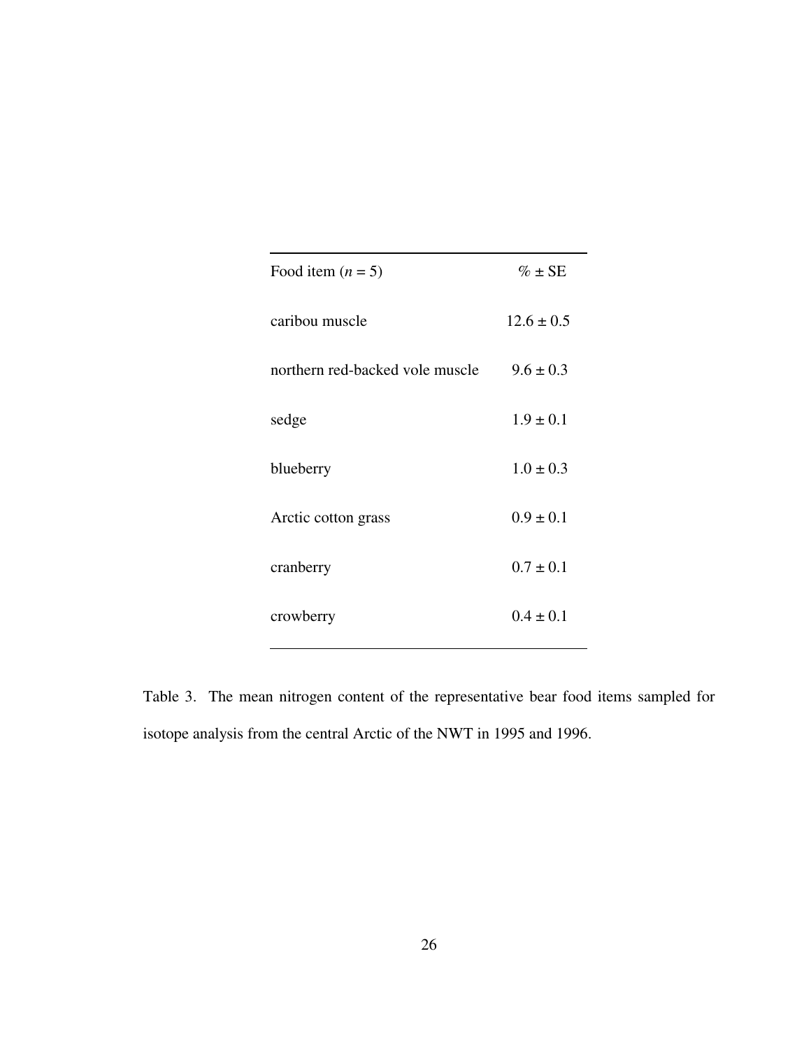| Food item (*n* = 5) | % ± SE |
|---|---|
| caribou muscle | 12.6 ± 0.5 |
| northern red-backed vole muscle | 9.6 ± 0.3 |
| sedge | 1.9 ± 0.1 |
| blueberry | 1.0 ± 0.3 |
| Arctic cotton grass | 0.9 ± 0.1 |
| cranberry | 0.7 ± 0.1 |
| crowberry | 0.4 ± 0.1 |

Table 3. The mean nitrogen content of the representative bear food items sampled for isotope analysis from the central Arctic of the NWT in 1995 and 1996.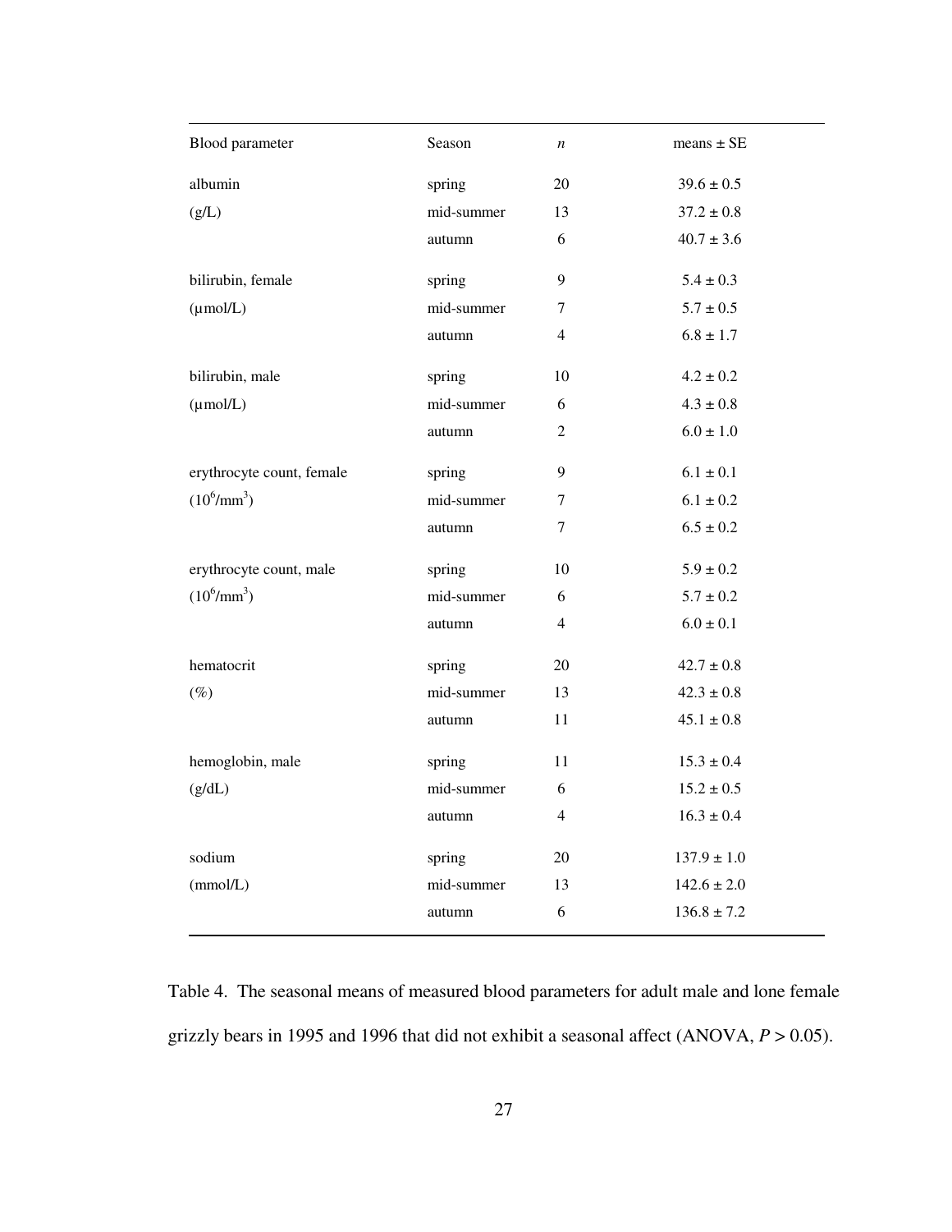| Blood parameter | Season | $n$ | means ± SE |
|---|---|---|---|
| albumin | spring | 20 | 39.6 ± 0.5 |
| (g/L) | mid-summer | 13 | 37.2 ± 0.8 |
| | autumn | 6 | 40.7 ± 3.6 |
| bilirubin, female | spring | 9 | 5.4 ± 0.3 |
| (µmol/L) | mid-summer | 7 | 5.7 ± 0.5 |
| | autumn | 4 | 6.8 ± 1.7 |
| bilirubin, male | spring | 10 | 4.2 ± 0.2 |
| (µmol/L) | mid-summer | 6 | 4.3 ± 0.8 |
| | autumn | 2 | 6.0 ± 1.0 |
| erythrocyte count, female | spring | 9 | 6.1 ± 0.1 |
| ($10^6$/mm$^3$) | mid-summer | 7 | 6.1 ± 0.2 |
| | autumn | 7 | 6.5 ± 0.2 |
| erythrocyte count, male | spring | 10 | 5.9 ± 0.2 |
| ($10^6$/mm$^3$) | mid-summer | 6 | 5.7 ± 0.2 |
| | autumn | 4 | 6.0 ± 0.1 |
| hematocrit | spring | 20 | 42.7 ± 0.8 |
| (%) | mid-summer | 13 | 42.3 ± 0.8 |
| | autumn | 11 | 45.1 ± 0.8 |
| hemoglobin, male | spring | 11 | 15.3 ± 0.4 |
| (g/dL) | mid-summer | 6 | 15.2 ± 0.5 |
| | autumn | 4 | 16.3 ± 0.4 |
| sodium | spring | 20 | 137.9 ± 1.0 |
| (mmol/L) | mid-summer | 13 | 142.6 ± 2.0 |
| | autumn | 6 | 136.8 ± 7.2 |

Table 4. The seasonal means of measured blood parameters for adult male and lone female grizzly bears in 1995 and 1996 that did not exhibit a seasonal affect (ANOVA, $P > 0.05$).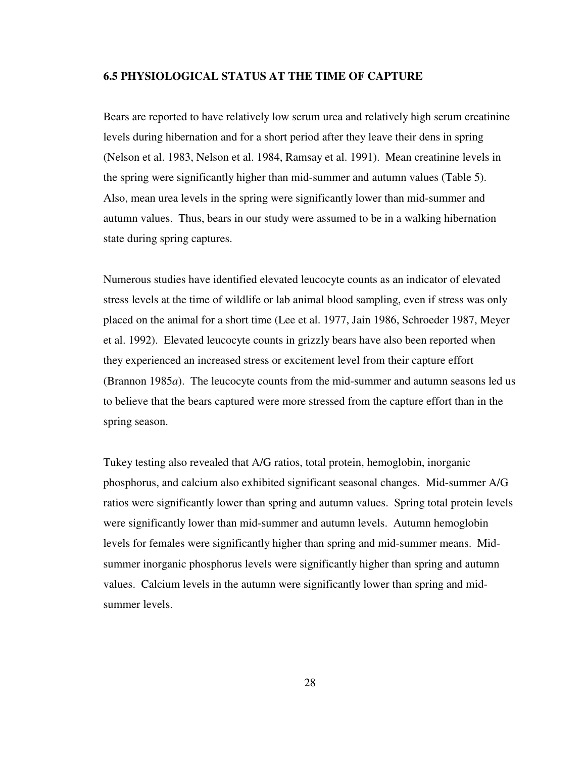### 6.5 PHYSIOLOGICAL STATUS AT THE TIME OF CAPTURE

Bears are reported to have relatively low serum urea and relatively high serum creatinine levels during hibernation and for a short period after they leave their dens in spring (Nelson et al. 1983, Nelson et al. 1984, Ramsay et al. 1991). Mean creatinine levels in the spring were significantly higher than mid-summer and autumn values (Table 5). Also, mean urea levels in the spring were significantly lower than mid-summer and autumn values. Thus, bears in our study were assumed to be in a walking hibernation state during spring captures.

Numerous studies have identified elevated leucocyte counts as an indicator of elevated stress levels at the time of wildlife or lab animal blood sampling, even if stress was only placed on the animal for a short time (Lee et al. 1977, Jain 1986, Schroeder 1987, Meyer et al. 1992). Elevated leucocyte counts in grizzly bears have also been reported when they experienced an increased stress or excitement level from their capture effort (Brannon 1985*a*). The leucocyte counts from the mid-summer and autumn seasons led us to believe that the bears captured were more stressed from the capture effort than in the spring season.

Tukey testing also revealed that A/G ratios, total protein, hemoglobin, inorganic phosphorus, and calcium also exhibited significant seasonal changes. Mid-summer A/G ratios were significantly lower than spring and autumn values. Spring total protein levels were significantly lower than mid-summer and autumn levels. Autumn hemoglobin levels for females were significantly higher than spring and mid-summer means. Mid-summer inorganic phosphorus levels were significantly higher than spring and autumn values. Calcium levels in the autumn were significantly lower than spring and mid-summer levels.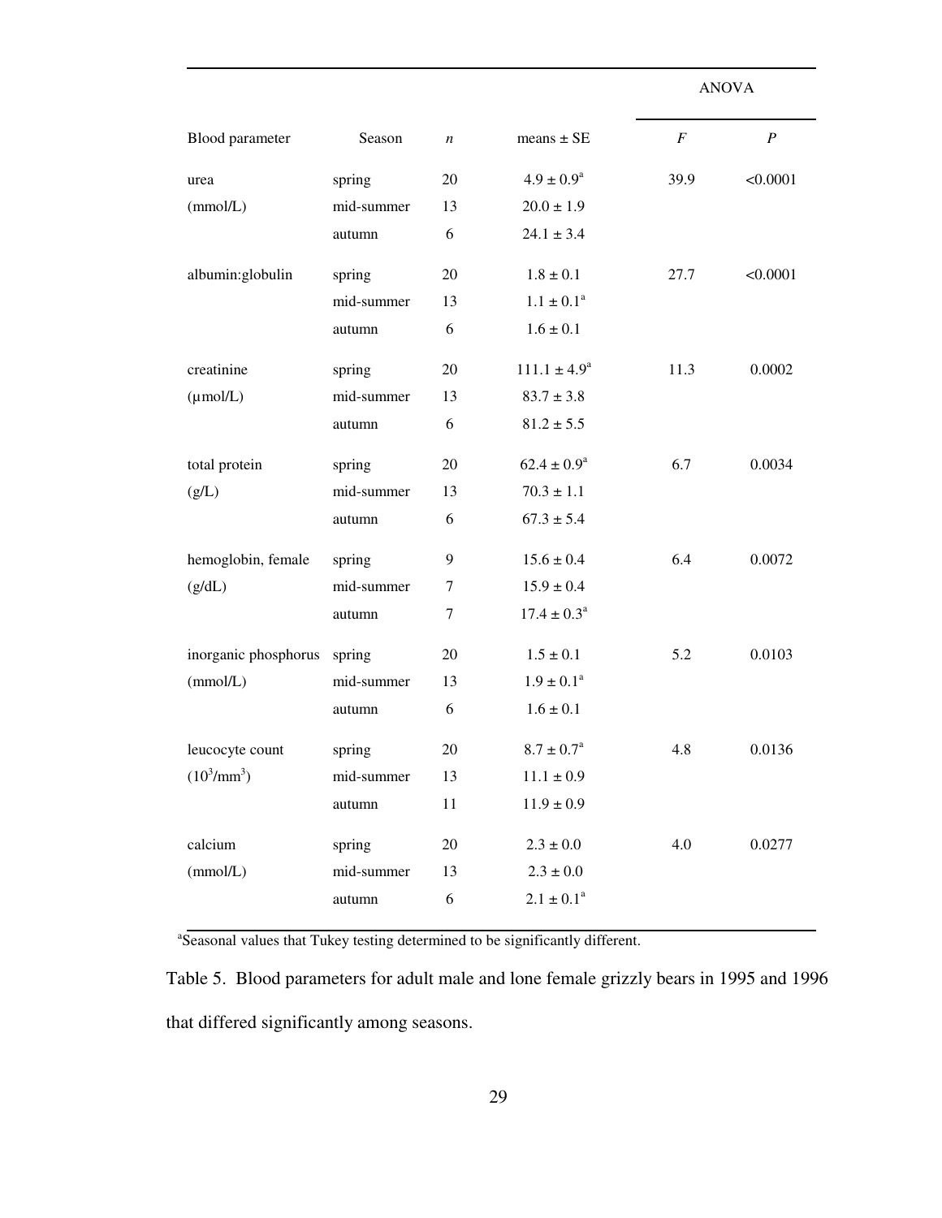| Blood parameter | Season | $n$ | means ± SE | ANOVA $F$ | ANOVA $P$ |
|---|---|---|---|---|---|
| urea | spring | 20 | 4.9 ± 0.9[a] | 39.9 | <0.0001 |
| (mmol/L) | mid-summer | 13 | 20.0 ± 1.9 | | |
| | autumn | 6 | 24.1 ± 3.4 | | |
| albumin:globulin | spring | 20 | 1.8 ± 0.1 | 27.7 | <0.0001 |
| | mid-summer | 13 | 1.1 ± 0.1[a] | | |
| | autumn | 6 | 1.6 ± 0.1 | | |
| creatinine | spring | 20 | 111.1 ± 4.9[a] | 11.3 | 0.0002 |
| (µmol/L) | mid-summer | 13 | 83.7 ± 3.8 | | |
| | autumn | 6 | 81.2 ± 5.5 | | |
| total protein | spring | 20 | 62.4 ± 0.9[a] | 6.7 | 0.0034 |
| (g/L) | mid-summer | 13 | 70.3 ± 1.1 | | |
| | autumn | 6 | 67.3 ± 5.4 | | |
| hemoglobin, female | spring | 9 | 15.6 ± 0.4 | 6.4 | 0.0072 |
| (g/dL) | mid-summer | 7 | 15.9 ± 0.4 | | |
| | autumn | 7 | 17.4 ± 0.3[a] | | |
| inorganic phosphorus | spring | 20 | 1.5 ± 0.1 | 5.2 | 0.0103 |
| (mmol/L) | mid-summer | 13 | 1.9 ± 0.1[a] | | |
| | autumn | 6 | 1.6 ± 0.1 | | |
| leucocyte count | spring | 20 | 8.7 ± 0.7[a] | 4.8 | 0.0136 |
| ($10^3$/mm$^3$) | mid-summer | 13 | 11.1 ± 0.9 | | |
| | autumn | 11 | 11.9 ± 0.9 | | |
| calcium | spring | 20 | 2.3 ± 0.0 | 4.0 | 0.0277 |
| (mmol/L) | mid-summer | 13 | 2.3 ± 0.0 | | |
| | autumn | 6 | 2.1 ± 0.1[a] | | |

[a]Seasonal values that Tukey testing determined to be significantly different.

Table 5. Blood parameters for adult male and lone female grizzly bears in 1995 and 1996 that differed significantly among seasons.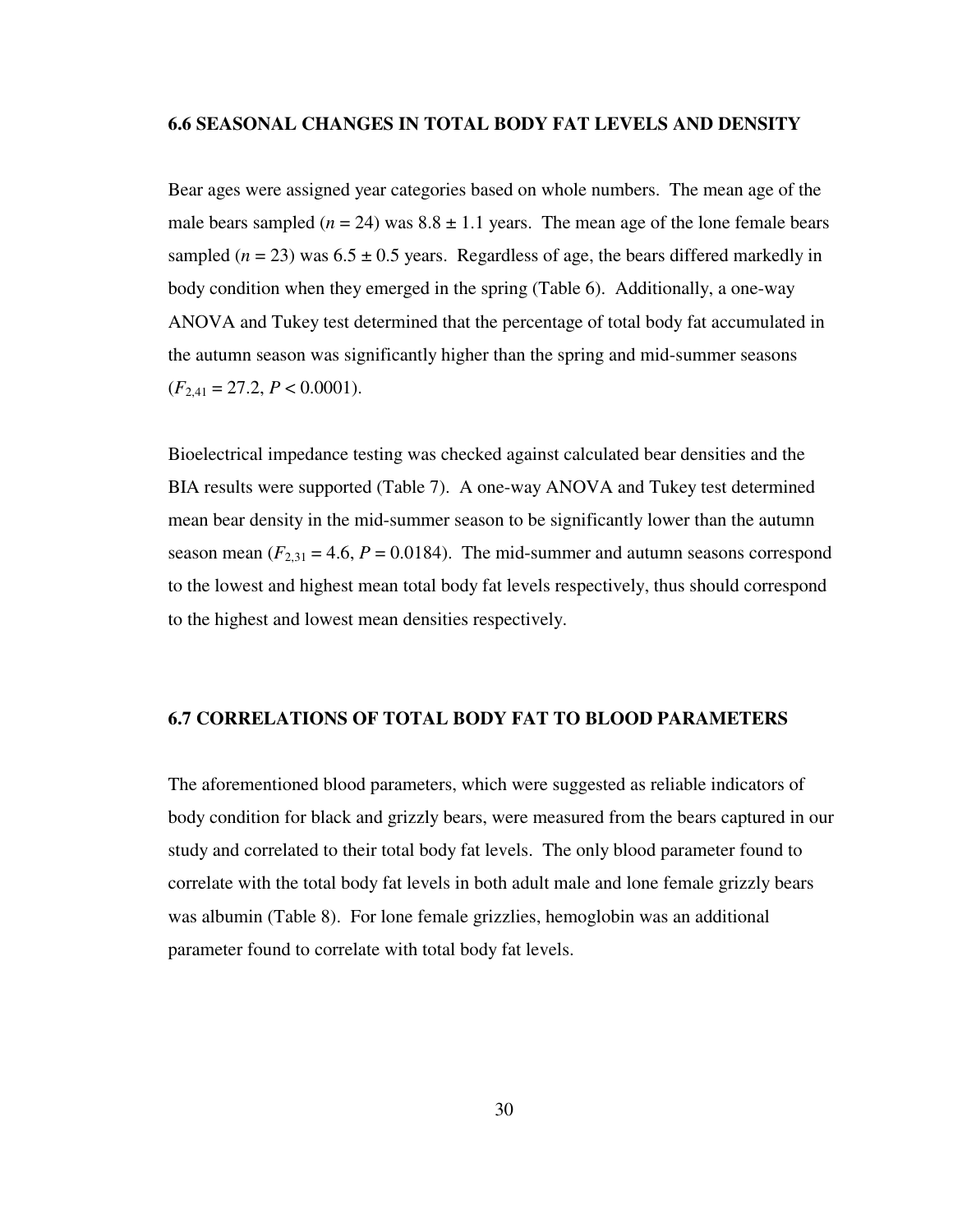### 6.6 SEASONAL CHANGES IN TOTAL BODY FAT LEVELS AND DENSITY

Bear ages were assigned year categories based on whole numbers. The mean age of the male bears sampled (*n* = 24) was 8.8 ± 1.1 years. The mean age of the lone female bears sampled (*n* = 23) was 6.5 ± 0.5 years. Regardless of age, the bears differed markedly in body condition when they emerged in the spring (Table 6). Additionally, a one-way ANOVA and Tukey test determined that the percentage of total body fat accumulated in the autumn season was significantly higher than the spring and mid-summer seasons ($F_{2,41} = 27.2$, $P < 0.0001$).

Bioelectrical impedance testing was checked against calculated bear densities and the BIA results were supported (Table 7). A one-way ANOVA and Tukey test determined mean bear density in the mid-summer season to be significantly lower than the autumn season mean ($F_{2,31} = 4.6$, $P = 0.0184$). The mid-summer and autumn seasons correspond to the lowest and highest mean total body fat levels respectively, thus should correspond to the highest and lowest mean densities respectively.

### 6.7 CORRELATIONS OF TOTAL BODY FAT TO BLOOD PARAMETERS

The aforementioned blood parameters, which were suggested as reliable indicators of body condition for black and grizzly bears, were measured from the bears captured in our study and correlated to their total body fat levels. The only blood parameter found to correlate with the total body fat levels in both adult male and lone female grizzly bears was albumin (Table 8). For lone female grizzlies, hemoglobin was an additional parameter found to correlate with total body fat levels.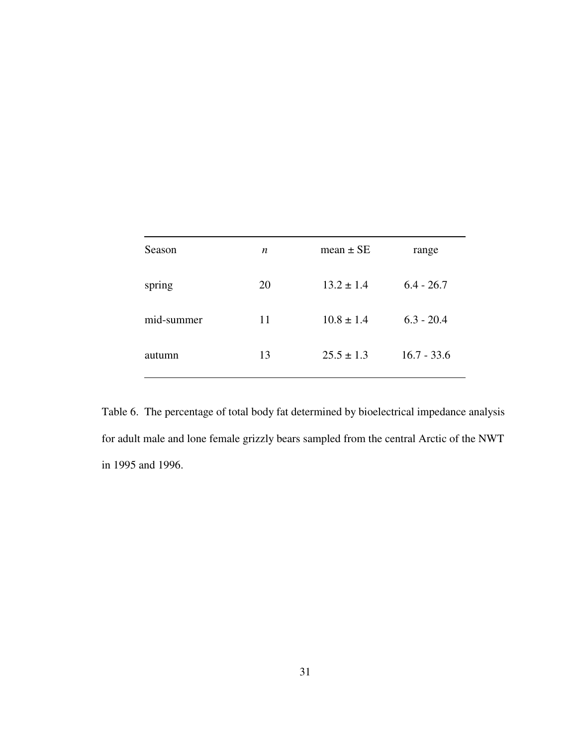| Season | $n$ | mean ± SE | range |
|---|---|---|---|
| spring | 20 | 13.2 ± 1.4 | 6.4 - 26.7 |
| mid-summer | 11 | 10.8 ± 1.4 | 6.3 - 20.4 |
| autumn | 13 | 25.5 ± 1.3 | 16.7 - 33.6 |

Table 6. The percentage of total body fat determined by bioelectrical impedance analysis for adult male and lone female grizzly bears sampled from the central Arctic of the NWT in 1995 and 1996.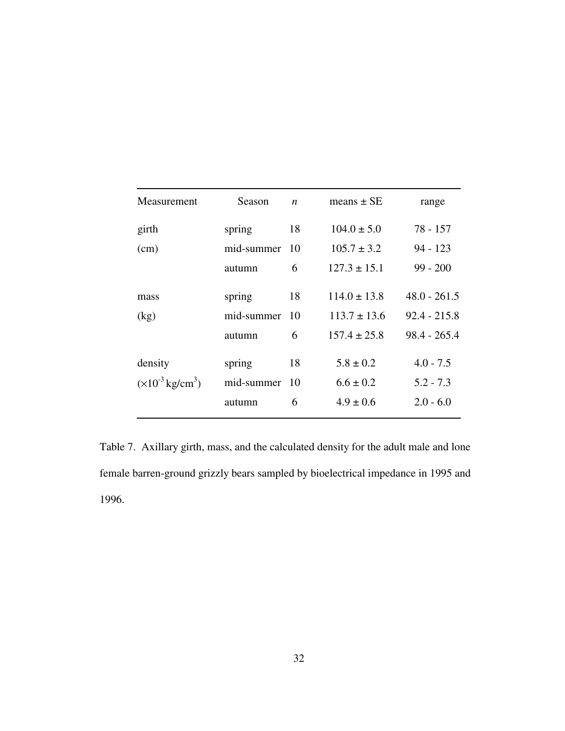| Measurement | Season | *n* | means ± SE | range |
|---|---|---|---|---|
| girth | spring | 18 | 104.0 ± 5.0 | 78 - 157 |
| (cm) | mid-summer | 10 | 105.7 ± 3.2 | 94 - 123 |
| | autumn | 6 | 127.3 ± 15.1 | 99 - 200 |
| mass | spring | 18 | 114.0 ± 13.8 | 48.0 - 261.5 |
| (kg) | mid-summer | 10 | 113.7 ± 13.6 | 92.4 - 215.8 |
| | autumn | 6 | 157.4 ± 25.8 | 98.4 - 265.4 |
| density | spring | 18 | 5.8 ± 0.2 | 4.0 - 7.5 |
| ($\times 10^{-3}$ kg/cm$^3$) | mid-summer | 10 | 6.6 ± 0.2 | 5.2 - 7.3 |
| | autumn | 6 | 4.9 ± 0.6 | 2.0 - 6.0 |

Table 7. Axillary girth, mass, and the calculated density for the adult male and lone female barren-ground grizzly bears sampled by bioelectrical impedance in 1995 and 1996.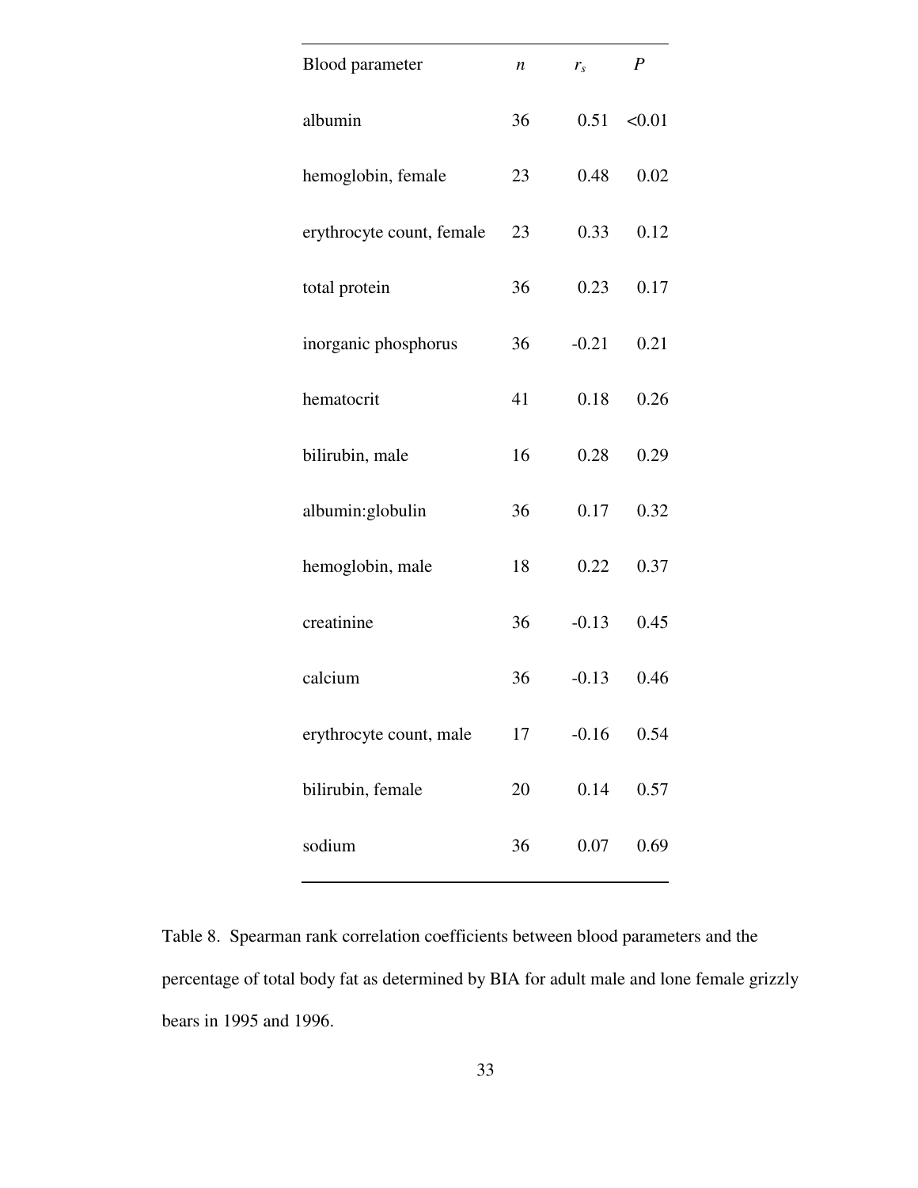| Blood parameter | $n$ | $r_s$ | $P$ |
|---|---|---|---|
| albumin | 36 | 0.51 | <0.01 |
| hemoglobin, female | 23 | 0.48 | 0.02 |
| erythrocyte count, female | 23 | 0.33 | 0.12 |
| total protein | 36 | 0.23 | 0.17 |
| inorganic phosphorus | 36 | -0.21 | 0.21 |
| hematocrit | 41 | 0.18 | 0.26 |
| bilirubin, male | 16 | 0.28 | 0.29 |
| albumin:globulin | 36 | 0.17 | 0.32 |
| hemoglobin, male | 18 | 0.22 | 0.37 |
| creatinine | 36 | -0.13 | 0.45 |
| calcium | 36 | -0.13 | 0.46 |
| erythrocyte count, male | 17 | -0.16 | 0.54 |
| bilirubin, female | 20 | 0.14 | 0.57 |
| sodium | 36 | 0.07 | 0.69 |

Table 8. Spearman rank correlation coefficients between blood parameters and the percentage of total body fat as determined by BIA for adult male and lone female grizzly bears in 1995 and 1996.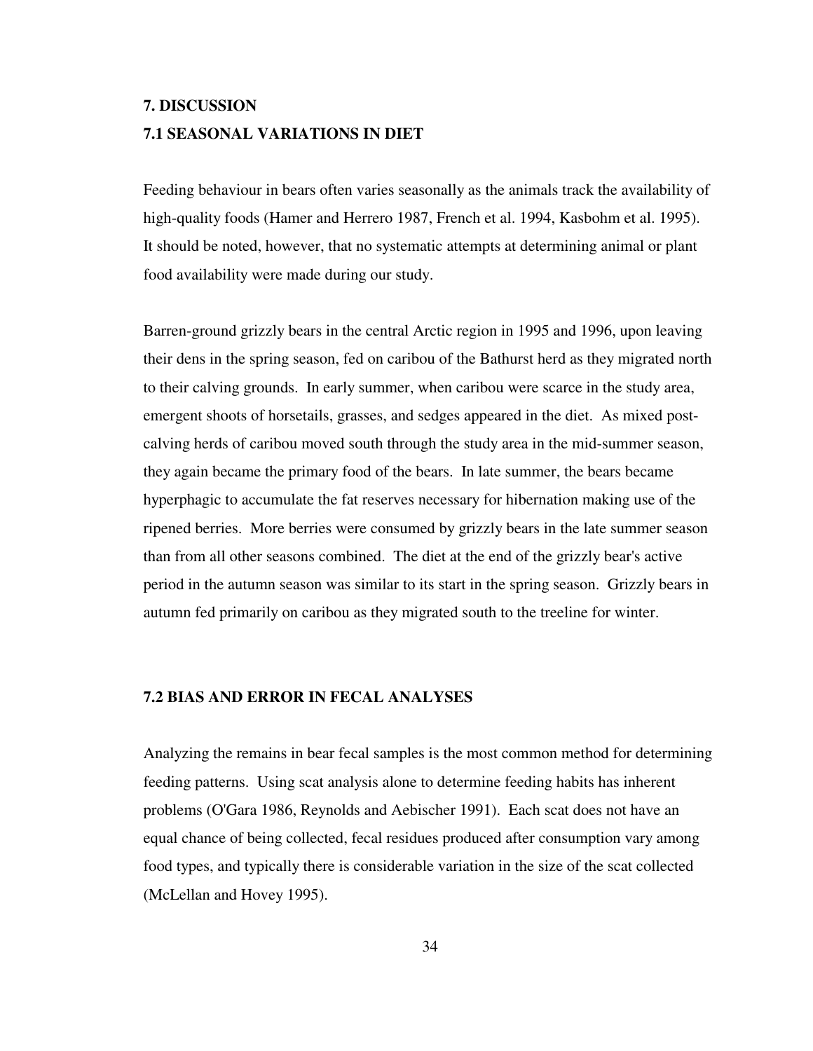# 7. DISCUSSION

## 7.1 SEASONAL VARIATIONS IN DIET

Feeding behaviour in bears often varies seasonally as the animals track the availability of high-quality foods (Hamer and Herrero 1987, French et al. 1994, Kasbohm et al. 1995). It should be noted, however, that no systematic attempts at determining animal or plant food availability were made during our study.

Barren-ground grizzly bears in the central Arctic region in 1995 and 1996, upon leaving their dens in the spring season, fed on caribou of the Bathurst herd as they migrated north to their calving grounds. In early summer, when caribou were scarce in the study area, emergent shoots of horsetails, grasses, and sedges appeared in the diet. As mixed post-calving herds of caribou moved south through the study area in the mid-summer season, they again became the primary food of the bears. In late summer, the bears became hyperphagic to accumulate the fat reserves necessary for hibernation making use of the ripened berries. More berries were consumed by grizzly bears in the late summer season than from all other seasons combined. The diet at the end of the grizzly bear's active period in the autumn season was similar to its start in the spring season. Grizzly bears in autumn fed primarily on caribou as they migrated south to the treeline for winter.

## 7.2 BIAS AND ERROR IN FECAL ANALYSES

Analyzing the remains in bear fecal samples is the most common method for determining feeding patterns. Using scat analysis alone to determine feeding habits has inherent problems (O'Gara 1986, Reynolds and Aebischer 1991). Each scat does not have an equal chance of being collected, fecal residues produced after consumption vary among food types, and typically there is considerable variation in the size of the scat collected (McLellan and Hovey 1995).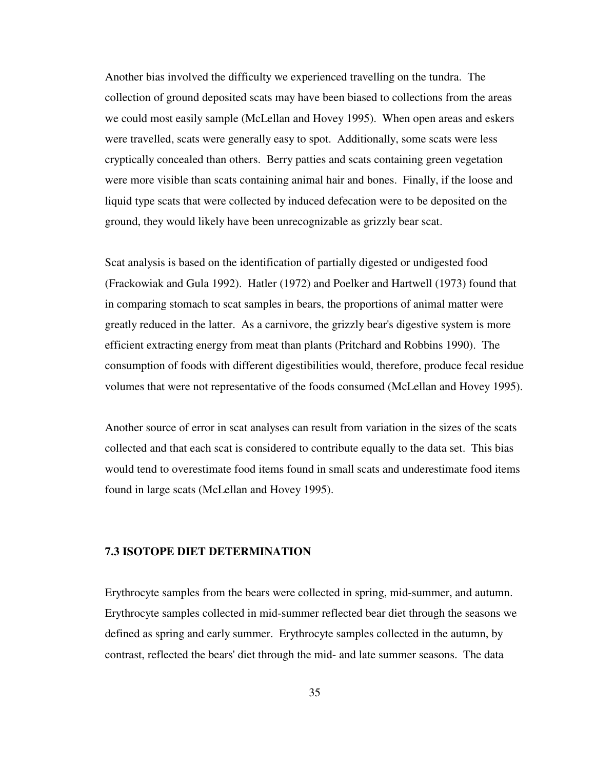Another bias involved the difficulty we experienced travelling on the tundra. The collection of ground deposited scats may have been biased to collections from the areas we could most easily sample (McLellan and Hovey 1995). When open areas and eskers were travelled, scats were generally easy to spot. Additionally, some scats were less cryptically concealed than others. Berry patties and scats containing green vegetation were more visible than scats containing animal hair and bones. Finally, if the loose and liquid type scats that were collected by induced defecation were to be deposited on the ground, they would likely have been unrecognizable as grizzly bear scat.

Scat analysis is based on the identification of partially digested or undigested food (Frackowiak and Gula 1992). Hatler (1972) and Poelker and Hartwell (1973) found that in comparing stomach to scat samples in bears, the proportions of animal matter were greatly reduced in the latter. As a carnivore, the grizzly bear's digestive system is more efficient extracting energy from meat than plants (Pritchard and Robbins 1990). The consumption of foods with different digestibilities would, therefore, produce fecal residue volumes that were not representative of the foods consumed (McLellan and Hovey 1995).

Another source of error in scat analyses can result from variation in the sizes of the scats collected and that each scat is considered to contribute equally to the data set. This bias would tend to overestimate food items found in small scats and underestimate food items found in large scats (McLellan and Hovey 1995).

### 7.3 ISOTOPE DIET DETERMINATION

Erythrocyte samples from the bears were collected in spring, mid-summer, and autumn. Erythrocyte samples collected in mid-summer reflected bear diet through the seasons we defined as spring and early summer. Erythrocyte samples collected in the autumn, by contrast, reflected the bears' diet through the mid- and late summer seasons. The data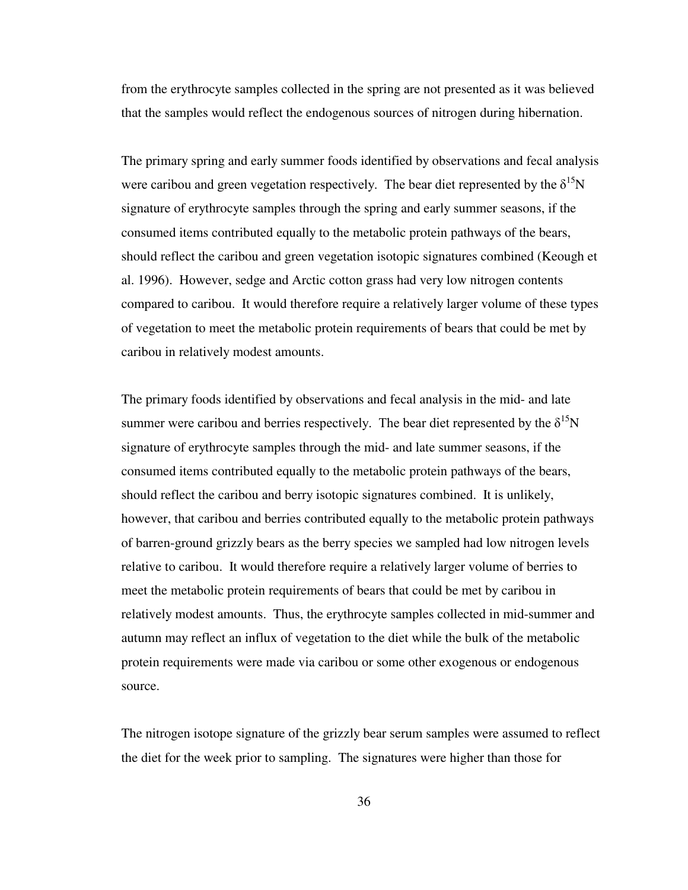from the erythrocyte samples collected in the spring are not presented as it was believed that the samples would reflect the endogenous sources of nitrogen during hibernation.

The primary spring and early summer foods identified by observations and fecal analysis were caribou and green vegetation respectively. The bear diet represented by the $\delta^{15}N$ signature of erythrocyte samples through the spring and early summer seasons, if the consumed items contributed equally to the metabolic protein pathways of the bears, should reflect the caribou and green vegetation isotopic signatures combined (Keough et al. 1996). However, sedge and Arctic cotton grass had very low nitrogen contents compared to caribou. It would therefore require a relatively larger volume of these types of vegetation to meet the metabolic protein requirements of bears that could be met by caribou in relatively modest amounts.

The primary foods identified by observations and fecal analysis in the mid- and late summer were caribou and berries respectively. The bear diet represented by the $\delta^{15}N$ signature of erythrocyte samples through the mid- and late summer seasons, if the consumed items contributed equally to the metabolic protein pathways of the bears, should reflect the caribou and berry isotopic signatures combined. It is unlikely, however, that caribou and berries contributed equally to the metabolic protein pathways of barren-ground grizzly bears as the berry species we sampled had low nitrogen levels relative to caribou. It would therefore require a relatively larger volume of berries to meet the metabolic protein requirements of bears that could be met by caribou in relatively modest amounts. Thus, the erythrocyte samples collected in mid-summer and autumn may reflect an influx of vegetation to the diet while the bulk of the metabolic protein requirements were made via caribou or some other exogenous or endogenous source.

The nitrogen isotope signature of the grizzly bear serum samples were assumed to reflect the diet for the week prior to sampling. The signatures were higher than those for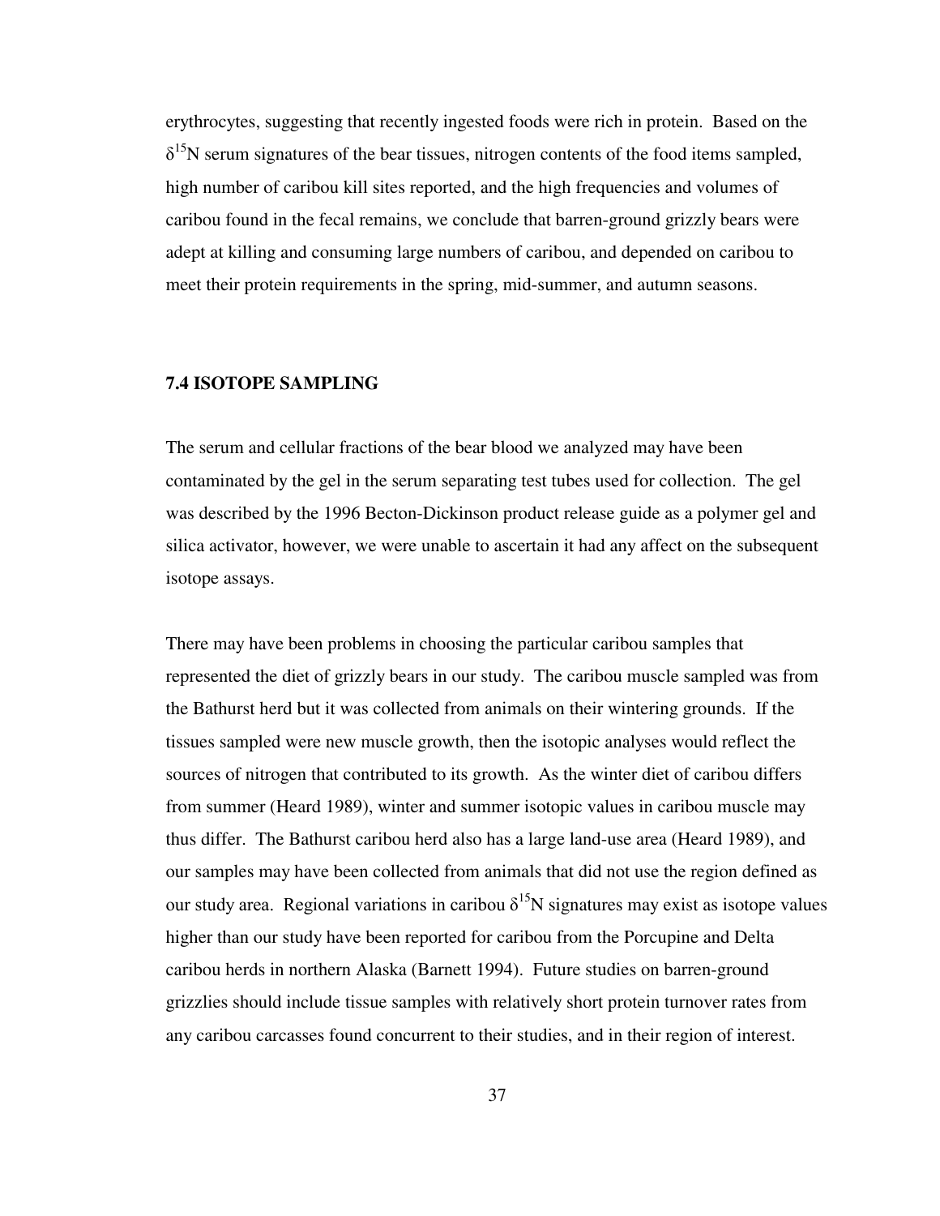erythrocytes, suggesting that recently ingested foods were rich in protein. Based on the $\delta^{15}N$ serum signatures of the bear tissues, nitrogen contents of the food items sampled, high number of caribou kill sites reported, and the high frequencies and volumes of caribou found in the fecal remains, we conclude that barren-ground grizzly bears were adept at killing and consuming large numbers of caribou, and depended on caribou to meet their protein requirements in the spring, mid-summer, and autumn seasons.

### 7.4 ISOTOPE SAMPLING

The serum and cellular fractions of the bear blood we analyzed may have been contaminated by the gel in the serum separating test tubes used for collection. The gel was described by the 1996 Becton-Dickinson product release guide as a polymer gel and silica activator, however, we were unable to ascertain it had any affect on the subsequent isotope assays.

There may have been problems in choosing the particular caribou samples that represented the diet of grizzly bears in our study. The caribou muscle sampled was from the Bathurst herd but it was collected from animals on their wintering grounds. If the tissues sampled were new muscle growth, then the isotopic analyses would reflect the sources of nitrogen that contributed to its growth. As the winter diet of caribou differs from summer (Heard 1989), winter and summer isotopic values in caribou muscle may thus differ. The Bathurst caribou herd also has a large land-use area (Heard 1989), and our samples may have been collected from animals that did not use the region defined as our study area. Regional variations in caribou $\delta^{15}N$ signatures may exist as isotope values higher than our study have been reported for caribou from the Porcupine and Delta caribou herds in northern Alaska (Barnett 1994). Future studies on barren-ground grizzlies should include tissue samples with relatively short protein turnover rates from any caribou carcasses found concurrent to their studies, and in their region of interest.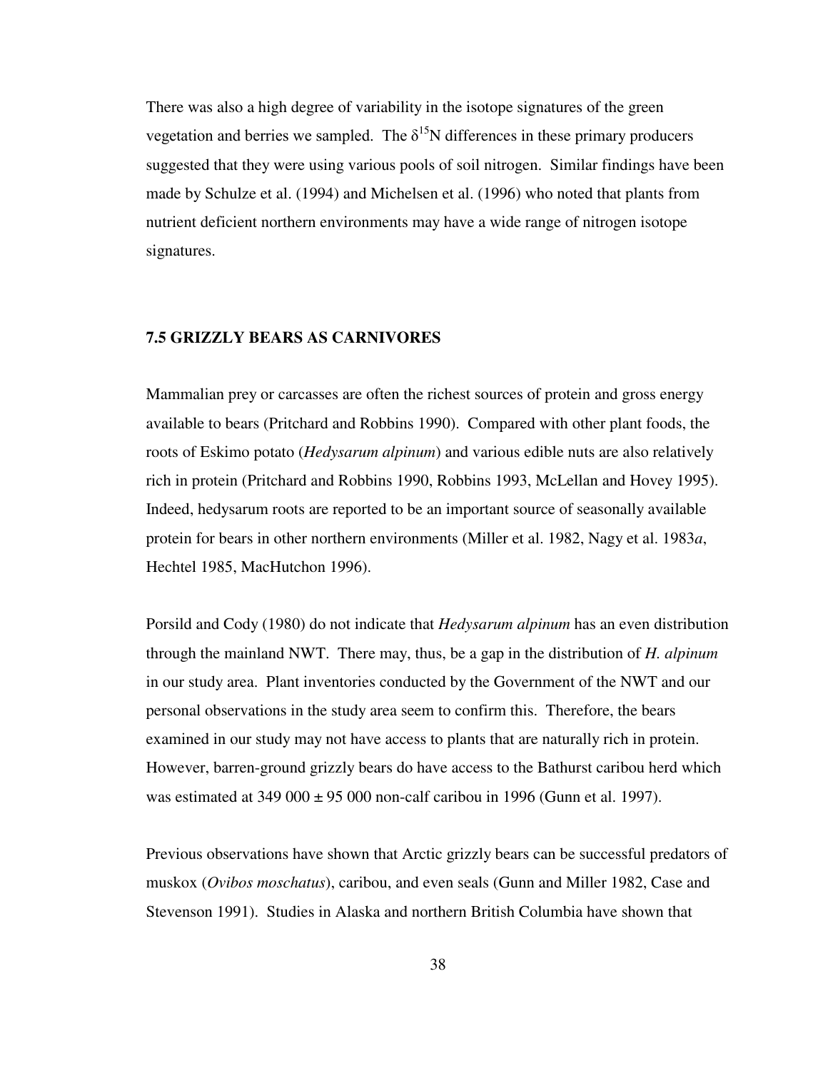There was also a high degree of variability in the isotope signatures of the green vegetation and berries we sampled. The $\delta^{15}N$ differences in these primary producers suggested that they were using various pools of soil nitrogen. Similar findings have been made by Schulze et al. (1994) and Michelsen et al. (1996) who noted that plants from nutrient deficient northern environments may have a wide range of nitrogen isotope signatures.

### 7.5 GRIZZLY BEARS AS CARNIVORES

Mammalian prey or carcasses are often the richest sources of protein and gross energy available to bears (Pritchard and Robbins 1990). Compared with other plant foods, the roots of Eskimo potato (*Hedysarum alpinum*) and various edible nuts are also relatively rich in protein (Pritchard and Robbins 1990, Robbins 1993, McLellan and Hovey 1995). Indeed, hedysarum roots are reported to be an important source of seasonally available protein for bears in other northern environments (Miller et al. 1982, Nagy et al. 1983*a*, Hechtel 1985, MacHutchon 1996).

Porsild and Cody (1980) do not indicate that *Hedysarum alpinum* has an even distribution through the mainland NWT. There may, thus, be a gap in the distribution of *H. alpinum* in our study area. Plant inventories conducted by the Government of the NWT and our personal observations in the study area seem to confirm this. Therefore, the bears examined in our study may not have access to plants that are naturally rich in protein. However, barren-ground grizzly bears do have access to the Bathurst caribou herd which was estimated at 349 000 ± 95 000 non-calf caribou in 1996 (Gunn et al. 1997).

Previous observations have shown that Arctic grizzly bears can be successful predators of muskox (*Ovibos moschatus*), caribou, and even seals (Gunn and Miller 1982, Case and Stevenson 1991). Studies in Alaska and northern British Columbia have shown that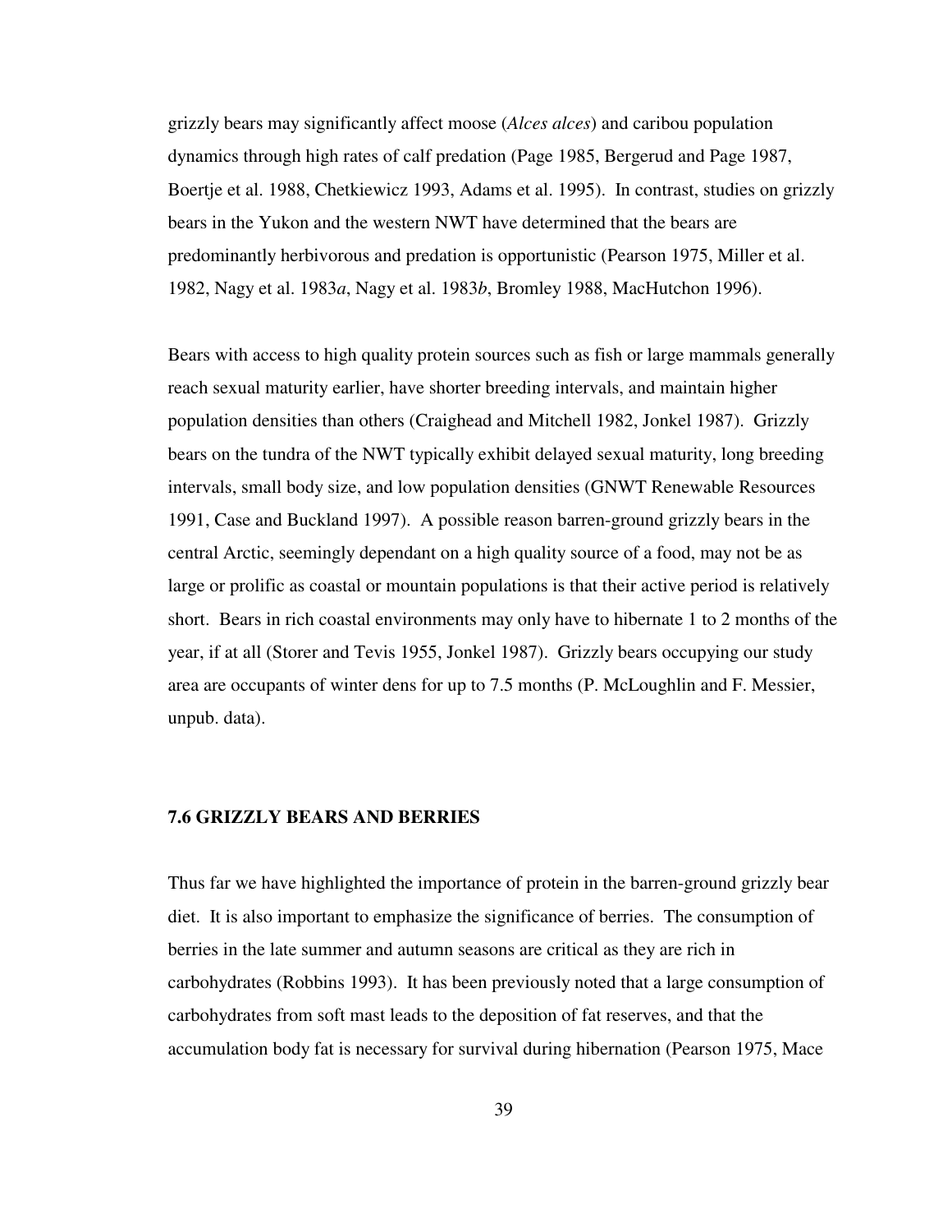grizzly bears may significantly affect moose (*Alces alces*) and caribou population dynamics through high rates of calf predation (Page 1985, Bergerud and Page 1987, Boertje et al. 1988, Chetkiewicz 1993, Adams et al. 1995). In contrast, studies on grizzly bears in the Yukon and the western NWT have determined that the bears are predominantly herbivorous and predation is opportunistic (Pearson 1975, Miller et al. 1982, Nagy et al. 1983*a*, Nagy et al. 1983*b*, Bromley 1988, MacHutchon 1996).

Bears with access to high quality protein sources such as fish or large mammals generally reach sexual maturity earlier, have shorter breeding intervals, and maintain higher population densities than others (Craighead and Mitchell 1982, Jonkel 1987). Grizzly bears on the tundra of the NWT typically exhibit delayed sexual maturity, long breeding intervals, small body size, and low population densities (GNWT Renewable Resources 1991, Case and Buckland 1997). A possible reason barren-ground grizzly bears in the central Arctic, seemingly dependant on a high quality source of a food, may not be as large or prolific as coastal or mountain populations is that their active period is relatively short. Bears in rich coastal environments may only have to hibernate 1 to 2 months of the year, if at all (Storer and Tevis 1955, Jonkel 1987). Grizzly bears occupying our study area are occupants of winter dens for up to 7.5 months (P. McLoughlin and F. Messier, unpub. data).

### 7.6 GRIZZLY BEARS AND BERRIES

Thus far we have highlighted the importance of protein in the barren-ground grizzly bear diet. It is also important to emphasize the significance of berries. The consumption of berries in the late summer and autumn seasons are critical as they are rich in carbohydrates (Robbins 1993). It has been previously noted that a large consumption of carbohydrates from soft mast leads to the deposition of fat reserves, and that the accumulation body fat is necessary for survival during hibernation (Pearson 1975, Mace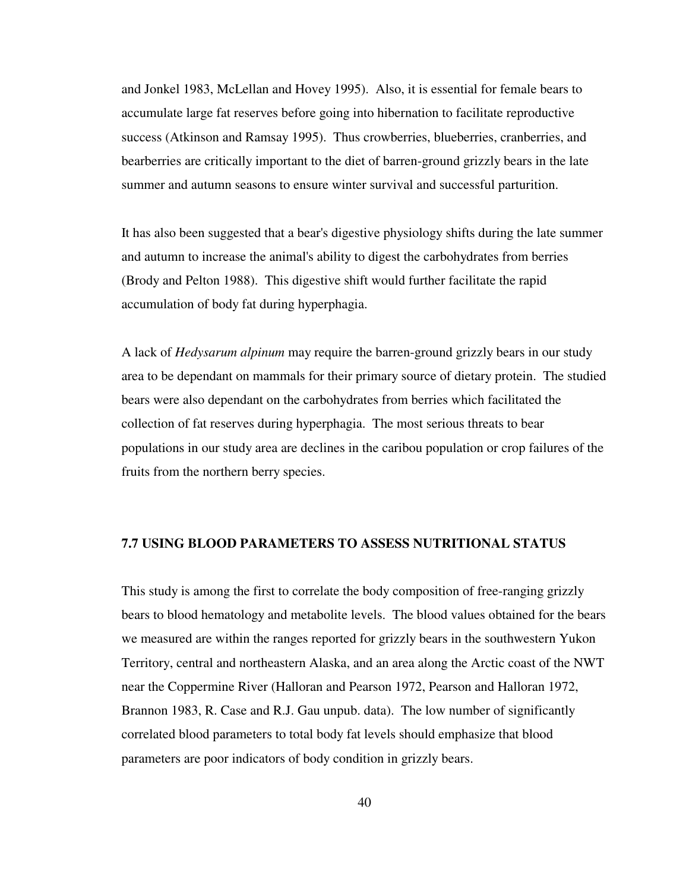and Jonkel 1983, McLellan and Hovey 1995). Also, it is essential for female bears to accumulate large fat reserves before going into hibernation to facilitate reproductive success (Atkinson and Ramsay 1995). Thus crowberries, blueberries, cranberries, and bearberries are critically important to the diet of barren-ground grizzly bears in the late summer and autumn seasons to ensure winter survival and successful parturition.

It has also been suggested that a bear's digestive physiology shifts during the late summer and autumn to increase the animal's ability to digest the carbohydrates from berries (Brody and Pelton 1988). This digestive shift would further facilitate the rapid accumulation of body fat during hyperphagia.

A lack of *Hedysarum alpinum* may require the barren-ground grizzly bears in our study area to be dependant on mammals for their primary source of dietary protein. The studied bears were also dependant on the carbohydrates from berries which facilitated the collection of fat reserves during hyperphagia. The most serious threats to bear populations in our study area are declines in the caribou population or crop failures of the fruits from the northern berry species.

### 7.7 USING BLOOD PARAMETERS TO ASSESS NUTRITIONAL STATUS

This study is among the first to correlate the body composition of free-ranging grizzly bears to blood hematology and metabolite levels. The blood values obtained for the bears we measured are within the ranges reported for grizzly bears in the southwestern Yukon Territory, central and northeastern Alaska, and an area along the Arctic coast of the NWT near the Coppermine River (Halloran and Pearson 1972, Pearson and Halloran 1972, Brannon 1983, R. Case and R.J. Gau unpub. data). The low number of significantly correlated blood parameters to total body fat levels should emphasize that blood parameters are poor indicators of body condition in grizzly bears.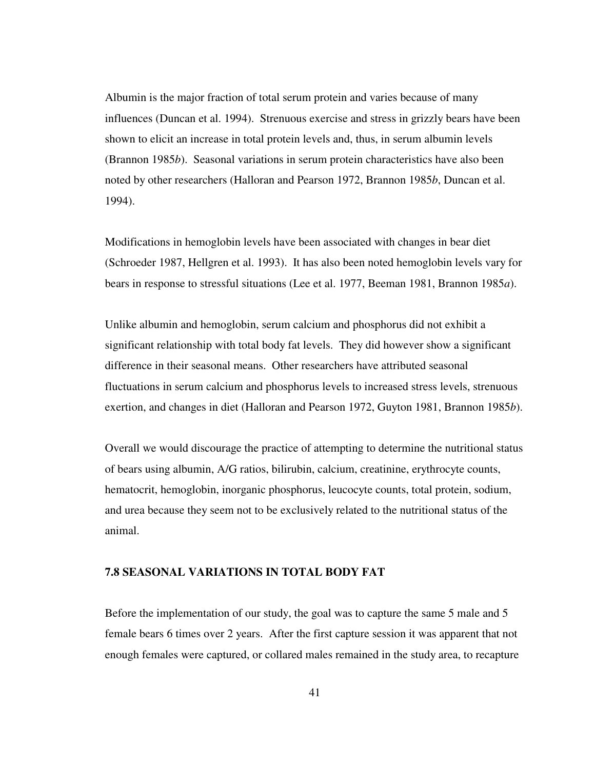Albumin is the major fraction of total serum protein and varies because of many influences (Duncan et al. 1994). Strenuous exercise and stress in grizzly bears have been shown to elicit an increase in total protein levels and, thus, in serum albumin levels (Brannon 1985*b*). Seasonal variations in serum protein characteristics have also been noted by other researchers (Halloran and Pearson 1972, Brannon 1985*b*, Duncan et al. 1994).

Modifications in hemoglobin levels have been associated with changes in bear diet (Schroeder 1987, Hellgren et al. 1993). It has also been noted hemoglobin levels vary for bears in response to stressful situations (Lee et al. 1977, Beeman 1981, Brannon 1985*a*).

Unlike albumin and hemoglobin, serum calcium and phosphorus did not exhibit a significant relationship with total body fat levels. They did however show a significant difference in their seasonal means. Other researchers have attributed seasonal fluctuations in serum calcium and phosphorus levels to increased stress levels, strenuous exertion, and changes in diet (Halloran and Pearson 1972, Guyton 1981, Brannon 1985*b*).

Overall we would discourage the practice of attempting to determine the nutritional status of bears using albumin, A/G ratios, bilirubin, calcium, creatinine, erythrocyte counts, hematocrit, hemoglobin, inorganic phosphorus, leucocyte counts, total protein, sodium, and urea because they seem not to be exclusively related to the nutritional status of the animal.

### 7.8 SEASONAL VARIATIONS IN TOTAL BODY FAT

Before the implementation of our study, the goal was to capture the same 5 male and 5 female bears 6 times over 2 years. After the first capture session it was apparent that not enough females were captured, or collared males remained in the study area, to recapture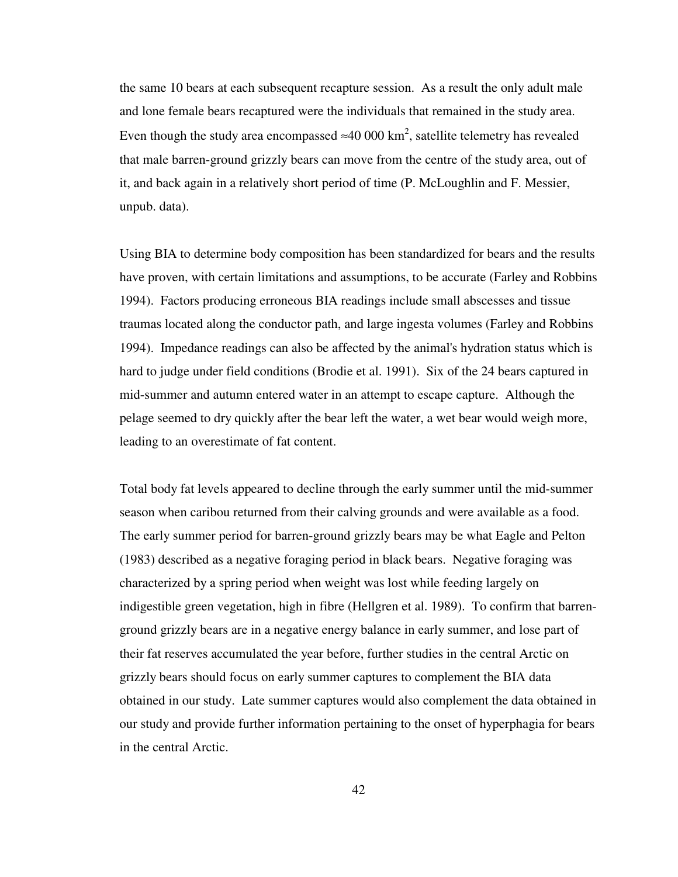the same 10 bears at each subsequent recapture session. As a result the only adult male and lone female bears recaptured were the individuals that remained in the study area. Even though the study area encompassed ≈40 000 km$^2$, satellite telemetry has revealed that male barren-ground grizzly bears can move from the centre of the study area, out of it, and back again in a relatively short period of time (P. McLoughlin and F. Messier, unpub. data).

Using BIA to determine body composition has been standardized for bears and the results have proven, with certain limitations and assumptions, to be accurate (Farley and Robbins 1994). Factors producing erroneous BIA readings include small abscesses and tissue traumas located along the conductor path, and large ingesta volumes (Farley and Robbins 1994). Impedance readings can also be affected by the animal's hydration status which is hard to judge under field conditions (Brodie et al. 1991). Six of the 24 bears captured in mid-summer and autumn entered water in an attempt to escape capture. Although the pelage seemed to dry quickly after the bear left the water, a wet bear would weigh more, leading to an overestimate of fat content.

Total body fat levels appeared to decline through the early summer until the mid-summer season when caribou returned from their calving grounds and were available as a food. The early summer period for barren-ground grizzly bears may be what Eagle and Pelton (1983) described as a negative foraging period in black bears. Negative foraging was characterized by a spring period when weight was lost while feeding largely on indigestible green vegetation, high in fibre (Hellgren et al. 1989). To confirm that barren-ground grizzly bears are in a negative energy balance in early summer, and lose part of their fat reserves accumulated the year before, further studies in the central Arctic on grizzly bears should focus on early summer captures to complement the BIA data obtained in our study. Late summer captures would also complement the data obtained in our study and provide further information pertaining to the onset of hyperphagia for bears in the central Arctic.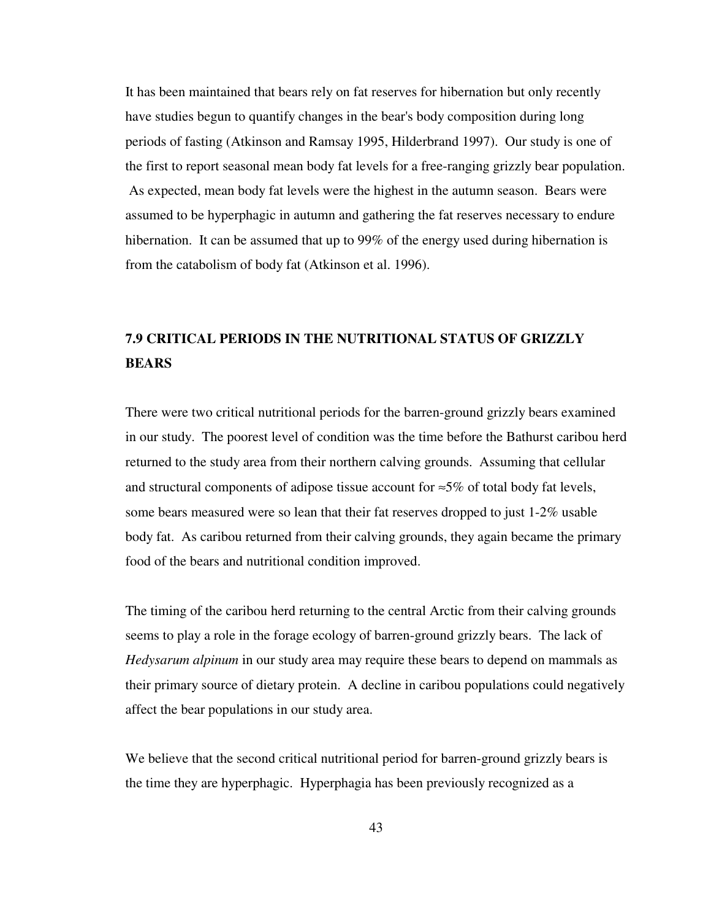It has been maintained that bears rely on fat reserves for hibernation but only recently have studies begun to quantify changes in the bear's body composition during long periods of fasting (Atkinson and Ramsay 1995, Hilderbrand 1997). Our study is one of the first to report seasonal mean body fat levels for a free-ranging grizzly bear population. As expected, mean body fat levels were the highest in the autumn season. Bears were assumed to be hyperphagic in autumn and gathering the fat reserves necessary to endure hibernation. It can be assumed that up to 99% of the energy used during hibernation is from the catabolism of body fat (Atkinson et al. 1996).

## 7.9 CRITICAL PERIODS IN THE NUTRITIONAL STATUS OF GRIZZLY BEARS

There were two critical nutritional periods for the barren-ground grizzly bears examined in our study. The poorest level of condition was the time before the Bathurst caribou herd returned to the study area from their northern calving grounds. Assuming that cellular and structural components of adipose tissue account for ≈5% of total body fat levels, some bears measured were so lean that their fat reserves dropped to just 1-2% usable body fat. As caribou returned from their calving grounds, they again became the primary food of the bears and nutritional condition improved.

The timing of the caribou herd returning to the central Arctic from their calving grounds seems to play a role in the forage ecology of barren-ground grizzly bears. The lack of *Hedysarum alpinum* in our study area may require these bears to depend on mammals as their primary source of dietary protein. A decline in caribou populations could negatively affect the bear populations in our study area.

We believe that the second critical nutritional period for barren-ground grizzly bears is the time they are hyperphagic. Hyperphagia has been previously recognized as a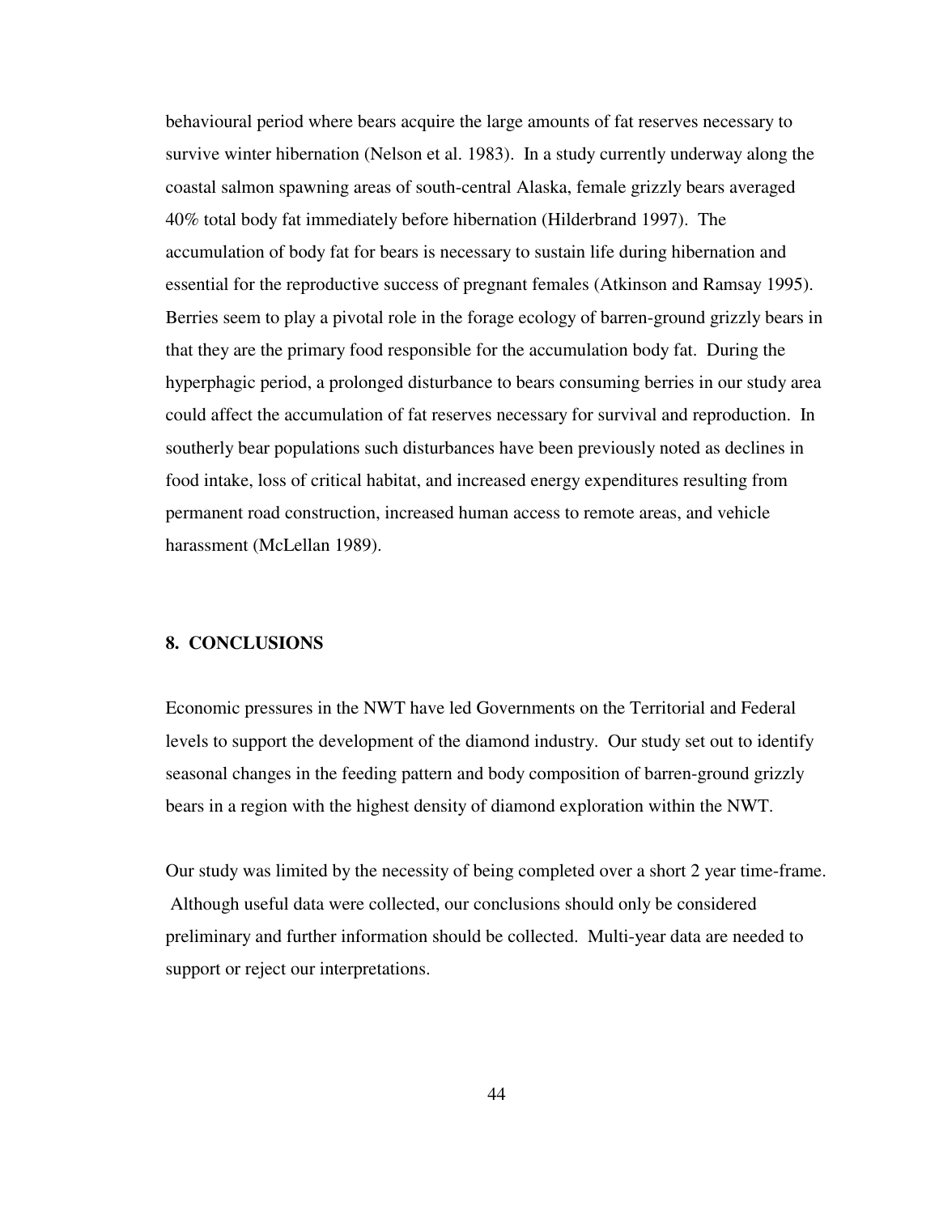behavioural period where bears acquire the large amounts of fat reserves necessary to survive winter hibernation (Nelson et al. 1983). In a study currently underway along the coastal salmon spawning areas of south-central Alaska, female grizzly bears averaged 40% total body fat immediately before hibernation (Hilderbrand 1997). The accumulation of body fat for bears is necessary to sustain life during hibernation and essential for the reproductive success of pregnant females (Atkinson and Ramsay 1995). Berries seem to play a pivotal role in the forage ecology of barren-ground grizzly bears in that they are the primary food responsible for the accumulation body fat. During the hyperphagic period, a prolonged disturbance to bears consuming berries in our study area could affect the accumulation of fat reserves necessary for survival and reproduction. In southerly bear populations such disturbances have been previously noted as declines in food intake, loss of critical habitat, and increased energy expenditures resulting from permanent road construction, increased human access to remote areas, and vehicle harassment (McLellan 1989).

## 8. CONCLUSIONS

Economic pressures in the NWT have led Governments on the Territorial and Federal levels to support the development of the diamond industry. Our study set out to identify seasonal changes in the feeding pattern and body composition of barren-ground grizzly bears in a region with the highest density of diamond exploration within the NWT.

Our study was limited by the necessity of being completed over a short 2 year time-frame. Although useful data were collected, our conclusions should only be considered preliminary and further information should be collected. Multi-year data are needed to support or reject our interpretations.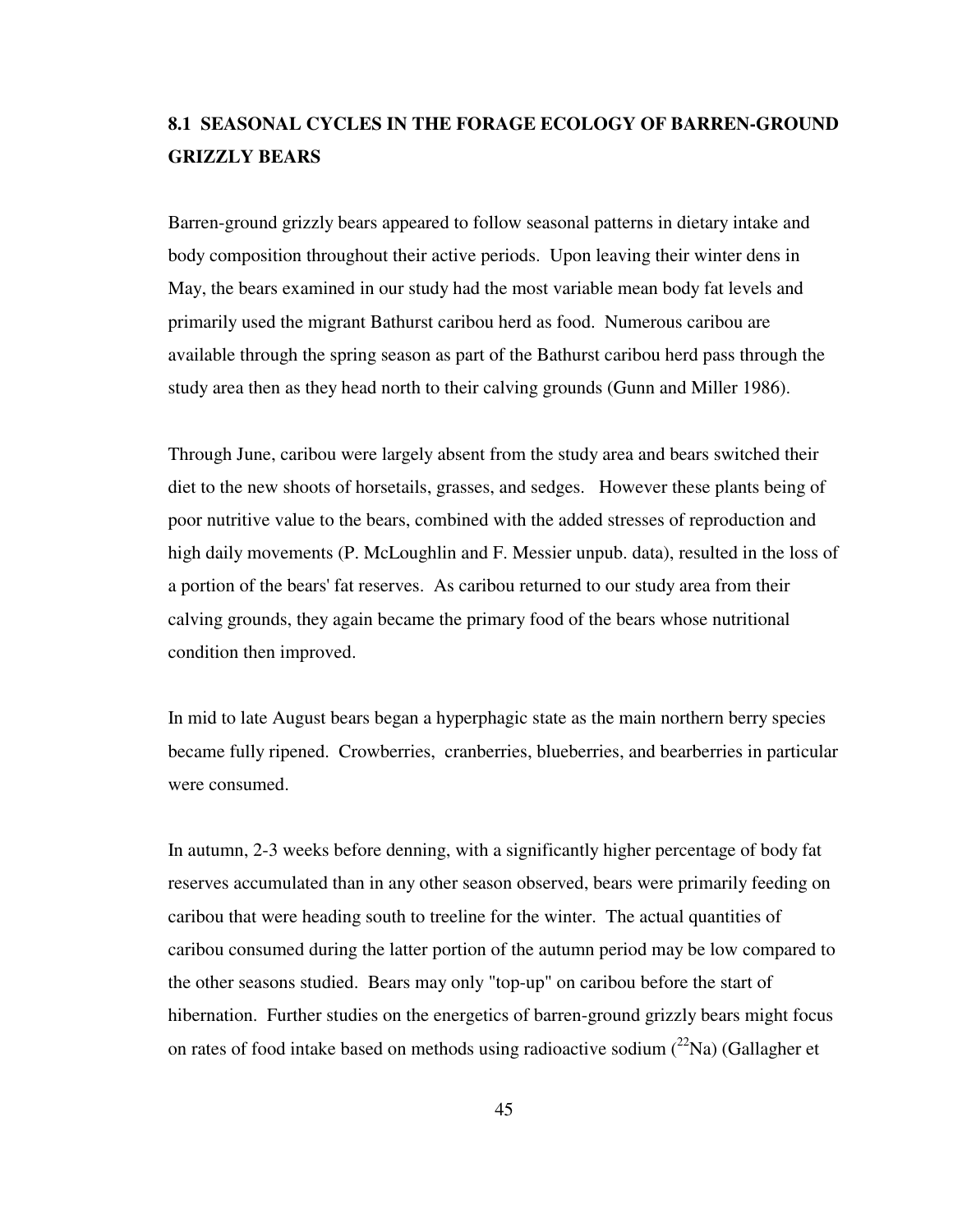## 8.1 SEASONAL CYCLES IN THE FORAGE ECOLOGY OF BARREN-GROUND GRIZZLY BEARS

Barren-ground grizzly bears appeared to follow seasonal patterns in dietary intake and body composition throughout their active periods. Upon leaving their winter dens in May, the bears examined in our study had the most variable mean body fat levels and primarily used the migrant Bathurst caribou herd as food. Numerous caribou are available through the spring season as part of the Bathurst caribou herd pass through the study area then as they head north to their calving grounds (Gunn and Miller 1986).

Through June, caribou were largely absent from the study area and bears switched their diet to the new shoots of horsetails, grasses, and sedges. However these plants being of poor nutritive value to the bears, combined with the added stresses of reproduction and high daily movements (P. McLoughlin and F. Messier unpub. data), resulted in the loss of a portion of the bears' fat reserves. As caribou returned to our study area from their calving grounds, they again became the primary food of the bears whose nutritional condition then improved.

In mid to late August bears began a hyperphagic state as the main northern berry species became fully ripened. Crowberries, cranberries, blueberries, and bearberries in particular were consumed.

In autumn, 2-3 weeks before denning, with a significantly higher percentage of body fat reserves accumulated than in any other season observed, bears were primarily feeding on caribou that were heading south to treeline for the winter. The actual quantities of caribou consumed during the latter portion of the autumn period may be low compared to the other seasons studied. Bears may only "top-up" on caribou before the start of hibernation. Further studies on the energetics of barren-ground grizzly bears might focus on rates of food intake based on methods using radioactive sodium ($^{22}$Na) (Gallagher et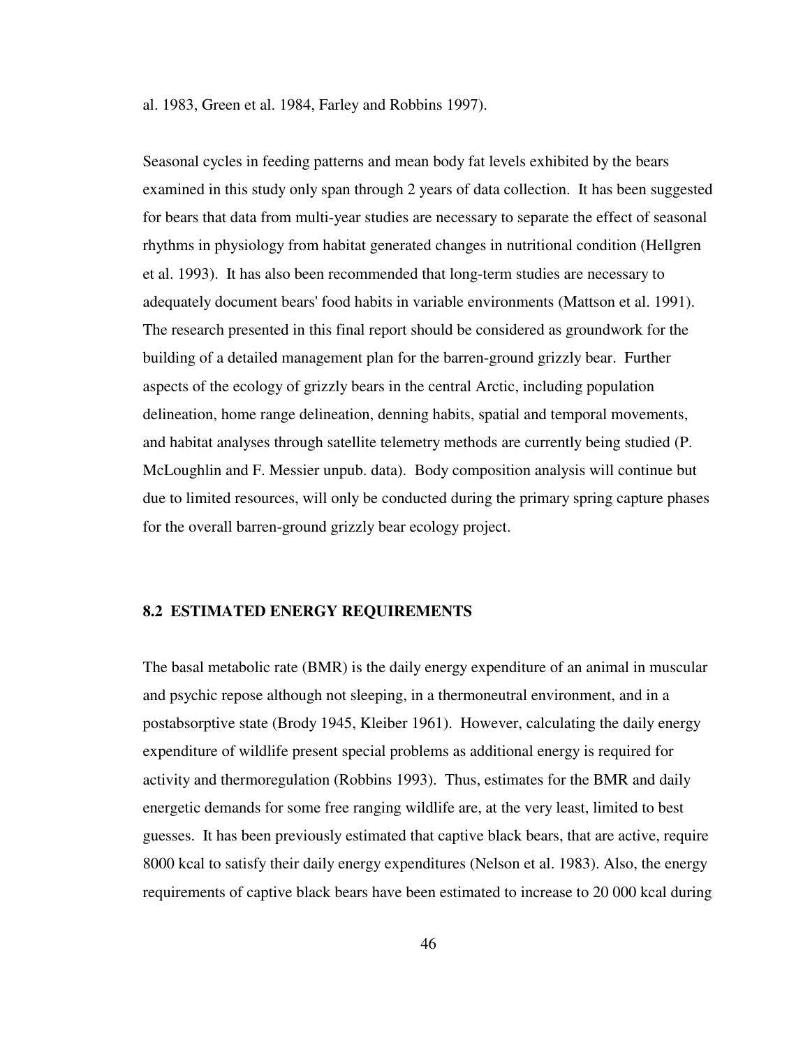al. 1983, Green et al. 1984, Farley and Robbins 1997).

Seasonal cycles in feeding patterns and mean body fat levels exhibited by the bears examined in this study only span through 2 years of data collection. It has been suggested for bears that data from multi-year studies are necessary to separate the effect of seasonal rhythms in physiology from habitat generated changes in nutritional condition (Hellgren et al. 1993). It has also been recommended that long-term studies are necessary to adequately document bears' food habits in variable environments (Mattson et al. 1991). The research presented in this final report should be considered as groundwork for the building of a detailed management plan for the barren-ground grizzly bear. Further aspects of the ecology of grizzly bears in the central Arctic, including population delineation, home range delineation, denning habits, spatial and temporal movements, and habitat analyses through satellite telemetry methods are currently being studied (P. McLoughlin and F. Messier unpub. data). Body composition analysis will continue but due to limited resources, will only be conducted during the primary spring capture phases for the overall barren-ground grizzly bear ecology project.

### 8.2 ESTIMATED ENERGY REQUIREMENTS

The basal metabolic rate (BMR) is the daily energy expenditure of an animal in muscular and psychic repose although not sleeping, in a thermoneutral environment, and in a postabsorptive state (Brody 1945, Kleiber 1961). However, calculating the daily energy expenditure of wildlife present special problems as additional energy is required for activity and thermoregulation (Robbins 1993). Thus, estimates for the BMR and daily energetic demands for some free ranging wildlife are, at the very least, limited to best guesses. It has been previously estimated that captive black bears, that are active, require 8000 kcal to satisfy their daily energy expenditures (Nelson et al. 1983). Also, the energy requirements of captive black bears have been estimated to increase to 20 000 kcal during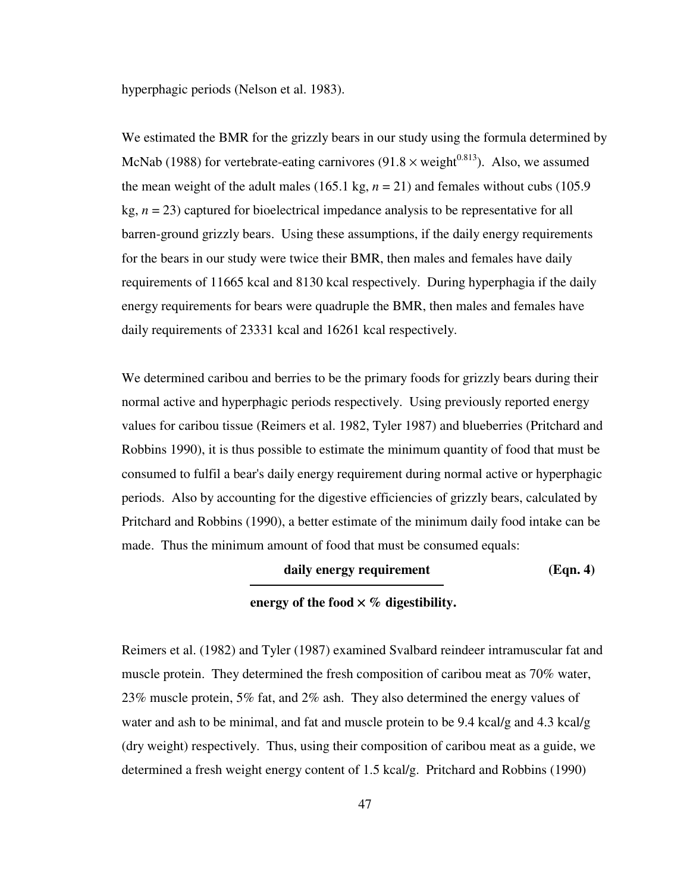hyperphagic periods (Nelson et al. 1983).

We estimated the BMR for the grizzly bears in our study using the formula determined by McNab (1988) for vertebrate-eating carnivores ($91.8 \times \text{weight}^{0.813}$). Also, we assumed the mean weight of the adult males (165.1 kg, $n = 21$) and females without cubs (105.9 kg, $n = 23$) captured for bioelectrical impedance analysis to be representative for all barren-ground grizzly bears. Using these assumptions, if the daily energy requirements for the bears in our study were twice their BMR, then males and females have daily requirements of 11665 kcal and 8130 kcal respectively. During hyperphagia if the daily energy requirements for bears were quadruple the BMR, then males and females have daily requirements of 23331 kcal and 16261 kcal respectively.

We determined caribou and berries to be the primary foods for grizzly bears during their normal active and hyperphagic periods respectively. Using previously reported energy values for caribou tissue (Reimers et al. 1982, Tyler 1987) and blueberries (Pritchard and Robbins 1990), it is thus possible to estimate the minimum quantity of food that must be consumed to fulfil a bear's daily energy requirement during normal active or hyperphagic periods. Also by accounting for the digestive efficiencies of grizzly bears, calculated by Pritchard and Robbins (1990), a better estimate of the minimum daily food intake can be made. Thus the minimum amount of food that must be consumed equals:

$$\frac{\textbf{daily energy requirement}}{\textbf{energy of the food} \times \textbf{\% digestibility.}} \qquad \textbf{(Eqn. 4)}$$

Reimers et al. (1982) and Tyler (1987) examined Svalbard reindeer intramuscular fat and muscle protein. They determined the fresh composition of caribou meat as 70% water, 23% muscle protein, 5% fat, and 2% ash. They also determined the energy values of water and ash to be minimal, and fat and muscle protein to be 9.4 kcal/g and 4.3 kcal/g (dry weight) respectively. Thus, using their composition of caribou meat as a guide, we determined a fresh weight energy content of 1.5 kcal/g. Pritchard and Robbins (1990)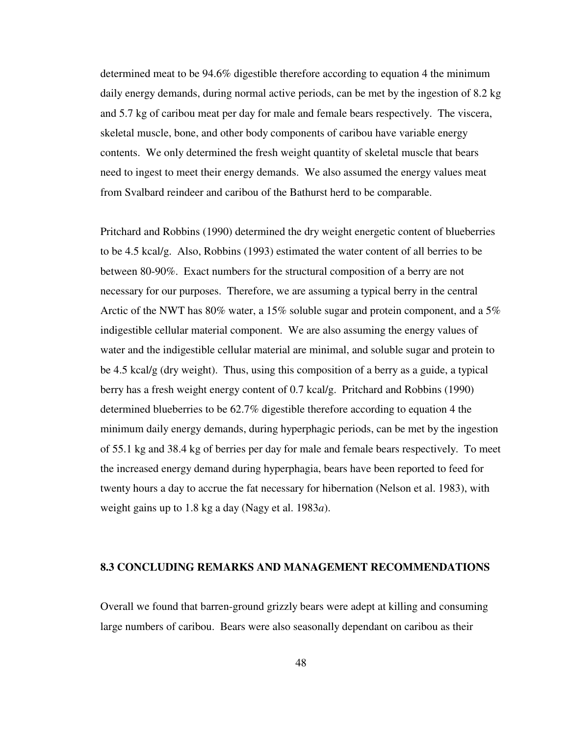determined meat to be 94.6% digestible therefore according to equation 4 the minimum daily energy demands, during normal active periods, can be met by the ingestion of 8.2 kg and 5.7 kg of caribou meat per day for male and female bears respectively. The viscera, skeletal muscle, bone, and other body components of caribou have variable energy contents. We only determined the fresh weight quantity of skeletal muscle that bears need to ingest to meet their energy demands. We also assumed the energy values meat from Svalbard reindeer and caribou of the Bathurst herd to be comparable.

Pritchard and Robbins (1990) determined the dry weight energetic content of blueberries to be 4.5 kcal/g. Also, Robbins (1993) estimated the water content of all berries to be between 80-90%. Exact numbers for the structural composition of a berry are not necessary for our purposes. Therefore, we are assuming a typical berry in the central Arctic of the NWT has 80% water, a 15% soluble sugar and protein component, and a 5% indigestible cellular material component. We are also assuming the energy values of water and the indigestible cellular material are minimal, and soluble sugar and protein to be 4.5 kcal/g (dry weight). Thus, using this composition of a berry as a guide, a typical berry has a fresh weight energy content of 0.7 kcal/g. Pritchard and Robbins (1990) determined blueberries to be 62.7% digestible therefore according to equation 4 the minimum daily energy demands, during hyperphagic periods, can be met by the ingestion of 55.1 kg and 38.4 kg of berries per day for male and female bears respectively. To meet the increased energy demand during hyperphagia, bears have been reported to feed for twenty hours a day to accrue the fat necessary for hibernation (Nelson et al. 1983), with weight gains up to 1.8 kg a day (Nagy et al. 1983*a*).

## 8.3 CONCLUDING REMARKS AND MANAGEMENT RECOMMENDATIONS

Overall we found that barren-ground grizzly bears were adept at killing and consuming large numbers of caribou. Bears were also seasonally dependant on caribou as their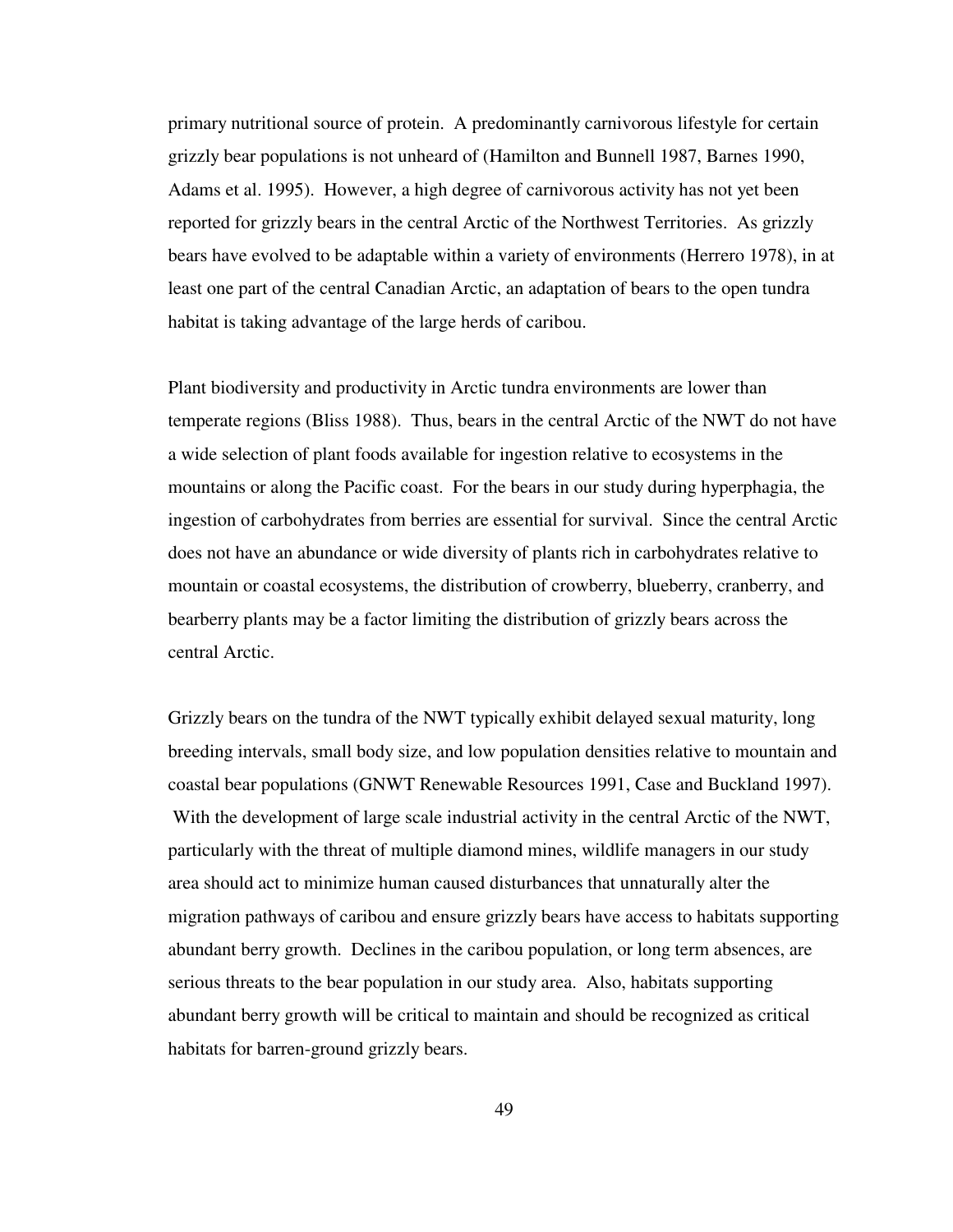primary nutritional source of protein. A predominantly carnivorous lifestyle for certain grizzly bear populations is not unheard of (Hamilton and Bunnell 1987, Barnes 1990, Adams et al. 1995). However, a high degree of carnivorous activity has not yet been reported for grizzly bears in the central Arctic of the Northwest Territories. As grizzly bears have evolved to be adaptable within a variety of environments (Herrero 1978), in at least one part of the central Canadian Arctic, an adaptation of bears to the open tundra habitat is taking advantage of the large herds of caribou.

Plant biodiversity and productivity in Arctic tundra environments are lower than temperate regions (Bliss 1988). Thus, bears in the central Arctic of the NWT do not have a wide selection of plant foods available for ingestion relative to ecosystems in the mountains or along the Pacific coast. For the bears in our study during hyperphagia, the ingestion of carbohydrates from berries are essential for survival. Since the central Arctic does not have an abundance or wide diversity of plants rich in carbohydrates relative to mountain or coastal ecosystems, the distribution of crowberry, blueberry, cranberry, and bearberry plants may be a factor limiting the distribution of grizzly bears across the central Arctic.

Grizzly bears on the tundra of the NWT typically exhibit delayed sexual maturity, long breeding intervals, small body size, and low population densities relative to mountain and coastal bear populations (GNWT Renewable Resources 1991, Case and Buckland 1997). With the development of large scale industrial activity in the central Arctic of the NWT, particularly with the threat of multiple diamond mines, wildlife managers in our study area should act to minimize human caused disturbances that unnaturally alter the migration pathways of caribou and ensure grizzly bears have access to habitats supporting abundant berry growth. Declines in the caribou population, or long term absences, are serious threats to the bear population in our study area. Also, habitats supporting abundant berry growth will be critical to maintain and should be recognized as critical habitats for barren-ground grizzly bears.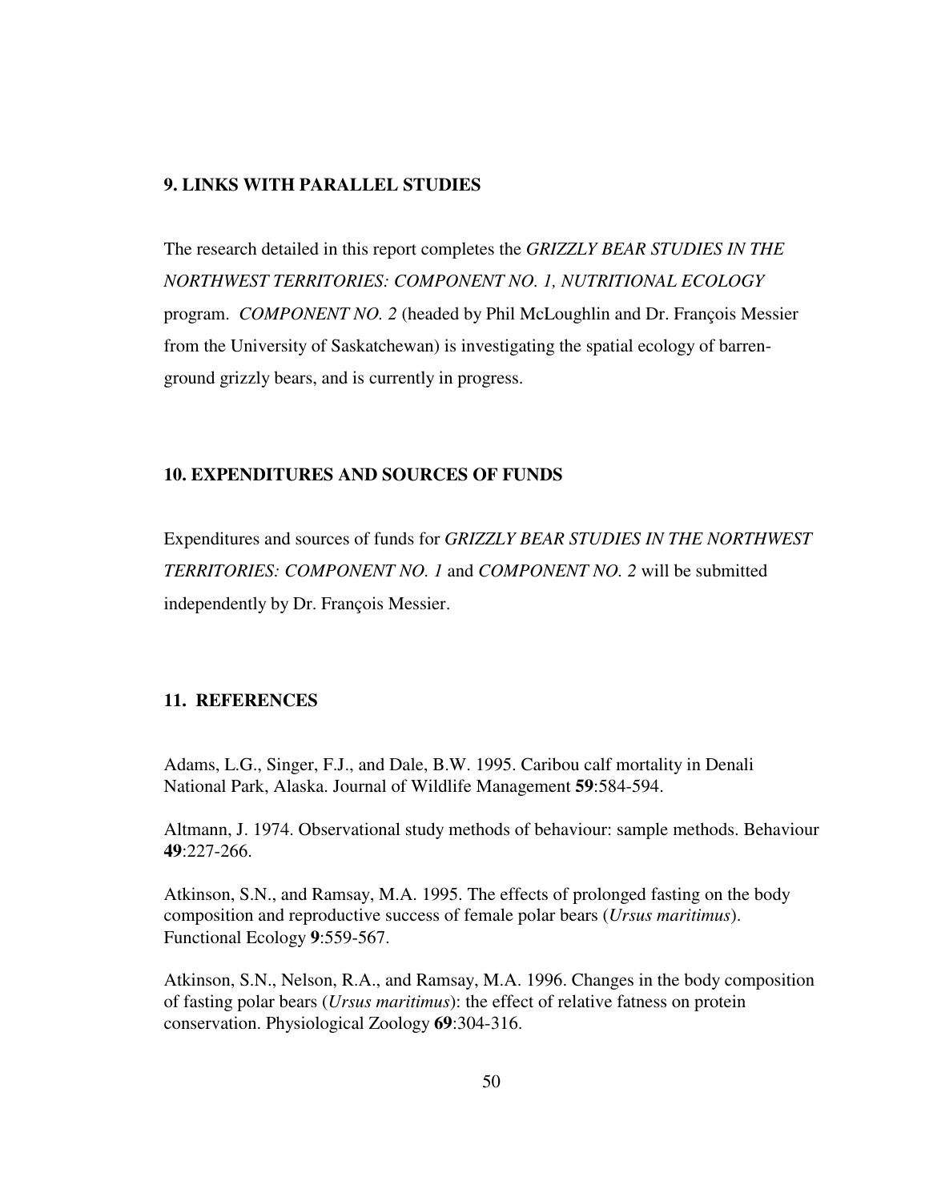## 9. LINKS WITH PARALLEL STUDIES

The research detailed in this report completes the *GRIZZLY BEAR STUDIES IN THE NORTHWEST TERRITORIES: COMPONENT NO. 1, NUTRITIONAL ECOLOGY* program. *COMPONENT NO. 2* (headed by Phil McLoughlin and Dr. François Messier from the University of Saskatchewan) is investigating the spatial ecology of barren-ground grizzly bears, and is currently in progress.

## 10. EXPENDITURES AND SOURCES OF FUNDS

Expenditures and sources of funds for *GRIZZLY BEAR STUDIES IN THE NORTHWEST TERRITORIES: COMPONENT NO. 1* and *COMPONENT NO. 2* will be submitted independently by Dr. François Messier.

## 11. REFERENCES

Adams, L.G., Singer, F.J., and Dale, B.W. 1995. Caribou calf mortality in Denali National Park, Alaska. Journal of Wildlife Management **59**:584-594.

Altmann, J. 1974. Observational study methods of behaviour: sample methods. Behaviour **49**:227-266.

Atkinson, S.N., and Ramsay, M.A. 1995. The effects of prolonged fasting on the body composition and reproductive success of female polar bears (*Ursus maritimus*). Functional Ecology **9**:559-567.

Atkinson, S.N., Nelson, R.A., and Ramsay, M.A. 1996. Changes in the body composition of fasting polar bears (*Ursus maritimus*): the effect of relative fatness on protein conservation. Physiological Zoology **69**:304-316.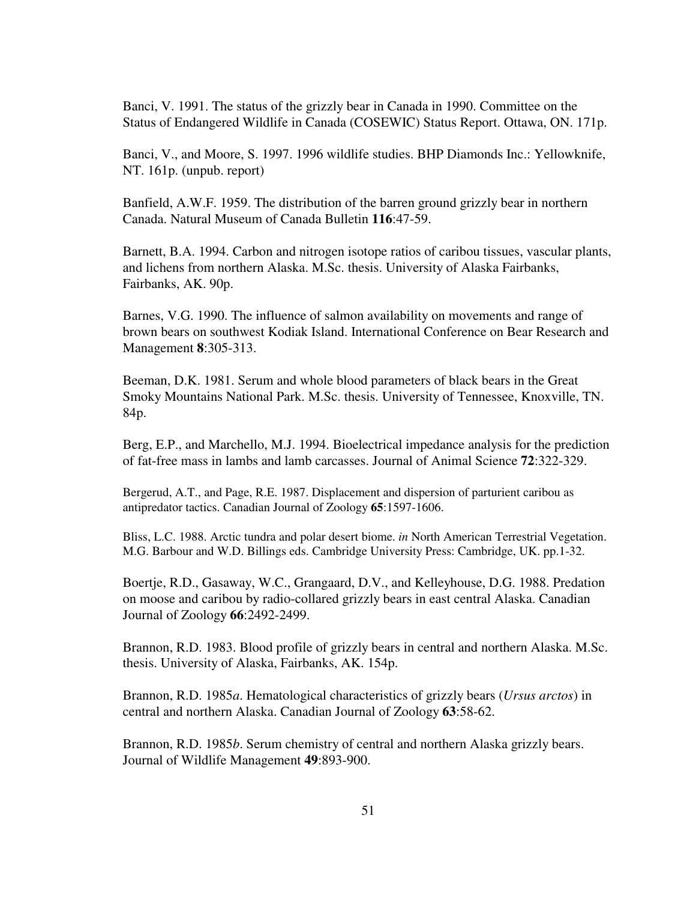Banci, V. 1991. The status of the grizzly bear in Canada in 1990. Committee on the Status of Endangered Wildlife in Canada (COSEWIC) Status Report. Ottawa, ON. 171p.

Banci, V., and Moore, S. 1997. 1996 wildlife studies. BHP Diamonds Inc.: Yellowknife, NT. 161p. (unpub. report)

Banfield, A.W.F. 1959. The distribution of the barren ground grizzly bear in northern Canada. Natural Museum of Canada Bulletin **116**:47-59.

Barnett, B.A. 1994. Carbon and nitrogen isotope ratios of caribou tissues, vascular plants, and lichens from northern Alaska. M.Sc. thesis. University of Alaska Fairbanks, Fairbanks, AK. 90p.

Barnes, V.G. 1990. The influence of salmon availability on movements and range of brown bears on southwest Kodiak Island. International Conference on Bear Research and Management **8**:305-313.

Beeman, D.K. 1981. Serum and whole blood parameters of black bears in the Great Smoky Mountains National Park. M.Sc. thesis. University of Tennessee, Knoxville, TN. 84p.

Berg, E.P., and Marchello, M.J. 1994. Bioelectrical impedance analysis for the prediction of fat-free mass in lambs and lamb carcasses. Journal of Animal Science **72**:322-329.

Bergerud, A.T., and Page, R.E. 1987. Displacement and dispersion of parturient caribou as antipredator tactics. Canadian Journal of Zoology **65**:1597-1606.

Bliss, L.C. 1988. Arctic tundra and polar desert biome. *in* North American Terrestrial Vegetation. M.G. Barbour and W.D. Billings eds. Cambridge University Press: Cambridge, UK. pp.1-32.

Boertje, R.D., Gasaway, W.C., Grangaard, D.V., and Kelleyhouse, D.G. 1988. Predation on moose and caribou by radio-collared grizzly bears in east central Alaska. Canadian Journal of Zoology **66**:2492-2499.

Brannon, R.D. 1983. Blood profile of grizzly bears in central and northern Alaska. M.Sc. thesis. University of Alaska, Fairbanks, AK. 154p.

Brannon, R.D. 1985*a*. Hematological characteristics of grizzly bears (*Ursus arctos*) in central and northern Alaska. Canadian Journal of Zoology **63**:58-62.

Brannon, R.D. 1985*b*. Serum chemistry of central and northern Alaska grizzly bears. Journal of Wildlife Management **49**:893-900.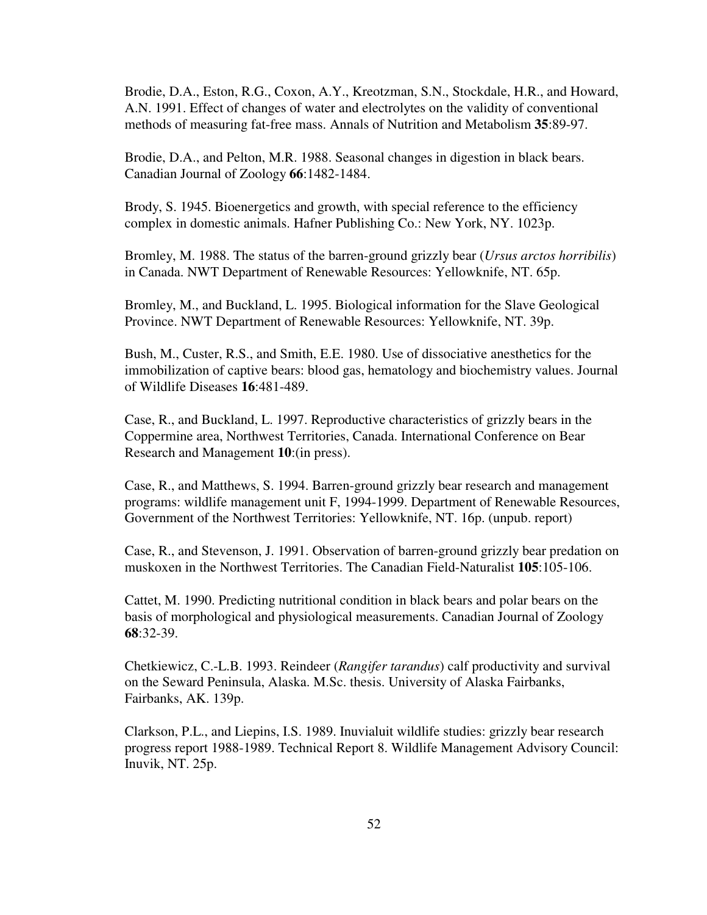Brodie, D.A., Eston, R.G., Coxon, A.Y., Kreotzman, S.N., Stockdale, H.R., and Howard, A.N. 1991. Effect of changes of water and electrolytes on the validity of conventional methods of measuring fat-free mass. Annals of Nutrition and Metabolism **35**:89-97.

Brodie, D.A., and Pelton, M.R. 1988. Seasonal changes in digestion in black bears. Canadian Journal of Zoology **66**:1482-1484.

Brody, S. 1945. Bioenergetics and growth, with special reference to the efficiency complex in domestic animals. Hafner Publishing Co.: New York, NY. 1023p.

Bromley, M. 1988. The status of the barren-ground grizzly bear (*Ursus arctos horribilis*) in Canada. NWT Department of Renewable Resources: Yellowknife, NT. 65p.

Bromley, M., and Buckland, L. 1995. Biological information for the Slave Geological Province. NWT Department of Renewable Resources: Yellowknife, NT. 39p.

Bush, M., Custer, R.S., and Smith, E.E. 1980. Use of dissociative anesthetics for the immobilization of captive bears: blood gas, hematology and biochemistry values. Journal of Wildlife Diseases **16**:481-489.

Case, R., and Buckland, L. 1997. Reproductive characteristics of grizzly bears in the Coppermine area, Northwest Territories, Canada. International Conference on Bear Research and Management **10**:(in press).

Case, R., and Matthews, S. 1994. Barren-ground grizzly bear research and management programs: wildlife management unit F, 1994-1999. Department of Renewable Resources, Government of the Northwest Territories: Yellowknife, NT. 16p. (unpub. report)

Case, R., and Stevenson, J. 1991. Observation of barren-ground grizzly bear predation on muskoxen in the Northwest Territories. The Canadian Field-Naturalist **105**:105-106.

Cattet, M. 1990. Predicting nutritional condition in black bears and polar bears on the basis of morphological and physiological measurements. Canadian Journal of Zoology **68**:32-39.

Chetkiewicz, C.-L.B. 1993. Reindeer (*Rangifer tarandus*) calf productivity and survival on the Seward Peninsula, Alaska. M.Sc. thesis. University of Alaska Fairbanks, Fairbanks, AK. 139p.

Clarkson, P.L., and Liepins, I.S. 1989. Inuvialuit wildlife studies: grizzly bear research progress report 1988-1989. Technical Report 8. Wildlife Management Advisory Council: Inuvik, NT. 25p.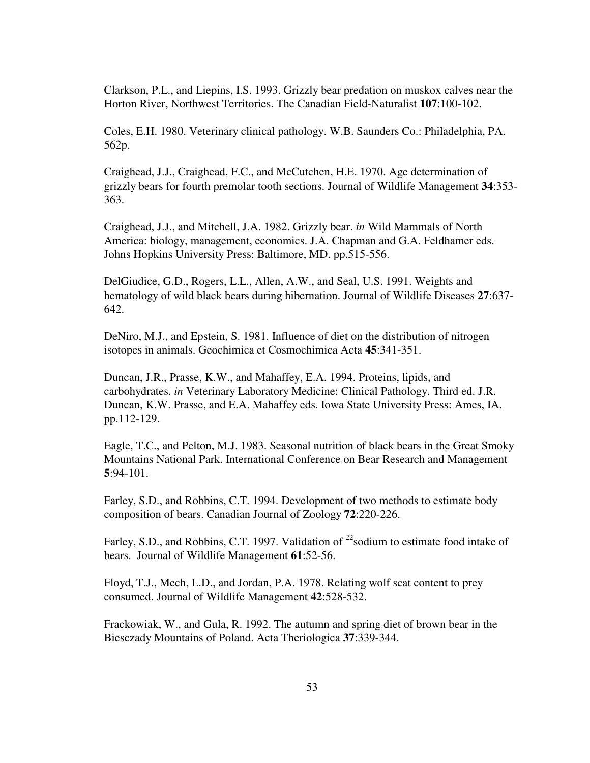Clarkson, P.L., and Liepins, I.S. 1993. Grizzly bear predation on muskox calves near the Horton River, Northwest Territories. The Canadian Field-Naturalist **107**:100-102.

Coles, E.H. 1980. Veterinary clinical pathology. W.B. Saunders Co.: Philadelphia, PA. 562p.

Craighead, J.J., Craighead, F.C., and McCutchen, H.E. 1970. Age determination of grizzly bears for fourth premolar tooth sections. Journal of Wildlife Management **34**:353-363.

Craighead, J.J., and Mitchell, J.A. 1982. Grizzly bear. *in* Wild Mammals of North America: biology, management, economics. J.A. Chapman and G.A. Feldhamer eds. Johns Hopkins University Press: Baltimore, MD. pp.515-556.

DelGiudice, G.D., Rogers, L.L., Allen, A.W., and Seal, U.S. 1991. Weights and hematology of wild black bears during hibernation. Journal of Wildlife Diseases **27**:637-642.

DeNiro, M.J., and Epstein, S. 1981. Influence of diet on the distribution of nitrogen isotopes in animals. Geochimica et Cosmochimica Acta **45**:341-351.

Duncan, J.R., Prasse, K.W., and Mahaffey, E.A. 1994. Proteins, lipids, and carbohydrates. *in* Veterinary Laboratory Medicine: Clinical Pathology. Third ed. J.R. Duncan, K.W. Prasse, and E.A. Mahaffey eds. Iowa State University Press: Ames, IA. pp.112-129.

Eagle, T.C., and Pelton, M.J. 1983. Seasonal nutrition of black bears in the Great Smoky Mountains National Park. International Conference on Bear Research and Management **5**:94-101.

Farley, S.D., and Robbins, C.T. 1994. Development of two methods to estimate body composition of bears. Canadian Journal of Zoology **72**:220-226.

Farley, S.D., and Robbins, C.T. 1997. Validation of $^{22}$sodium to estimate food intake of bears. Journal of Wildlife Management **61**:52-56.

Floyd, T.J., Mech, L.D., and Jordan, P.A. 1978. Relating wolf scat content to prey consumed. Journal of Wildlife Management **42**:528-532.

Frackowiak, W., and Gula, R. 1992. The autumn and spring diet of brown bear in the Biesczady Mountains of Poland. Acta Theriologica **37**:339-344.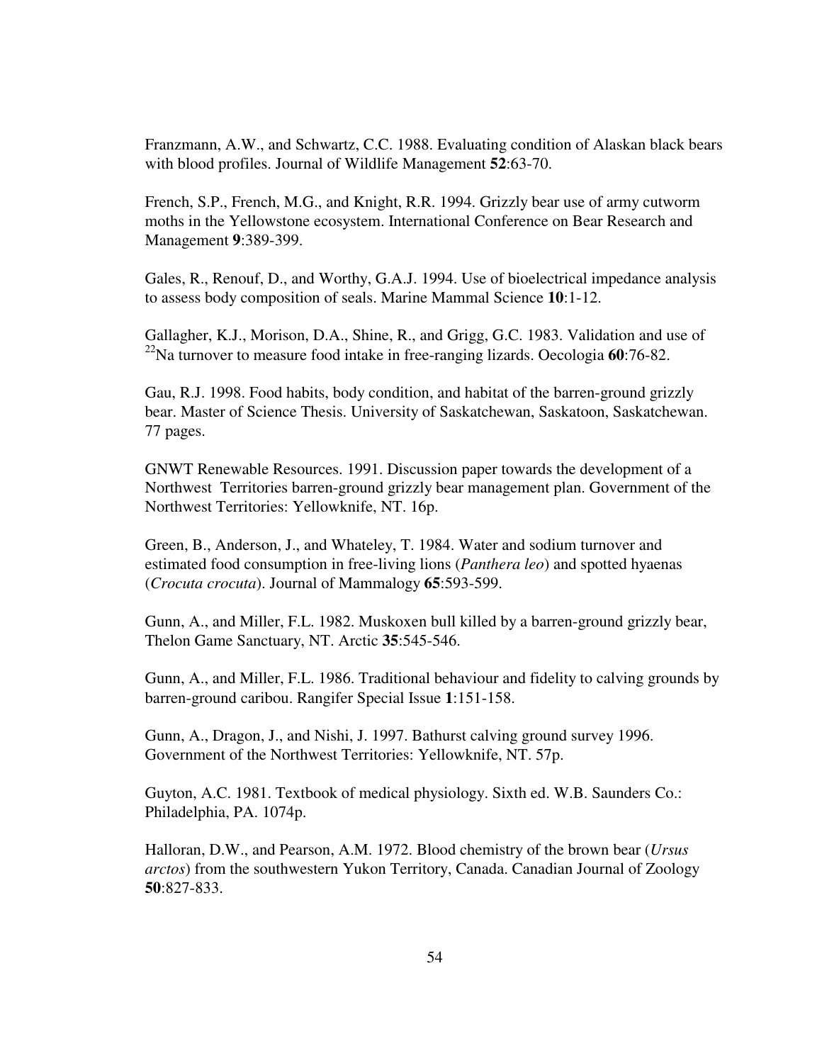Franzmann, A.W., and Schwartz, C.C. 1988. Evaluating condition of Alaskan black bears with blood profiles. Journal of Wildlife Management **52**:63-70.

French, S.P., French, M.G., and Knight, R.R. 1994. Grizzly bear use of army cutworm moths in the Yellowstone ecosystem. International Conference on Bear Research and Management **9**:389-399.

Gales, R., Renouf, D., and Worthy, G.A.J. 1994. Use of bioelectrical impedance analysis to assess body composition of seals. Marine Mammal Science **10**:1-12.

Gallagher, K.J., Morison, D.A., Shine, R., and Grigg, G.C. 1983. Validation and use of $^{22}$Na turnover to measure food intake in free-ranging lizards. Oecologia **60**:76-82.

Gau, R.J. 1998. Food habits, body condition, and habitat of the barren-ground grizzly bear. Master of Science Thesis. University of Saskatchewan, Saskatoon, Saskatchewan. 77 pages.

GNWT Renewable Resources. 1991. Discussion paper towards the development of a Northwest Territories barren-ground grizzly bear management plan. Government of the Northwest Territories: Yellowknife, NT. 16p.

Green, B., Anderson, J., and Whateley, T. 1984. Water and sodium turnover and estimated food consumption in free-living lions (*Panthera leo*) and spotted hyaenas (*Crocuta crocuta*). Journal of Mammalogy **65**:593-599.

Gunn, A., and Miller, F.L. 1982. Muskoxen bull killed by a barren-ground grizzly bear, Thelon Game Sanctuary, NT. Arctic **35**:545-546.

Gunn, A., and Miller, F.L. 1986. Traditional behaviour and fidelity to calving grounds by barren-ground caribou. Rangifer Special Issue **1**:151-158.

Gunn, A., Dragon, J., and Nishi, J. 1997. Bathurst calving ground survey 1996. Government of the Northwest Territories: Yellowknife, NT. 57p.

Guyton, A.C. 1981. Textbook of medical physiology. Sixth ed. W.B. Saunders Co.: Philadelphia, PA. 1074p.

Halloran, D.W., and Pearson, A.M. 1972. Blood chemistry of the brown bear (*Ursus arctos*) from the southwestern Yukon Territory, Canada. Canadian Journal of Zoology **50**:827-833.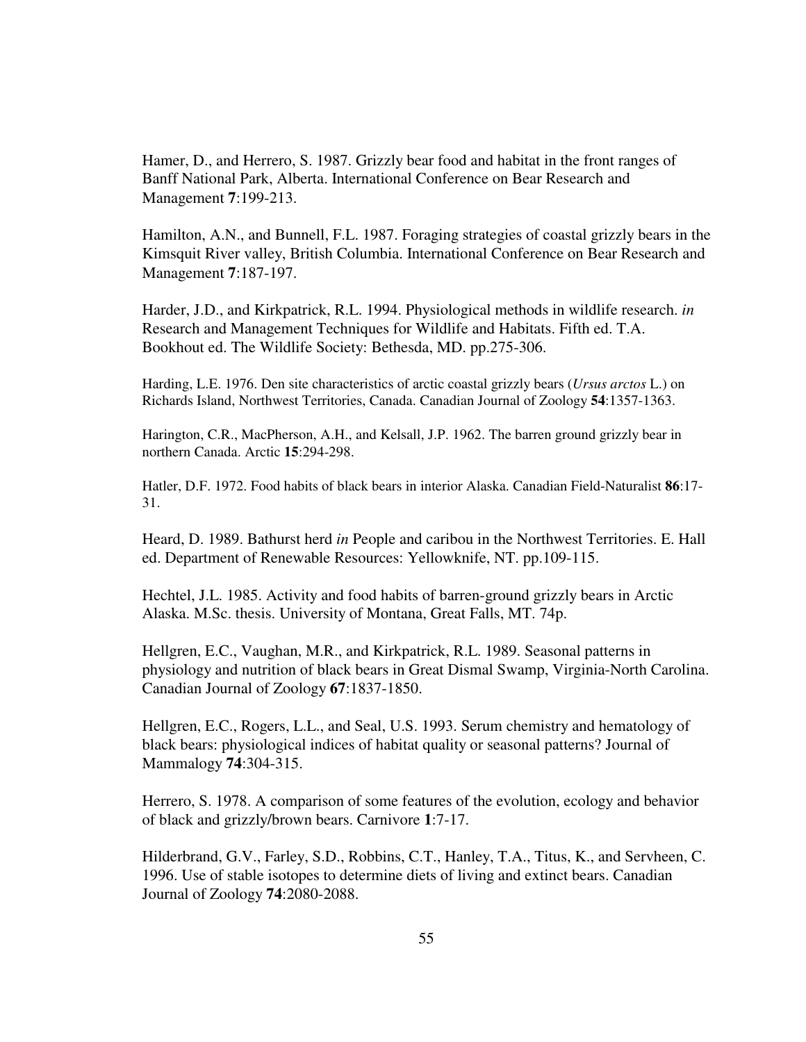Hamer, D., and Herrero, S. 1987. Grizzly bear food and habitat in the front ranges of Banff National Park, Alberta. International Conference on Bear Research and Management **7**:199-213.

Hamilton, A.N., and Bunnell, F.L. 1987. Foraging strategies of coastal grizzly bears in the Kimsquit River valley, British Columbia. International Conference on Bear Research and Management **7**:187-197.

Harder, J.D., and Kirkpatrick, R.L. 1994. Physiological methods in wildlife research. *in* Research and Management Techniques for Wildlife and Habitats. Fifth ed. T.A. Bookhout ed. The Wildlife Society: Bethesda, MD. pp.275-306.

Harding, L.E. 1976. Den site characteristics of arctic coastal grizzly bears (*Ursus arctos* L.) on Richards Island, Northwest Territories, Canada. Canadian Journal of Zoology **54**:1357-1363.

Harington, C.R., MacPherson, A.H., and Kelsall, J.P. 1962. The barren ground grizzly bear in northern Canada. Arctic **15**:294-298.

Hatler, D.F. 1972. Food habits of black bears in interior Alaska. Canadian Field-Naturalist **86**:17-31.

Heard, D. 1989. Bathurst herd *in* People and caribou in the Northwest Territories. E. Hall ed. Department of Renewable Resources: Yellowknife, NT. pp.109-115.

Hechtel, J.L. 1985. Activity and food habits of barren-ground grizzly bears in Arctic Alaska. M.Sc. thesis. University of Montana, Great Falls, MT. 74p.

Hellgren, E.C., Vaughan, M.R., and Kirkpatrick, R.L. 1989. Seasonal patterns in physiology and nutrition of black bears in Great Dismal Swamp, Virginia-North Carolina. Canadian Journal of Zoology **67**:1837-1850.

Hellgren, E.C., Rogers, L.L., and Seal, U.S. 1993. Serum chemistry and hematology of black bears: physiological indices of habitat quality or seasonal patterns? Journal of Mammalogy **74**:304-315.

Herrero, S. 1978. A comparison of some features of the evolution, ecology and behavior of black and grizzly/brown bears. Carnivore **1**:7-17.

Hilderbrand, G.V., Farley, S.D., Robbins, C.T., Hanley, T.A., Titus, K., and Servheen, C. 1996. Use of stable isotopes to determine diets of living and extinct bears. Canadian Journal of Zoology **74**:2080-2088.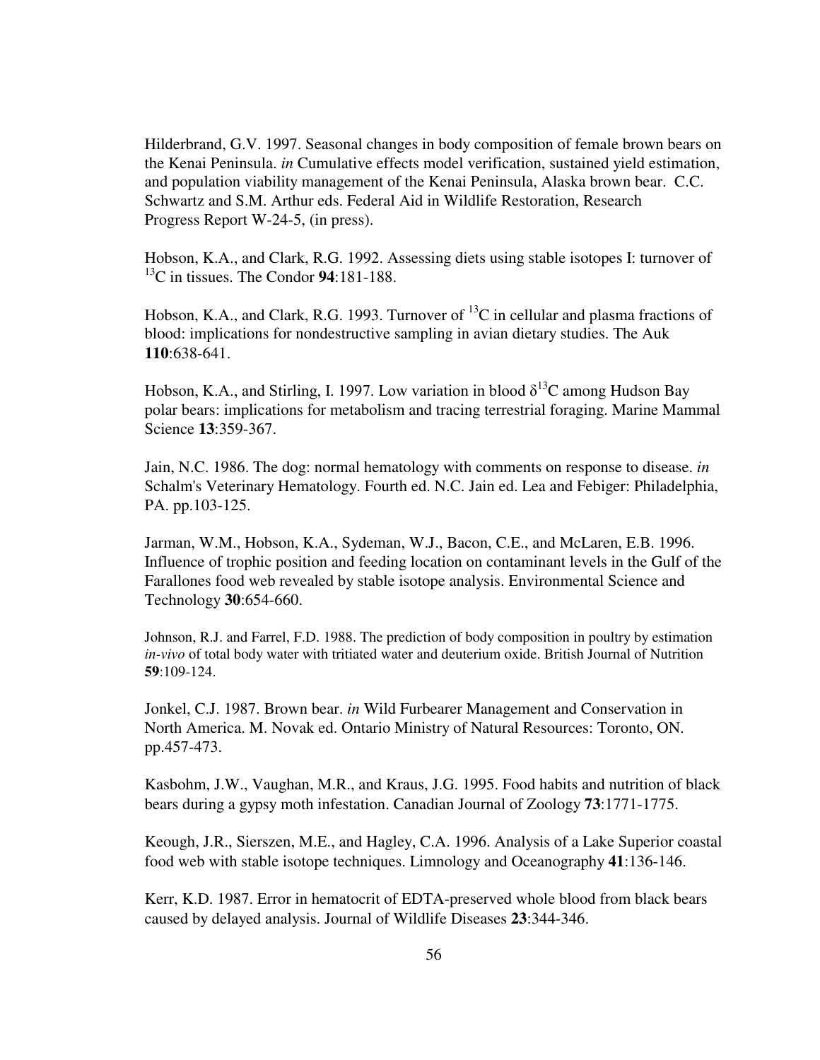Hilderbrand, G.V. 1997. Seasonal changes in body composition of female brown bears on the Kenai Peninsula. *in* Cumulative effects model verification, sustained yield estimation, and population viability management of the Kenai Peninsula, Alaska brown bear. C.C. Schwartz and S.M. Arthur eds. Federal Aid in Wildlife Restoration, Research Progress Report W-24-5, (in press).

Hobson, K.A., and Clark, R.G. 1992. Assessing diets using stable isotopes I: turnover of $^{13}C$ in tissues. The Condor **94**:181-188.

Hobson, K.A., and Clark, R.G. 1993. Turnover of $^{13}C$ in cellular and plasma fractions of blood: implications for nondestructive sampling in avian dietary studies. The Auk **110**:638-641.

Hobson, K.A., and Stirling, I. 1997. Low variation in blood $\delta^{13}C$ among Hudson Bay polar bears: implications for metabolism and tracing terrestrial foraging. Marine Mammal Science **13**:359-367.

Jain, N.C. 1986. The dog: normal hematology with comments on response to disease. *in* Schalm's Veterinary Hematology. Fourth ed. N.C. Jain ed. Lea and Febiger: Philadelphia, PA. pp.103-125.

Jarman, W.M., Hobson, K.A., Sydeman, W.J., Bacon, C.E., and McLaren, E.B. 1996. Influence of trophic position and feeding location on contaminant levels in the Gulf of the Farallones food web revealed by stable isotope analysis. Environmental Science and Technology **30**:654-660.

Johnson, R.J. and Farrel, F.D. 1988. The prediction of body composition in poultry by estimation *in-vivo* of total body water with tritiated water and deuterium oxide. British Journal of Nutrition **59**:109-124.

Jonkel, C.J. 1987. Brown bear. *in* Wild Furbearer Management and Conservation in North America. M. Novak ed. Ontario Ministry of Natural Resources: Toronto, ON. pp.457-473.

Kasbohm, J.W., Vaughan, M.R., and Kraus, J.G. 1995. Food habits and nutrition of black bears during a gypsy moth infestation. Canadian Journal of Zoology **73**:1771-1775.

Keough, J.R., Sierszen, M.E., and Hagley, C.A. 1996. Analysis of a Lake Superior coastal food web with stable isotope techniques. Limnology and Oceanography **41**:136-146.

Kerr, K.D. 1987. Error in hematocrit of EDTA-preserved whole blood from black bears caused by delayed analysis. Journal of Wildlife Diseases **23**:344-346.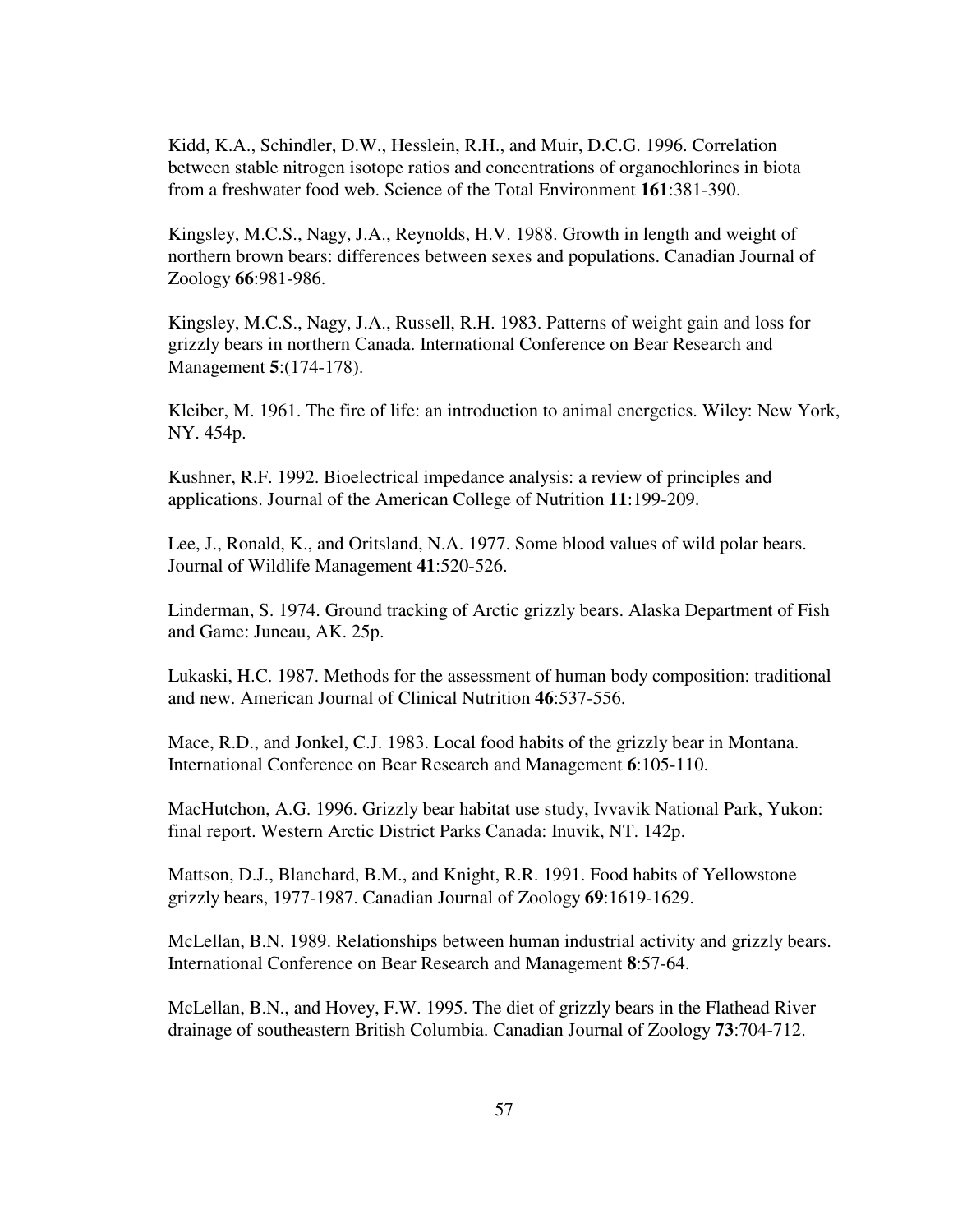Kidd, K.A., Schindler, D.W., Hesslein, R.H., and Muir, D.C.G. 1996. Correlation between stable nitrogen isotope ratios and concentrations of organochlorines in biota from a freshwater food web. Science of the Total Environment **161**:381-390.

Kingsley, M.C.S., Nagy, J.A., Reynolds, H.V. 1988. Growth in length and weight of northern brown bears: differences between sexes and populations. Canadian Journal of Zoology **66**:981-986.

Kingsley, M.C.S., Nagy, J.A., Russell, R.H. 1983. Patterns of weight gain and loss for grizzly bears in northern Canada. International Conference on Bear Research and Management **5**:(174-178).

Kleiber, M. 1961. The fire of life: an introduction to animal energetics. Wiley: New York, NY. 454p.

Kushner, R.F. 1992. Bioelectrical impedance analysis: a review of principles and applications. Journal of the American College of Nutrition **11**:199-209.

Lee, J., Ronald, K., and Oritsland, N.A. 1977. Some blood values of wild polar bears. Journal of Wildlife Management **41**:520-526.

Linderman, S. 1974. Ground tracking of Arctic grizzly bears. Alaska Department of Fish and Game: Juneau, AK. 25p.

Lukaski, H.C. 1987. Methods for the assessment of human body composition: traditional and new. American Journal of Clinical Nutrition **46**:537-556.

Mace, R.D., and Jonkel, C.J. 1983. Local food habits of the grizzly bear in Montana. International Conference on Bear Research and Management **6**:105-110.

MacHutchon, A.G. 1996. Grizzly bear habitat use study, Ivvavik National Park, Yukon: final report. Western Arctic District Parks Canada: Inuvik, NT. 142p.

Mattson, D.J., Blanchard, B.M., and Knight, R.R. 1991. Food habits of Yellowstone grizzly bears, 1977-1987. Canadian Journal of Zoology **69**:1619-1629.

McLellan, B.N. 1989. Relationships between human industrial activity and grizzly bears. International Conference on Bear Research and Management **8**:57-64.

McLellan, B.N., and Hovey, F.W. 1995. The diet of grizzly bears in the Flathead River drainage of southeastern British Columbia. Canadian Journal of Zoology **73**:704-712.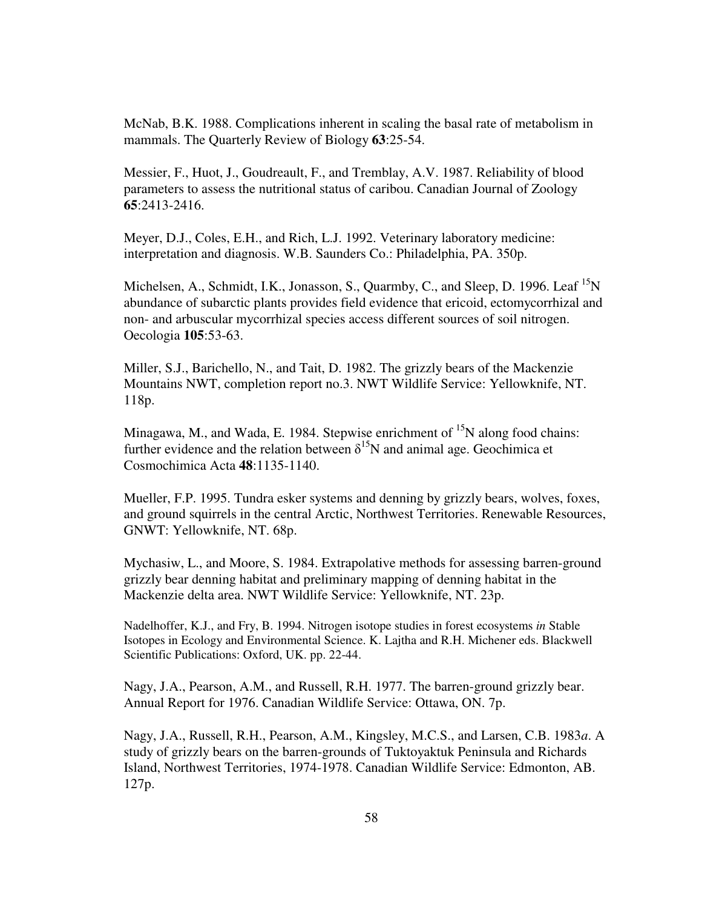McNab, B.K. 1988. Complications inherent in scaling the basal rate of metabolism in mammals. The Quarterly Review of Biology **63**:25-54.

Messier, F., Huot, J., Goudreault, F., and Tremblay, A.V. 1987. Reliability of blood parameters to assess the nutritional status of caribou. Canadian Journal of Zoology **65**:2413-2416.

Meyer, D.J., Coles, E.H., and Rich, L.J. 1992. Veterinary laboratory medicine: interpretation and diagnosis. W.B. Saunders Co.: Philadelphia, PA. 350p.

Michelsen, A., Schmidt, I.K., Jonasson, S., Quarmby, C., and Sleep, D. 1996. Leaf $^{15}N$ abundance of subarctic plants provides field evidence that ericoid, ectomycorrhizal and non- and arbuscular mycorrhizal species access different sources of soil nitrogen. Oecologia **105**:53-63.

Miller, S.J., Barichello, N., and Tait, D. 1982. The grizzly bears of the Mackenzie Mountains NWT, completion report no.3. NWT Wildlife Service: Yellowknife, NT. 118p.

Minagawa, M., and Wada, E. 1984. Stepwise enrichment of $^{15}N$ along food chains: further evidence and the relation between $\delta^{15}N$ and animal age. Geochimica et Cosmochimica Acta **48**:1135-1140.

Mueller, F.P. 1995. Tundra esker systems and denning by grizzly bears, wolves, foxes, and ground squirrels in the central Arctic, Northwest Territories. Renewable Resources, GNWT: Yellowknife, NT. 68p.

Mychasiw, L., and Moore, S. 1984. Extrapolative methods for assessing barren-ground grizzly bear denning habitat and preliminary mapping of denning habitat in the Mackenzie delta area. NWT Wildlife Service: Yellowknife, NT. 23p.

Nadelhoffer, K.J., and Fry, B. 1994. Nitrogen isotope studies in forest ecosystems *in* Stable Isotopes in Ecology and Environmental Science. K. Lajtha and R.H. Michener eds. Blackwell Scientific Publications: Oxford, UK. pp. 22-44.

Nagy, J.A., Pearson, A.M., and Russell, R.H. 1977. The barren-ground grizzly bear. Annual Report for 1976. Canadian Wildlife Service: Ottawa, ON. 7p.

Nagy, J.A., Russell, R.H., Pearson, A.M., Kingsley, M.C.S., and Larsen, C.B. 1983*a*. A study of grizzly bears on the barren-grounds of Tuktoyaktuk Peninsula and Richards Island, Northwest Territories, 1974-1978. Canadian Wildlife Service: Edmonton, AB. 127p.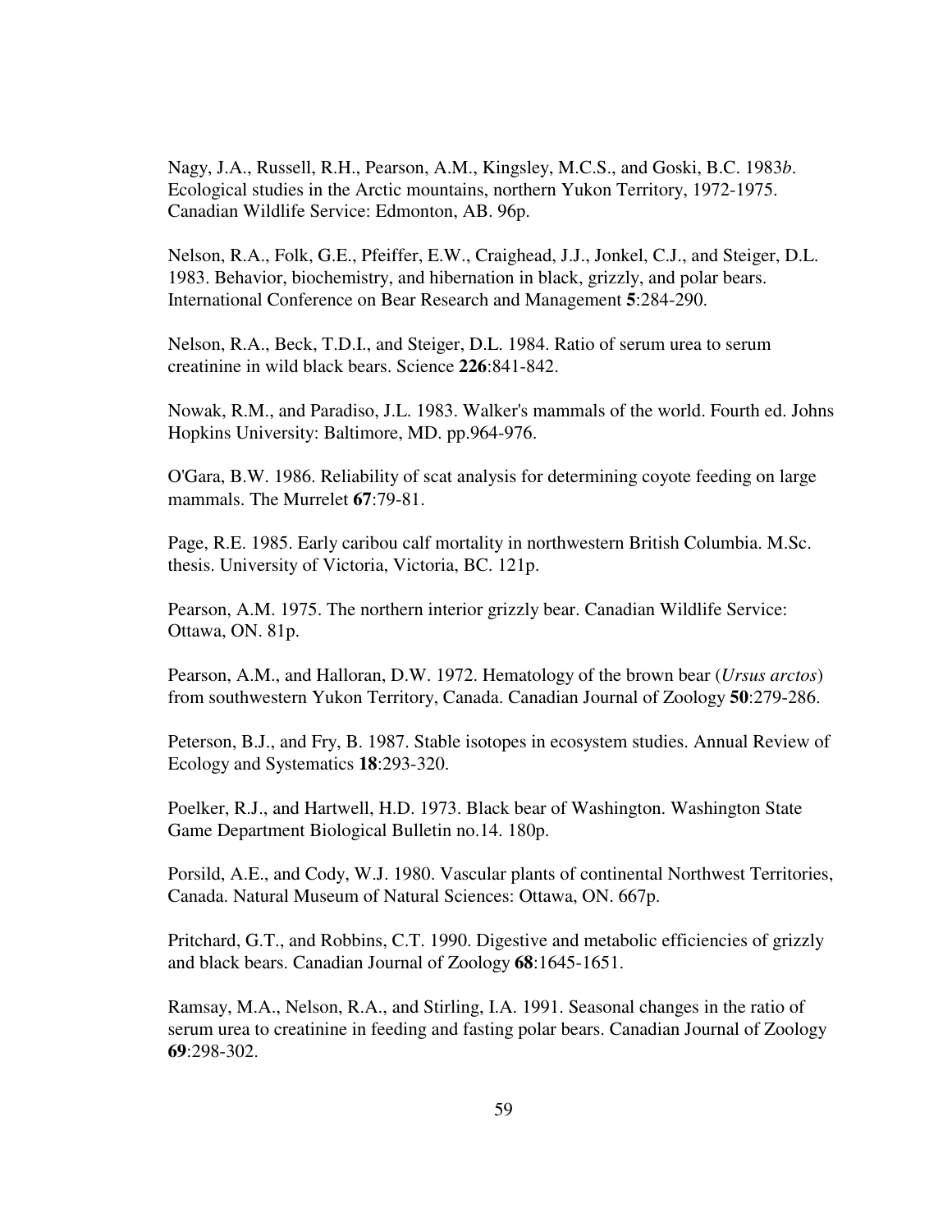Nagy, J.A., Russell, R.H., Pearson, A.M., Kingsley, M.C.S., and Goski, B.C. 1983*b*. Ecological studies in the Arctic mountains, northern Yukon Territory, 1972-1975. Canadian Wildlife Service: Edmonton, AB. 96p.

Nelson, R.A., Folk, G.E., Pfeiffer, E.W., Craighead, J.J., Jonkel, C.J., and Steiger, D.L. 1983. Behavior, biochemistry, and hibernation in black, grizzly, and polar bears. International Conference on Bear Research and Management **5**:284-290.

Nelson, R.A., Beck, T.D.I., and Steiger, D.L. 1984. Ratio of serum urea to serum creatinine in wild black bears. Science **226**:841-842.

Nowak, R.M., and Paradiso, J.L. 1983. Walker's mammals of the world. Fourth ed. Johns Hopkins University: Baltimore, MD. pp.964-976.

O'Gara, B.W. 1986. Reliability of scat analysis for determining coyote feeding on large mammals. The Murrelet **67**:79-81.

Page, R.E. 1985. Early caribou calf mortality in northwestern British Columbia. M.Sc. thesis. University of Victoria, Victoria, BC. 121p.

Pearson, A.M. 1975. The northern interior grizzly bear. Canadian Wildlife Service: Ottawa, ON. 81p.

Pearson, A.M., and Halloran, D.W. 1972. Hematology of the brown bear (*Ursus arctos*) from southwestern Yukon Territory, Canada. Canadian Journal of Zoology **50**:279-286.

Peterson, B.J., and Fry, B. 1987. Stable isotopes in ecosystem studies. Annual Review of Ecology and Systematics **18**:293-320.

Poelker, R.J., and Hartwell, H.D. 1973. Black bear of Washington. Washington State Game Department Biological Bulletin no.14. 180p.

Porsild, A.E., and Cody, W.J. 1980. Vascular plants of continental Northwest Territories, Canada. Natural Museum of Natural Sciences: Ottawa, ON. 667p.

Pritchard, G.T., and Robbins, C.T. 1990. Digestive and metabolic efficiencies of grizzly and black bears. Canadian Journal of Zoology **68**:1645-1651.

Ramsay, M.A., Nelson, R.A., and Stirling, I.A. 1991. Seasonal changes in the ratio of serum urea to creatinine in feeding and fasting polar bears. Canadian Journal of Zoology **69**:298-302.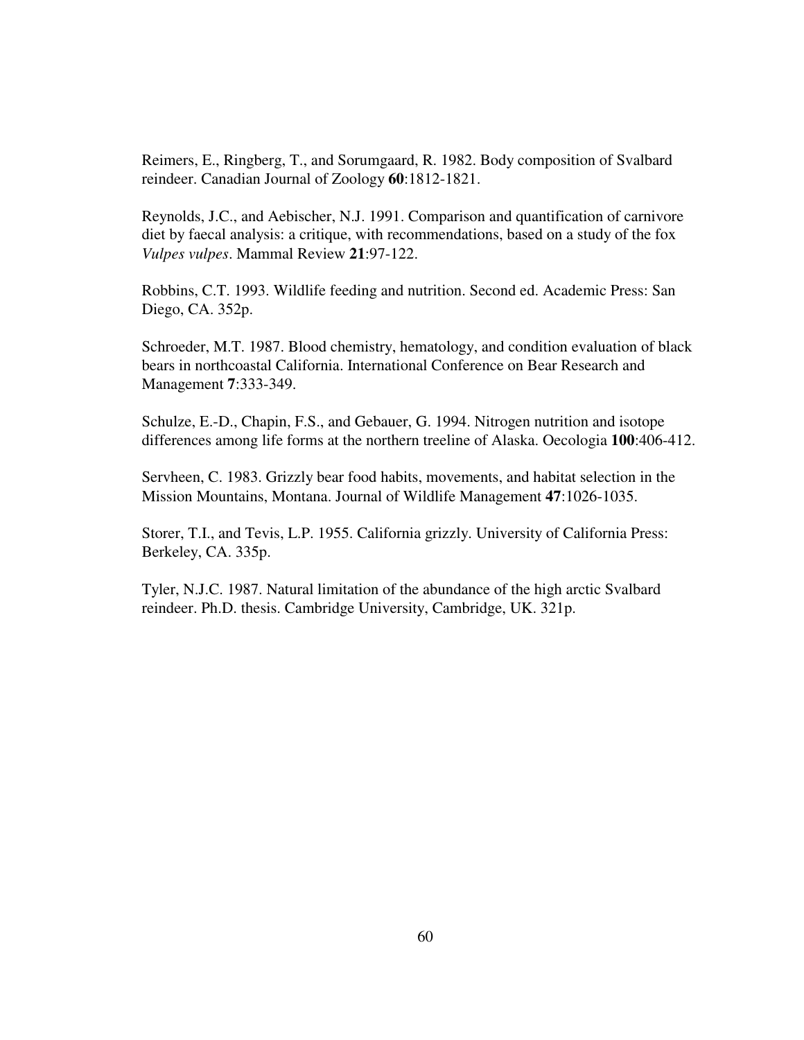Reimers, E., Ringberg, T., and Sorumgaard, R. 1982. Body composition of Svalbard reindeer. Canadian Journal of Zoology **60**:1812-1821.

Reynolds, J.C., and Aebischer, N.J. 1991. Comparison and quantification of carnivore diet by faecal analysis: a critique, with recommendations, based on a study of the fox *Vulpes vulpes*. Mammal Review **21**:97-122.

Robbins, C.T. 1993. Wildlife feeding and nutrition. Second ed. Academic Press: San Diego, CA. 352p.

Schroeder, M.T. 1987. Blood chemistry, hematology, and condition evaluation of black bears in northcoastal California. International Conference on Bear Research and Management **7**:333-349.

Schulze, E.-D., Chapin, F.S., and Gebauer, G. 1994. Nitrogen nutrition and isotope differences among life forms at the northern treeline of Alaska. Oecologia **100**:406-412.

Servheen, C. 1983. Grizzly bear food habits, movements, and habitat selection in the Mission Mountains, Montana. Journal of Wildlife Management **47**:1026-1035.

Storer, T.I., and Tevis, L.P. 1955. California grizzly. University of California Press: Berkeley, CA. 335p.

Tyler, N.J.C. 1987. Natural limitation of the abundance of the high arctic Svalbard reindeer. Ph.D. thesis. Cambridge University, Cambridge, UK. 321p.